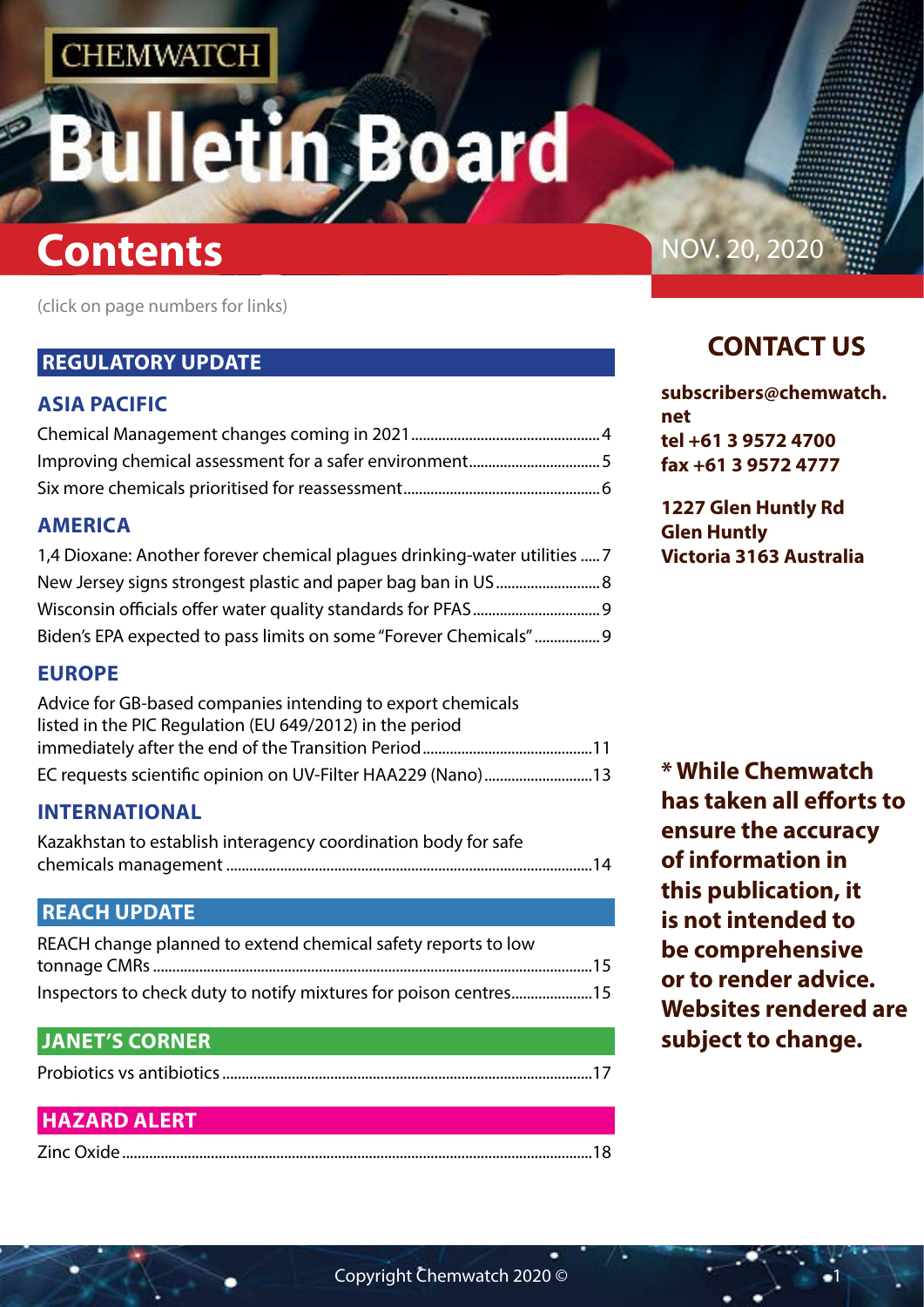CHEMWATCH

# Bulletin Board

# Contents

NOV. 20, 2020

(click on page numbers for links)

## REGULATORY UPDATE

### ASIA PACIFIC

Chemical Management changes coming in 2021 .......... 4
Improving chemical assessment for a safer environment .......... 5
Six more chemicals prioritised for reassessment .......... 6

### AMERICA

1,4 Dioxane: Another forever chemical plagues drinking-water utilities .......... 7
New Jersey signs strongest plastic and paper bag ban in US .......... 8
Wisconsin officials offer water quality standards for PFAS .......... 9
Biden's EPA expected to pass limits on some "Forever Chemicals" .......... 9

### EUROPE

Advice for GB-based companies intending to export chemicals listed in the PIC Regulation (EU 649/2012) in the period immediately after the end of the Transition Period .......... 11
EC requests scientific opinion on UV-Filter HAA229 (Nano) .......... 13

### INTERNATIONAL

Kazakhstan to establish interagency coordination body for safe chemicals management .......... 14

## REACH UPDATE

REACH change planned to extend chemical safety reports to low tonnage CMRs .......... 15
Inspectors to check duty to notify mixtures for poison centres .......... 15

## JANET'S CORNER

Probiotics vs antibiotics .......... 17

## HAZARD ALERT

Zinc Oxide .......... 18

## CONTACT US

**subscribers@chemwatch.net**
**tel +61 3 9572 4700**
**fax +61 3 9572 4777**

**1227 Glen Huntly Rd**
**Glen Huntly**
**Victoria 3163 Australia**

**\* While Chemwatch has taken all efforts to ensure the accuracy of information in this publication, it is not intended to be comprehensive or to render advice. Websites rendered are subject to change.**

Copyright Chemwatch 2020 ©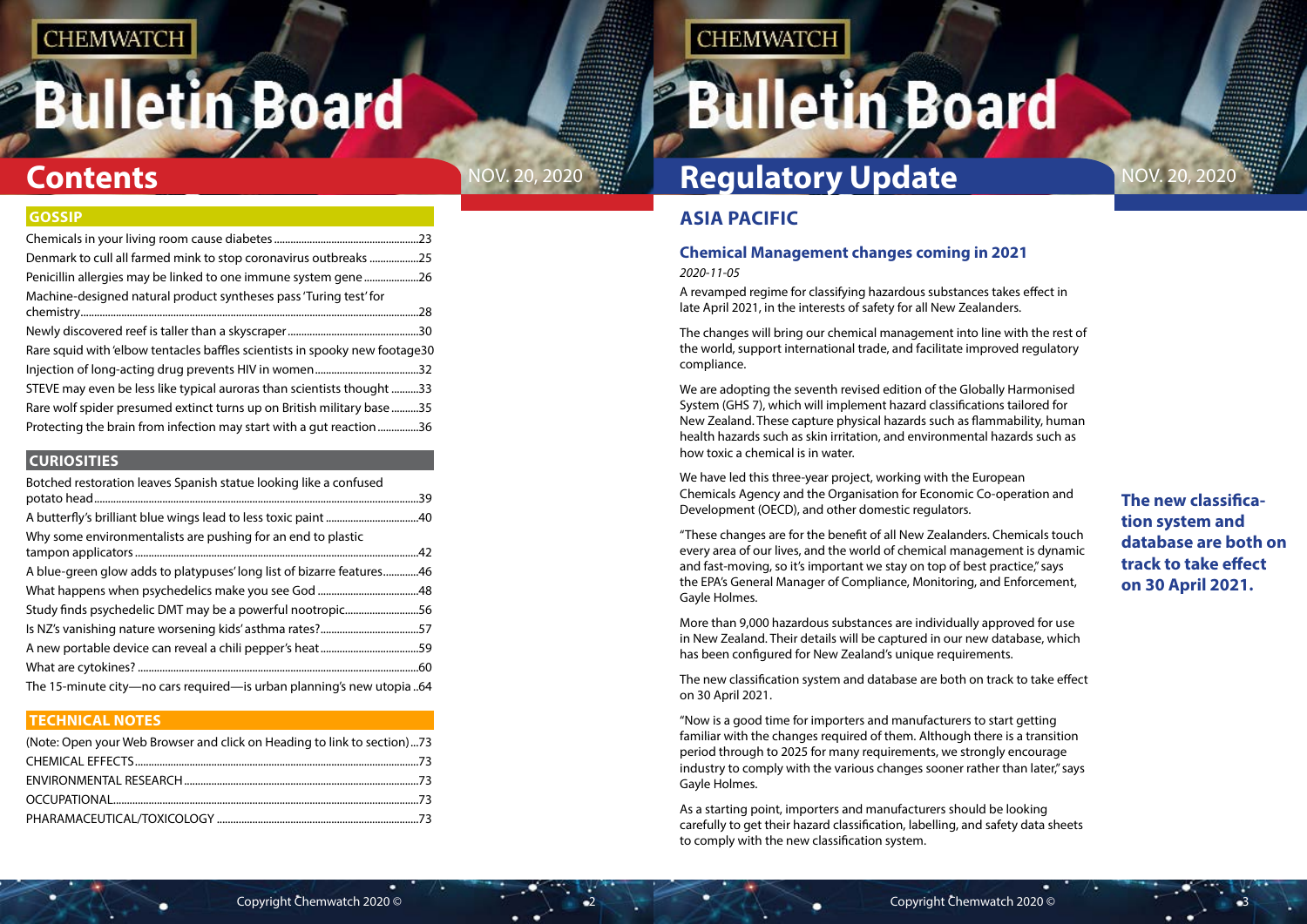# Contents

## GOSSIP

Chemicals in your living room cause diabetes....23
Denmark to cull all farmed mink to stop coronavirus outbreaks....25
Penicillin allergies may be linked to one immune system gene....26
Machine-designed natural product syntheses pass 'Turing test' for chemistry....28
Newly discovered reef is taller than a skyscraper....30
Rare squid with 'elbow tentacles baffles scientists in spooky new footage....30
Injection of long-acting drug prevents HIV in women....32
STEVE may even be less like typical auroras than scientists thought....33
Rare wolf spider presumed extinct turns up on British military base....35
Protecting the brain from infection may start with a gut reaction....36

## CURIOSITIES

Botched restoration leaves Spanish statue looking like a confused potato head....39
A butterfly's brilliant blue wings lead to less toxic paint....40
Why some environmentalists are pushing for an end to plastic tampon applicators....42
A blue-green glow adds to platypuses' long list of bizarre features....46
What happens when psychedelics make you see God....48
Study finds psychedelic DMT may be a powerful nootropic....56
Is NZ's vanishing nature worsening kids' asthma rates?....57
A new portable device can reveal a chili pepper's heat....59
What are cytokines?....60
The 15-minute city—no cars required—is urban planning's new utopia....64

## TECHNICAL NOTES

(Note: Open your Web Browser and click on Heading to link to section)....73
CHEMICAL EFFECTS....73
ENVIRONMENTAL RESEARCH....73
OCCUPATIONAL....73
PHARAMACEUTICAL/TOXICOLOGY....73

# Regulatory Update

## ASIA PACIFIC

### Chemical Management changes coming in 2021

*2020-11-05*

A revamped regime for classifying hazardous substances takes effect in late April 2021, in the interests of safety for all New Zealanders.

The changes will bring our chemical management into line with the rest of the world, support international trade, and facilitate improved regulatory compliance.

We are adopting the seventh revised edition of the Globally Harmonised System (GHS 7), which will implement hazard classifications tailored for New Zealand. These capture physical hazards such as flammability, human health hazards such as skin irritation, and environmental hazards such as how toxic a chemical is in water.

We have led this three-year project, working with the European Chemicals Agency and the Organisation for Economic Co-operation and Development (OECD), and other domestic regulators.

"These changes are for the benefit of all New Zealanders. Chemicals touch every area of our lives, and the world of chemical management is dynamic and fast-moving, so it's important we stay on top of best practice," says the EPA's General Manager of Compliance, Monitoring, and Enforcement, Gayle Holmes.

More than 9,000 hazardous substances are individually approved for use in New Zealand. Their details will be captured in our new database, which has been configured for New Zealand's unique requirements.

The new classification system and database are both on track to take effect on 30 April 2021.

"Now is a good time for importers and manufacturers to start getting familiar with the changes required of them. Although there is a transition period through to 2025 for many requirements, we strongly encourage industry to comply with the various changes sooner rather than later," says Gayle Holmes.

As a starting point, importers and manufacturers should be looking carefully to get their hazard classification, labelling, and safety data sheets to comply with the new classification system.

**The new classification system and database are both on track to take effect on 30 April 2021.**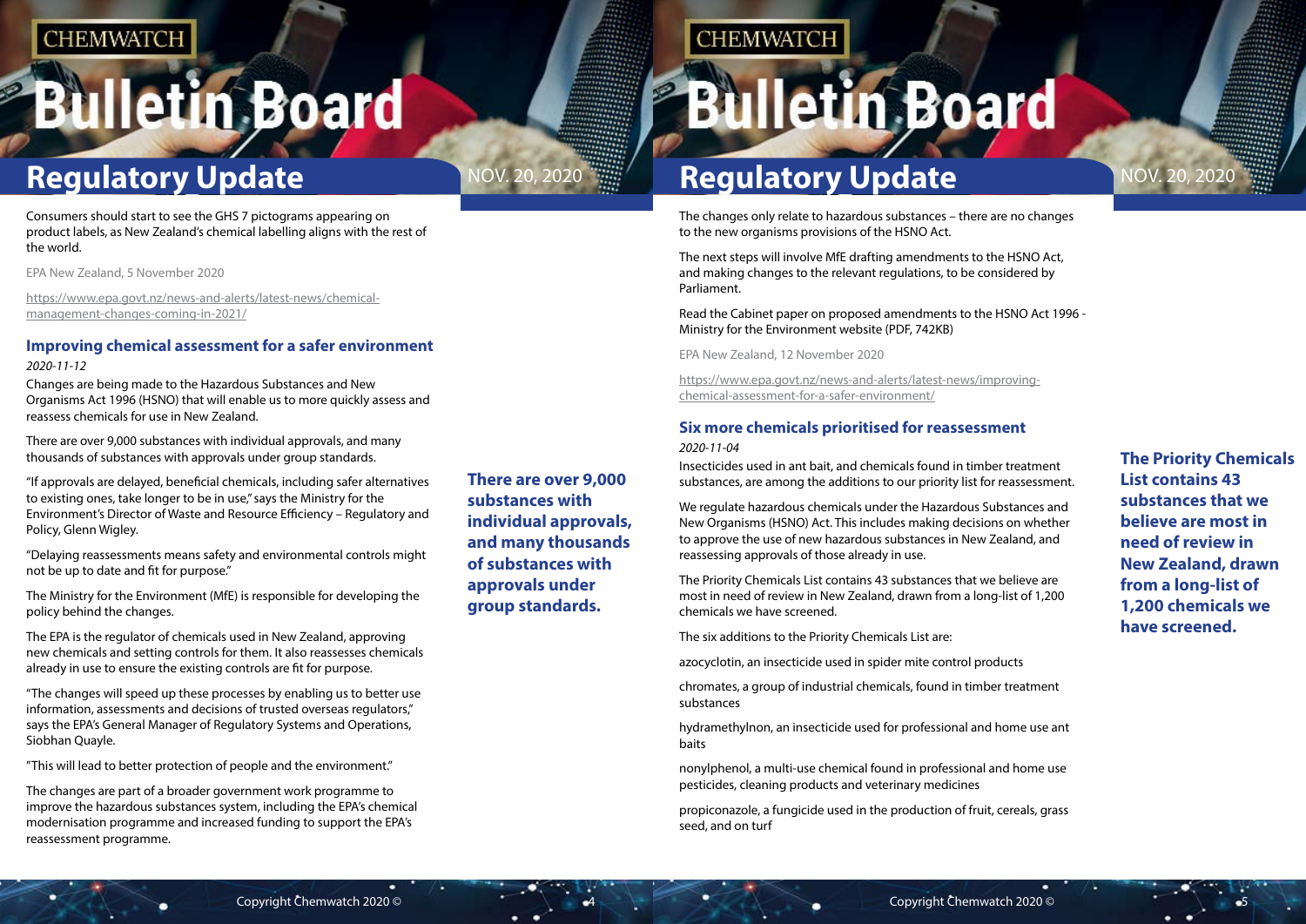Consumers should start to see the GHS 7 pictograms appearing on product labels, as New Zealand's chemical labelling aligns with the rest of the world.

EPA New Zealand, 5 November 2020

https://www.epa.govt.nz/news-and-alerts/latest-news/chemical-management-changes-coming-in-2021/

### Improving chemical assessment for a safer environment

*2020-11-12*

Changes are being made to the Hazardous Substances and New Organisms Act 1996 (HSNO) that will enable us to more quickly assess and reassess chemicals for use in New Zealand.

There are over 9,000 substances with individual approvals, and many thousands of substances with approvals under group standards.

"If approvals are delayed, beneficial chemicals, including safer alternatives to existing ones, take longer to be in use," says the Ministry for the Environment's Director of Waste and Resource Efficiency – Regulatory and Policy, Glenn Wigley.

"Delaying reassessments means safety and environmental controls might not be up to date and fit for purpose."

The Ministry for the Environment (MfE) is responsible for developing the policy behind the changes.

The EPA is the regulator of chemicals used in New Zealand, approving new chemicals and setting controls for them. It also reassesses chemicals already in use to ensure the existing controls are fit for purpose.

"The changes will speed up these processes by enabling us to better use information, assessments and decisions of trusted overseas regulators," says the EPA's General Manager of Regulatory Systems and Operations, Siobhan Quayle.

"This will lead to better protection of people and the environment."

The changes are part of a broader government work programme to improve the hazardous substances system, including the EPA's chemical modernisation programme and increased funding to support the EPA's reassessment programme.

**There are over 9,000 substances with individual approvals, and many thousands of substances with approvals under group standards.**

The changes only relate to hazardous substances – there are no changes to the new organisms provisions of the HSNO Act.

The next steps will involve MfE drafting amendments to the HSNO Act, and making changes to the relevant regulations, to be considered by Parliament.

Read the Cabinet paper on proposed amendments to the HSNO Act 1996 - Ministry for the Environment website (PDF, 742KB)

EPA New Zealand, 12 November 2020

https://www.epa.govt.nz/news-and-alerts/latest-news/improving-chemical-assessment-for-a-safer-environment/

### Six more chemicals prioritised for reassessment

*2020-11-04*

Insecticides used in ant bait, and chemicals found in timber treatment substances, are among the additions to our priority list for reassessment.

We regulate hazardous chemicals under the Hazardous Substances and New Organisms (HSNO) Act. This includes making decisions on whether to approve the use of new hazardous substances in New Zealand, and reassessing approvals of those already in use.

The Priority Chemicals List contains 43 substances that we believe are most in need of review in New Zealand, drawn from a long-list of 1,200 chemicals we have screened.

The six additions to the Priority Chemicals List are:

azocyclotin, an insecticide used in spider mite control products

chromates, a group of industrial chemicals, found in timber treatment substances

hydramethylnon, an insecticide used for professional and home use ant baits

nonylphenol, a multi-use chemical found in professional and home use pesticides, cleaning products and veterinary medicines

propiconazole, a fungicide used in the production of fruit, cereals, grass seed, and on turf

**The Priority Chemicals List contains 43 substances that we believe are most in need of review in New Zealand, drawn from a long-list of 1,200 chemicals we have screened.**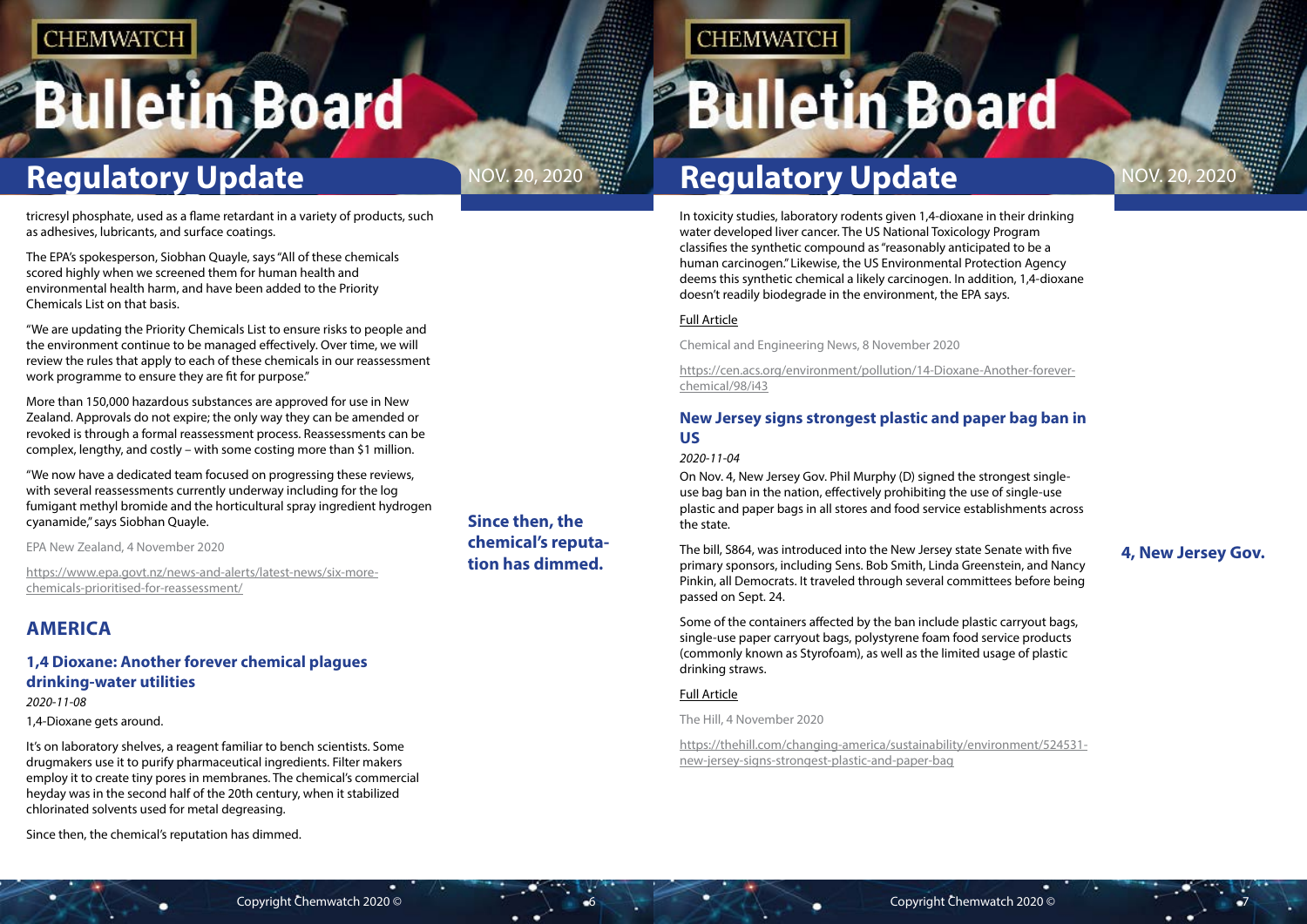tricresyl phosphate, used as a flame retardant in a variety of products, such as adhesives, lubricants, and surface coatings.

The EPA's spokesperson, Siobhan Quayle, says "All of these chemicals scored highly when we screened them for human health and environmental health harm, and have been added to the Priority Chemicals List on that basis.

"We are updating the Priority Chemicals List to ensure risks to people and the environment continue to be managed effectively. Over time, we will review the rules that apply to each of these chemicals in our reassessment work programme to ensure they are fit for purpose."

More than 150,000 hazardous substances are approved for use in New Zealand. Approvals do not expire; the only way they can be amended or revoked is through a formal reassessment process. Reassessments can be complex, lengthy, and costly – with some costing more than $1 million.

"We now have a dedicated team focused on progressing these reviews, with several reassessments currently underway including for the log fumigant methyl bromide and the horticultural spray ingredient hydrogen cyanamide," says Siobhan Quayle.

EPA New Zealand, 4 November 2020

https://www.epa.govt.nz/news-and-alerts/latest-news/six-more-chemicals-prioritised-for-reassessment/

## AMERICA

### 1,4 Dioxane: Another forever chemical plagues drinking-water utilities

*2020-11-08*

1,4-Dioxane gets around.

It's on laboratory shelves, a reagent familiar to bench scientists. Some drugmakers use it to purify pharmaceutical ingredients. Filter makers employ it to create tiny pores in membranes. The chemical's commercial heyday was in the second half of the 20th century, when it stabilized chlorinated solvents used for metal degreasing.

Since then, the chemical's reputation has dimmed.

In toxicity studies, laboratory rodents given 1,4-dioxane in their drinking water developed liver cancer. The US National Toxicology Program classifies the synthetic compound as "reasonably anticipated to be a human carcinogen." Likewise, the US Environmental Protection Agency deems this synthetic chemical a likely carcinogen. In addition, 1,4-dioxane doesn't readily biodegrade in the environment, the EPA says.

Full Article

Chemical and Engineering News, 8 November 2020

https://cen.acs.org/environment/pollution/14-Dioxane-Another-forever-chemical/98/i43

### New Jersey signs strongest plastic and paper bag ban in US

*2020-11-04*

On Nov. 4, New Jersey Gov. Phil Murphy (D) signed the strongest single-use bag ban in the nation, effectively prohibiting the use of single-use plastic and paper bags in all stores and food service establishments across the state.

The bill, S864, was introduced into the New Jersey state Senate with five primary sponsors, including Sens. Bob Smith, Linda Greenstein, and Nancy Pinkin, all Democrats. It traveled through several committees before being passed on Sept. 24.

Some of the containers affected by the ban include plastic carryout bags, single-use paper carryout bags, polystyrene foam food service products (commonly known as Styrofoam), as well as the limited usage of plastic drinking straws.

Full Article

The Hill, 4 November 2020

https://thehill.com/changing-america/sustainability/environment/524531-new-jersey-signs-strongest-plastic-and-paper-bag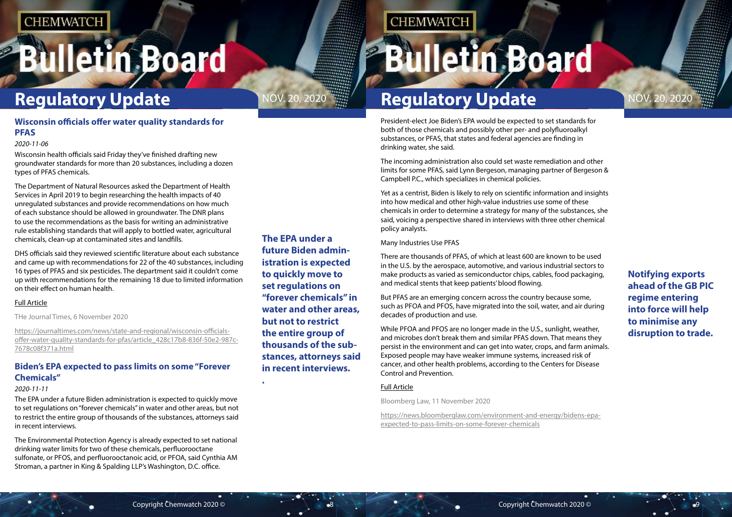## Wisconsin officials offer water quality standards for PFAS

*2020-11-06*

Wisconsin health officials said Friday they've finished drafting new groundwater standards for more than 20 substances, including a dozen types of PFAS chemicals.

The Department of Natural Resources asked the Department of Health Services in April 2019 to begin researching the health impacts of 40 unregulated substances and provide recommendations on how much of each substance should be allowed in groundwater. The DNR plans to use the recommendations as the basis for writing an administrative rule establishing standards that will apply to bottled water, agricultural chemicals, clean-up at contaminated sites and landfills.

DHS officials said they reviewed scientific literature about each substance and came up with recommendations for 22 of the 40 substances, including 16 types of PFAS and six pesticides. The department said it couldn't come up with recommendations for the remaining 18 due to limited information on their effect on human health.

Full Article

THe Journal Times, 6 November 2020

https://journaltimes.com/news/state-and-regional/wisconsin-officials-offer-water-quality-standards-for-pfas/article_428c17b8-836f-50e2-987c-7678c08f371a.html

## Biden's EPA expected to pass limits on some "Forever Chemicals"

*2020-11-11*

The EPA under a future Biden administration is expected to quickly move to set regulations on "forever chemicals" in water and other areas, but not to restrict the entire group of thousands of the substances, attorneys said in recent interviews.

The Environmental Protection Agency is already expected to set national drinking water limits for two of these chemicals, perfluorooctane sulfonate, or PFOS, and perfluorooctanoic acid, or PFOA, said Cynthia AM Stroman, a partner in King & Spalding LLP's Washington, D.C. office.

**The EPA under a future Biden administration is expected to quickly move to set regulations on "forever chemicals" in water and other areas, but not to restrict the entire group of thousands of the substances, attorneys said in recent interviews.**

President-elect Joe Biden's EPA would be expected to set standards for both of those chemicals and possibly other per- and polyfluoroalkyl substances, or PFAS, that states and federal agencies are finding in drinking water, she said.

The incoming administration also could set waste remediation and other limits for some PFAS, said Lynn Bergeson, managing partner of Bergeson & Campbell P.C., which specializes in chemical policies.

Yet as a centrist, Biden is likely to rely on scientific information and insights into how medical and other high-value industries use some of these chemicals in order to determine a strategy for many of the substances, she said, voicing a perspective shared in interviews with three other chemical policy analysts.

Many Industries Use PFAS

There are thousands of PFAS, of which at least 600 are known to be used in the U.S. by the aerospace, automotive, and various industrial sectors to make products as varied as semiconductor chips, cables, food packaging, and medical stents that keep patients' blood flowing.

But PFAS are an emerging concern across the country because some, such as PFOA and PFOS, have migrated into the soil, water, and air during decades of production and use.

While PFOA and PFOS are no longer made in the U.S., sunlight, weather, and microbes don't break them and similar PFAS down. That means they persist in the environment and can get into water, crops, and farm animals. Exposed people may have weaker immune systems, increased risk of cancer, and other health problems, according to the Centers for Disease Control and Prevention.

Full Article

Bloomberg Law, 11 November 2020

https://news.bloomberglaw.com/environment-and-energy/bidens-epa-expected-to-pass-limits-on-some-forever-chemicals

**Notifying exports ahead of the GB PIC regime entering into force will help to minimise any disruption to trade.**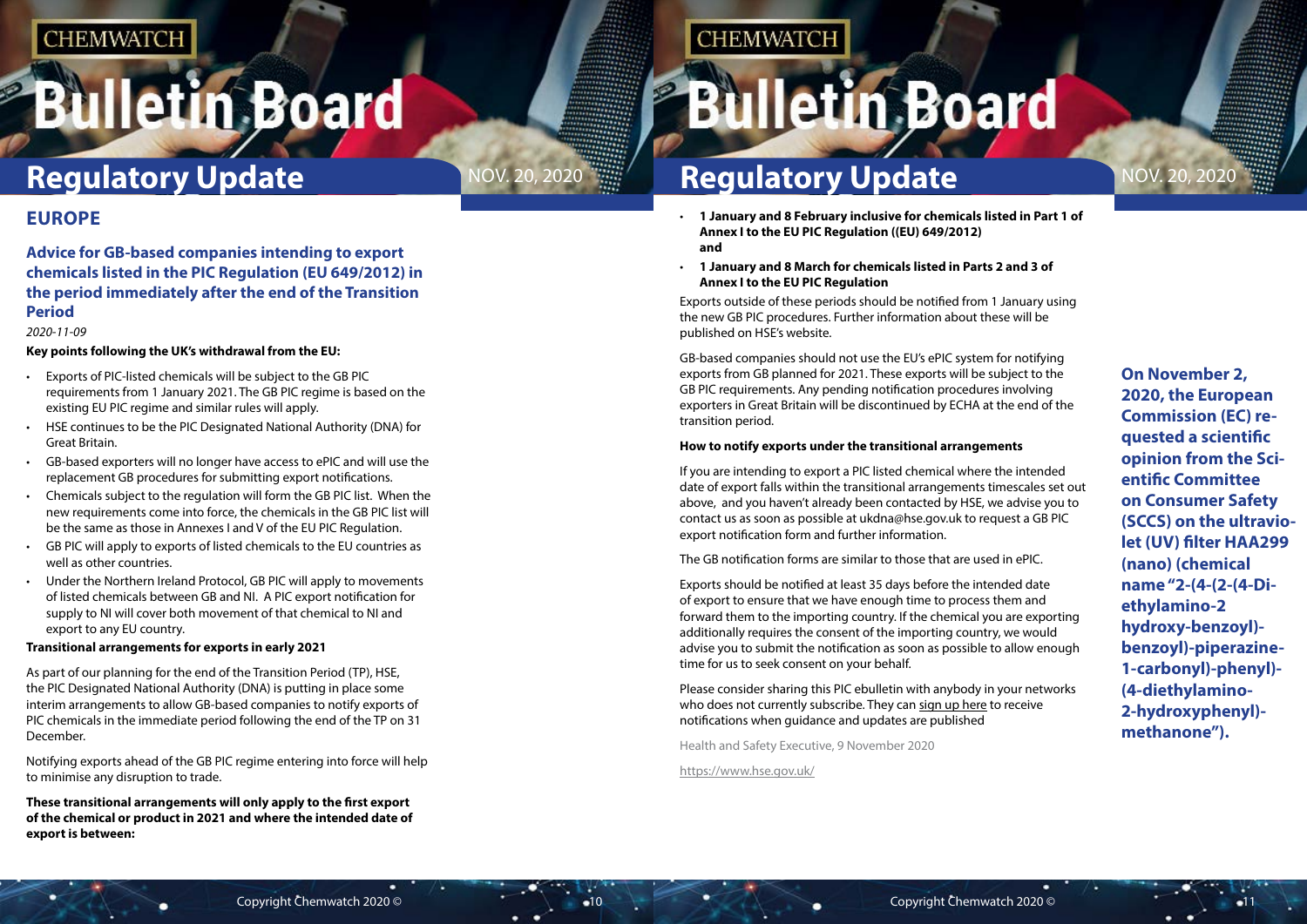## EUROPE

### Advice for GB-based companies intending to export chemicals listed in the PIC Regulation (EU 649/2012) in the period immediately after the end of the Transition Period

*2020-11-09*

**Key points following the UK's withdrawal from the EU:**

- Exports of PIC-listed chemicals will be subject to the GB PIC requirements from 1 January 2021. The GB PIC regime is based on the existing EU PIC regime and similar rules will apply.
- HSE continues to be the PIC Designated National Authority (DNA) for Great Britain.
- GB-based exporters will no longer have access to ePIC and will use the replacement GB procedures for submitting export notifications.
- Chemicals subject to the regulation will form the GB PIC list. When the new requirements come into force, the chemicals in the GB PIC list will be the same as those in Annexes I and V of the EU PIC Regulation.
- GB PIC will apply to exports of listed chemicals to the EU countries as well as other countries.
- Under the Northern Ireland Protocol, GB PIC will apply to movements of listed chemicals between GB and NI. A PIC export notification for supply to NI will cover both movement of that chemical to NI and export to any EU country.

**Transitional arrangements for exports in early 2021**

As part of our planning for the end of the Transition Period (TP), HSE, the PIC Designated National Authority (DNA) is putting in place some interim arrangements to allow GB-based companies to notify exports of PIC chemicals in the immediate period following the end of the TP on 31 December.

Notifying exports ahead of the GB PIC regime entering into force will help to minimise any disruption to trade.

**These transitional arrangements will only apply to the first export of the chemical or product in 2021 and where the intended date of export is between:**

- **1 January and 8 February inclusive for chemicals listed in Part 1 of Annex I to the EU PIC Regulation ((EU) 649/2012) and**
- **1 January and 8 March for chemicals listed in Parts 2 and 3 of Annex I to the EU PIC Regulation**

Exports outside of these periods should be notified from 1 January using the new GB PIC procedures. Further information about these will be published on HSE's website.

GB-based companies should not use the EU's ePIC system for notifying exports from GB planned for 2021. These exports will be subject to the GB PIC requirements. Any pending notification procedures involving exporters in Great Britain will be discontinued by ECHA at the end of the transition period.

**How to notify exports under the transitional arrangements**

If you are intending to export a PIC listed chemical where the intended date of export falls within the transitional arrangements timescales set out above, and you haven't already been contacted by HSE, we advise you to contact us as soon as possible at ukdna@hse.gov.uk to request a GB PIC export notification form and further information.

The GB notification forms are similar to those that are used in ePIC.

Exports should be notified at least 35 days before the intended date of export to ensure that we have enough time to process them and forward them to the importing country. If the chemical you are exporting additionally requires the consent of the importing country, we would advise you to submit the notification as soon as possible to allow enough time for us to seek consent on your behalf.

Please consider sharing this PIC ebulletin with anybody in your networks who does not currently subscribe. They can sign up here to receive notifications when guidance and updates are published

Health and Safety Executive, 9 November 2020

https://www.hse.gov.uk/

**On November 2, 2020, the European Commission (EC) requested a scientific opinion from the Scientific Committee on Consumer Safety (SCCS) on the ultraviolet (UV) filter HAA299 (nano) (chemical name "2-(4-(2-(4-Diethylamino-2 hydroxy-benzoyl)-benzoyl)-piperazine-1-carbonyl)-phenyl)-(4-diethylamino-2-hydroxyphenyl)-methanone").**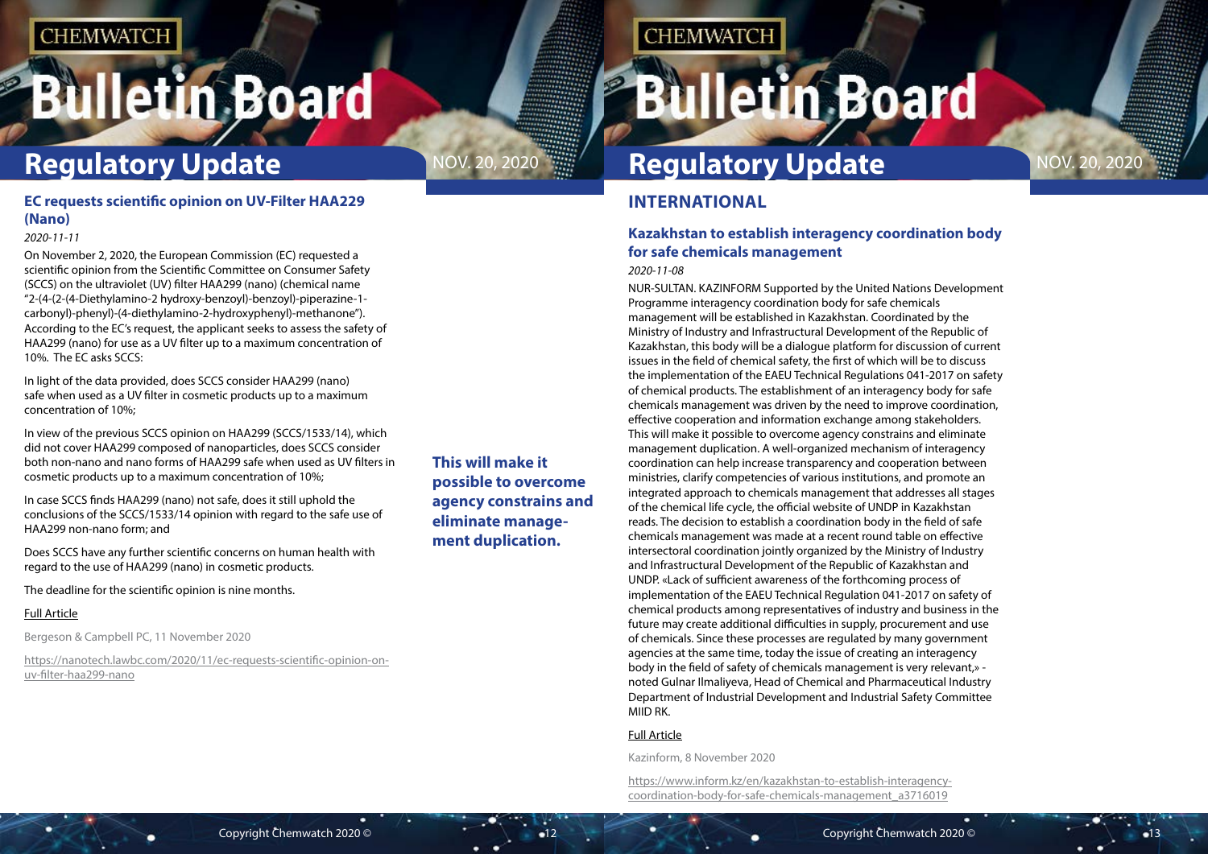## EC requests scientific opinion on UV-Filter HAA229 (Nano)

*2020-11-11*

On November 2, 2020, the European Commission (EC) requested a scientific opinion from the Scientific Committee on Consumer Safety (SCCS) on the ultraviolet (UV) filter HAA299 (nano) (chemical name "2-(4-(2-(4-Diethylamino-2 hydroxy-benzoyl)-benzoyl)-piperazine-1-carbonyl)-phenyl)-(4-diethylamino-2-hydroxyphenyl)-methanone"). According to the EC's request, the applicant seeks to assess the safety of HAA299 (nano) for use as a UV filter up to a maximum concentration of 10%. The EC asks SCCS:

In light of the data provided, does SCCS consider HAA299 (nano) safe when used as a UV filter in cosmetic products up to a maximum concentration of 10%;

In view of the previous SCCS opinion on HAA299 (SCCS/1533/14), which did not cover HAA299 composed of nanoparticles, does SCCS consider both non-nano and nano forms of HAA299 safe when used as UV filters in cosmetic products up to a maximum concentration of 10%;

In case SCCS finds HAA299 (nano) not safe, does it still uphold the conclusions of the SCCS/1533/14 opinion with regard to the safe use of HAA299 non-nano form; and

Does SCCS have any further scientific concerns on human health with regard to the use of HAA299 (nano) in cosmetic products.

The deadline for the scientific opinion is nine months.

Full Article

Bergeson & Campbell PC, 11 November 2020

https://nanotech.lawbc.com/2020/11/ec-requests-scientific-opinion-on-uv-filter-haa299-nano

# INTERNATIONAL

## Kazakhstan to establish interagency coordination body for safe chemicals management

*2020-11-08*

NUR-SULTAN. KAZINFORM Supported by the United Nations Development Programme interagency coordination body for safe chemicals management will be established in Kazakhstan. Coordinated by the Ministry of Industry and Infrastructural Development of the Republic of Kazakhstan, this body will be a dialogue platform for discussion of current issues in the field of chemical safety, the first of which will be to discuss the implementation of the EAEU Technical Regulations 041-2017 on safety of chemical products. The establishment of an interagency body for safe chemicals management was driven by the need to improve coordination, effective cooperation and information exchange among stakeholders. This will make it possible to overcome agency constrains and eliminate management duplication. A well-organized mechanism of interagency coordination can help increase transparency and cooperation between ministries, clarify competencies of various institutions, and promote an integrated approach to chemicals management that addresses all stages of the chemical life cycle, the official website of UNDP in Kazakhstan reads. The decision to establish a coordination body in the field of safe chemicals management was made at a recent round table on effective intersectoral coordination jointly organized by the Ministry of Industry and Infrastructural Development of the Republic of Kazakhstan and UNDP. «Lack of sufficient awareness of the forthcoming process of implementation of the EAEU Technical Regulation 041-2017 on safety of chemical products among representatives of industry and business in the future may create additional difficulties in supply, procurement and use of chemicals. Since these processes are regulated by many government agencies at the same time, today the issue of creating an interagency body in the field of safety of chemicals management is very relevant,» - noted Gulnar Ilmaliyeva, Head of Chemical and Pharmaceutical Industry Department of Industrial Development and Industrial Safety Committee MIID RK.

**This will make it possible to overcome agency constrains and eliminate management duplication.**

Full Article

Kazinform, 8 November 2020

https://www.inform.kz/en/kazakhstan-to-establish-interagency-coordination-body-for-safe-chemicals-management_a3716019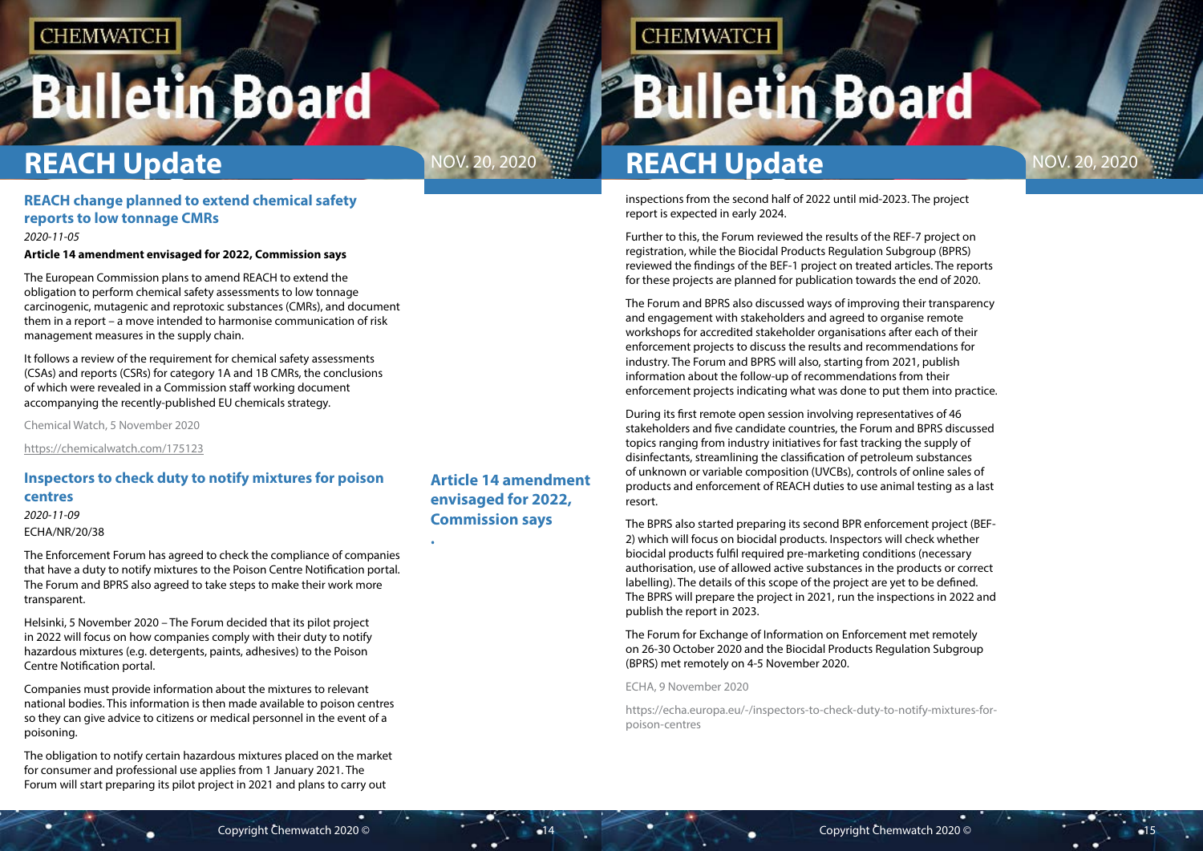## REACH change planned to extend chemical safety reports to low tonnage CMRs

*2020-11-05*

**Article 14 amendment envisaged for 2022, Commission says**

The European Commission plans to amend REACH to extend the obligation to perform chemical safety assessments to low tonnage carcinogenic, mutagenic and reprotoxic substances (CMRs), and document them in a report – a move intended to harmonise communication of risk management measures in the supply chain.

It follows a review of the requirement for chemical safety assessments (CSAs) and reports (CSRs) for category 1A and 1B CMRs, the conclusions of which were revealed in a Commission staff working document accompanying the recently-published EU chemicals strategy.

Chemical Watch, 5 November 2020

https://chemicalwatch.com/175123

**Article 14 amendment envisaged for 2022, Commission says**

## Inspectors to check duty to notify mixtures for poison centres

*2020-11-09*

ECHA/NR/20/38

The Enforcement Forum has agreed to check the compliance of companies that have a duty to notify mixtures to the Poison Centre Notification portal. The Forum and BPRS also agreed to take steps to make their work more transparent.

Helsinki, 5 November 2020 – The Forum decided that its pilot project in 2022 will focus on how companies comply with their duty to notify hazardous mixtures (e.g. detergents, paints, adhesives) to the Poison Centre Notification portal.

Companies must provide information about the mixtures to relevant national bodies. This information is then made available to poison centres so they can give advice to citizens or medical personnel in the event of a poisoning.

The obligation to notify certain hazardous mixtures placed on the market for consumer and professional use applies from 1 January 2021. The Forum will start preparing its pilot project in 2021 and plans to carry out inspections from the second half of 2022 until mid-2023. The project report is expected in early 2024.

Further to this, the Forum reviewed the results of the REF-7 project on registration, while the Biocidal Products Regulation Subgroup (BPRS) reviewed the findings of the BEF-1 project on treated articles. The reports for these projects are planned for publication towards the end of 2020.

The Forum and BPRS also discussed ways of improving their transparency and engagement with stakeholders and agreed to organise remote workshops for accredited stakeholder organisations after each of their enforcement projects to discuss the results and recommendations for industry. The Forum and BPRS will also, starting from 2021, publish information about the follow-up of recommendations from their enforcement projects indicating what was done to put them into practice.

During its first remote open session involving representatives of 46 stakeholders and five candidate countries, the Forum and BPRS discussed topics ranging from industry initiatives for fast tracking the supply of disinfectants, streamlining the classification of petroleum substances of unknown or variable composition (UVCBs), controls of online sales of products and enforcement of REACH duties to use animal testing as a last resort.

The BPRS also started preparing its second BPR enforcement project (BEF-2) which will focus on biocidal products. Inspectors will check whether biocidal products fulfil required pre-marketing conditions (necessary authorisation, use of allowed active substances in the products or correct labelling). The details of this scope of the project are yet to be defined. The BPRS will prepare the project in 2021, run the inspections in 2022 and publish the report in 2023.

The Forum for Exchange of Information on Enforcement met remotely on 26-30 October 2020 and the Biocidal Products Regulation Subgroup (BPRS) met remotely on 4-5 November 2020.

ECHA, 9 November 2020

https://echa.europa.eu/-/inspectors-to-check-duty-to-notify-mixtures-for-poison-centres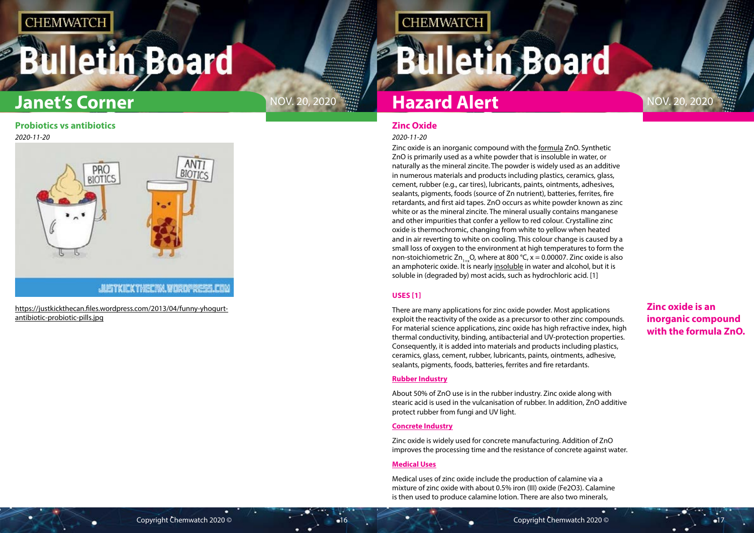## Janet's Corner

### Probiotics vs antibiotics

*2020-11-20*

https://justkickthecan.files.wordpress.com/2013/04/funny-yhogurt-antibiotic-probiotic-pills.jpg

## Hazard Alert

### Zinc Oxide

*2020-11-20*

Zinc oxide is an inorganic compound with the formula ZnO. Synthetic ZnO is primarily used as a white powder that is insoluble in water, or naturally as the mineral zincite. The powder is widely used as an additive in numerous materials and products including plastics, ceramics, glass, cement, rubber (e.g., car tires), lubricants, paints, ointments, adhesives, sealants, pigments, foods (source of Zn nutrient), batteries, ferrites, fire retardants, and first aid tapes. ZnO occurs as white powder known as zinc white or as the mineral zincite. The mineral usually contains manganese and other impurities that confer a yellow to red colour. Crystalline zinc oxide is thermochromic, changing from white to yellow when heated and in air reverting to white on cooling. This colour change is caused by a small loss of oxygen to the environment at high temperatures to form the non-stoichiometric $Zn_{1+x}O$, where at 800 °C, x = 0.00007. Zinc oxide is also an amphoteric oxide. It is nearly insoluble in water and alcohol, but it is soluble in (degraded by) most acids, such as hydrochloric acid. [1]

**Zinc oxide is an inorganic compound with the formula ZnO.**

#### USES [1]

There are many applications for zinc oxide powder. Most applications exploit the reactivity of the oxide as a precursor to other zinc compounds. For material science applications, zinc oxide has high refractive index, high thermal conductivity, binding, antibacterial and UV-protection properties. Consequently, it is added into materials and products including plastics, ceramics, glass, cement, rubber, lubricants, paints, ointments, adhesive, sealants, pigments, foods, batteries, ferrites and fire retardants.

**Rubber Industry**

About 50% of ZnO use is in the rubber industry. Zinc oxide along with stearic acid is used in the vulcanisation of rubber. In addition, ZnO additive protect rubber from fungi and UV light.

**Concrete Industry**

Zinc oxide is widely used for concrete manufacturing. Addition of ZnO improves the processing time and the resistance of concrete against water.

**Medical Uses**

Medical uses of zinc oxide include the production of calamine via a mixture of zinc oxide with about 0.5% iron (III) oxide ($Fe_2O_3$). Calamine is then used to produce calamine lotion. There are also two minerals,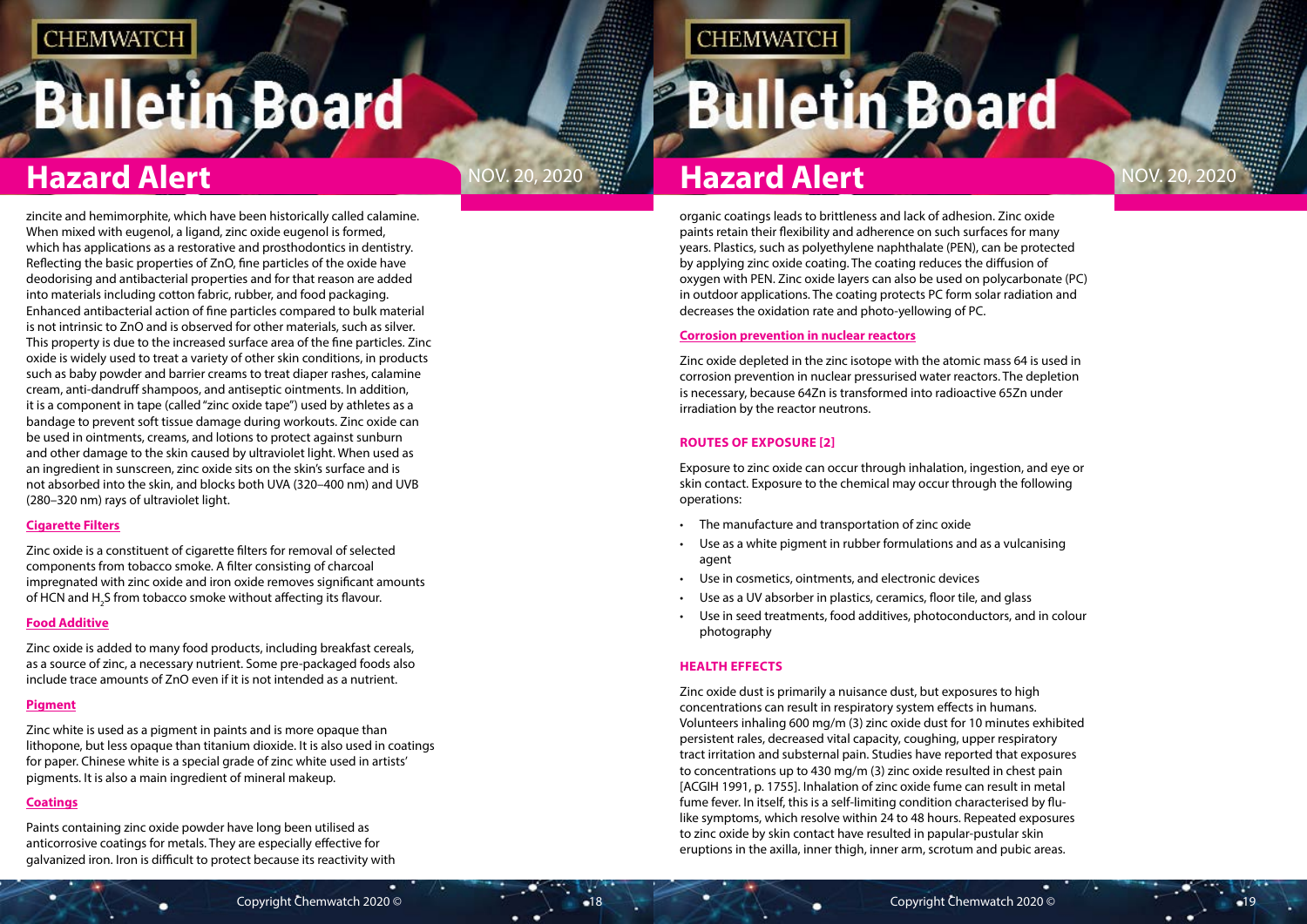zincite and hemimorphite, which have been historically called calamine. When mixed with eugenol, a ligand, zinc oxide eugenol is formed, which has applications as a restorative and prosthodontics in dentistry. Reflecting the basic properties of ZnO, fine particles of the oxide have deodorising and antibacterial properties and for that reason are added into materials including cotton fabric, rubber, and food packaging. Enhanced antibacterial action of fine particles compared to bulk material is not intrinsic to ZnO and is observed for other materials, such as silver. This property is due to the increased surface area of the fine particles. Zinc oxide is widely used to treat a variety of other skin conditions, in products such as baby powder and barrier creams to treat diaper rashes, calamine cream, anti-dandruff shampoos, and antiseptic ointments. In addition, it is a component in tape (called "zinc oxide tape") used by athletes as a bandage to prevent soft tissue damage during workouts. Zinc oxide can be used in ointments, creams, and lotions to protect against sunburn and other damage to the skin caused by ultraviolet light. When used as an ingredient in sunscreen, zinc oxide sits on the skin's surface and is not absorbed into the skin, and blocks both UVA (320–400 nm) and UVB (280–320 nm) rays of ultraviolet light.

### Cigarette Filters

Zinc oxide is a constituent of cigarette filters for removal of selected components from tobacco smoke. A filter consisting of charcoal impregnated with zinc oxide and iron oxide removes significant amounts of HCN and $H_2S$ from tobacco smoke without affecting its flavour.

### Food Additive

Zinc oxide is added to many food products, including breakfast cereals, as a source of zinc, a necessary nutrient. Some pre-packaged foods also include trace amounts of ZnO even if it is not intended as a nutrient.

### Pigment

Zinc white is used as a pigment in paints and is more opaque than lithopone, but less opaque than titanium dioxide. It is also used in coatings for paper. Chinese white is a special grade of zinc white used in artists' pigments. It is also a main ingredient of mineral makeup.

### Coatings

Paints containing zinc oxide powder have long been utilised as anticorrosive coatings for metals. They are especially effective for galvanized iron. Iron is difficult to protect because its reactivity with organic coatings leads to brittleness and lack of adhesion. Zinc oxide paints retain their flexibility and adherence on such surfaces for many years. Plastics, such as polyethylene naphthalate (PEN), can be protected by applying zinc oxide coating. The coating reduces the diffusion of oxygen with PEN. Zinc oxide layers can also be used on polycarbonate (PC) in outdoor applications. The coating protects PC form solar radiation and decreases the oxidation rate and photo-yellowing of PC.

### Corrosion prevention in nuclear reactors

Zinc oxide depleted in the zinc isotope with the atomic mass 64 is used in corrosion prevention in nuclear pressurised water reactors. The depletion is necessary, because 64Zn is transformed into radioactive 65Zn under irradiation by the reactor neutrons.

## ROUTES OF EXPOSURE [2]

Exposure to zinc oxide can occur through inhalation, ingestion, and eye or skin contact. Exposure to the chemical may occur through the following operations:

- The manufacture and transportation of zinc oxide
- Use as a white pigment in rubber formulations and as a vulcanising agent
- Use in cosmetics, ointments, and electronic devices
- Use as a UV absorber in plastics, ceramics, floor tile, and glass
- Use in seed treatments, food additives, photoconductors, and in colour photography

## HEALTH EFFECTS

Zinc oxide dust is primarily a nuisance dust, but exposures to high concentrations can result in respiratory system effects in humans. Volunteers inhaling 600 mg/m (3) zinc oxide dust for 10 minutes exhibited persistent rales, decreased vital capacity, coughing, upper respiratory tract irritation and substernal pain. Studies have reported that exposures to concentrations up to 430 mg/m (3) zinc oxide resulted in chest pain [ACGIH 1991, p. 1755]. Inhalation of zinc oxide fume can result in metal fume fever. In itself, this is a self-limiting condition characterised by flu-like symptoms, which resolve within 24 to 48 hours. Repeated exposures to zinc oxide by skin contact have resulted in papular-pustular skin eruptions in the axilla, inner thigh, inner arm, scrotum and pubic areas.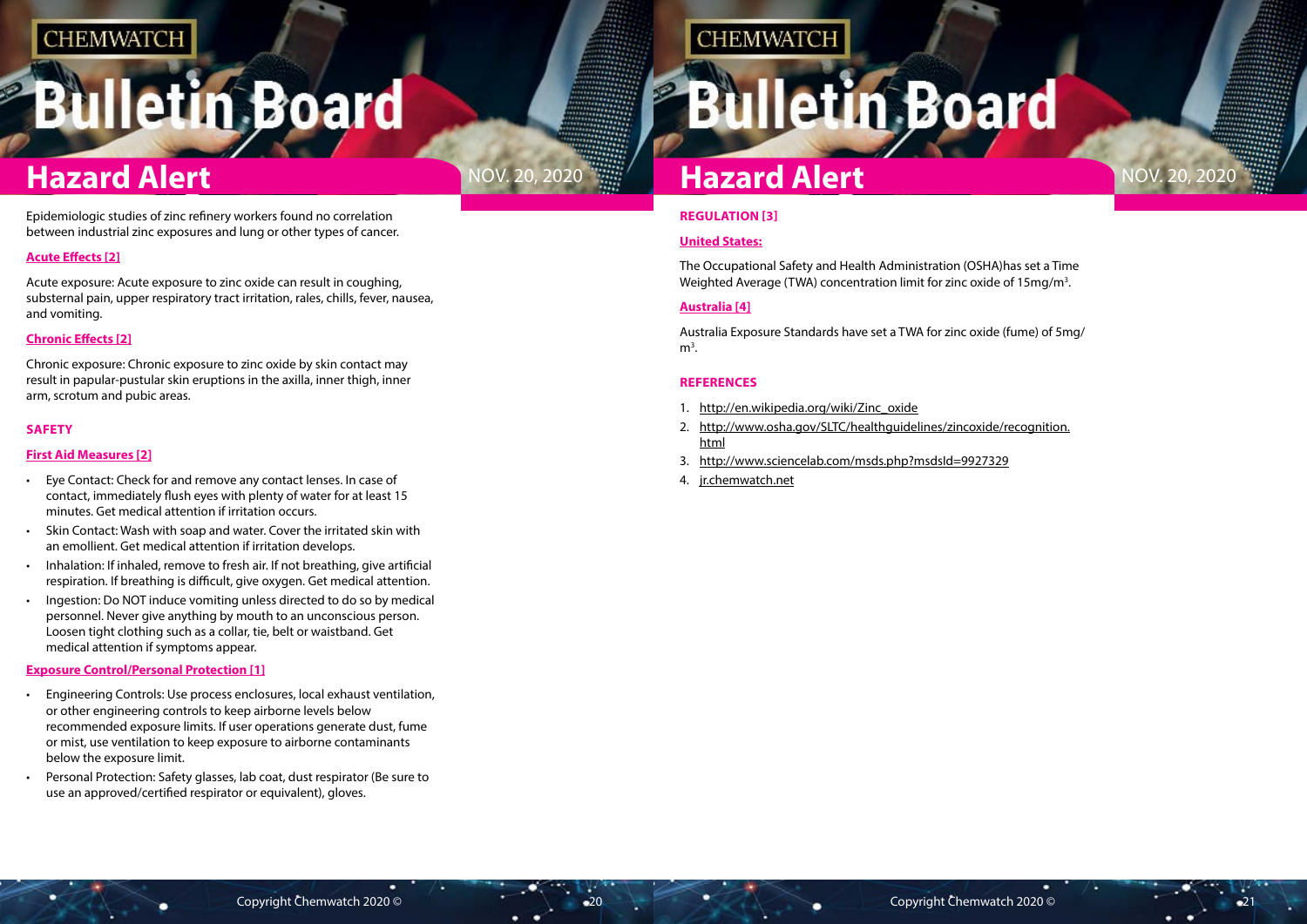Epidemiologic studies of zinc refinery workers found no correlation between industrial zinc exposures and lung or other types of cancer.

### Acute Effects [2]

Acute exposure: Acute exposure to zinc oxide can result in coughing, substernal pain, upper respiratory tract irritation, rales, chills, fever, nausea, and vomiting.

### Chronic Effects [2]

Chronic exposure: Chronic exposure to zinc oxide by skin contact may result in papular-pustular skin eruptions in the axilla, inner thigh, inner arm, scrotum and pubic areas.

## SAFETY

### First Aid Measures [2]

- Eye Contact: Check for and remove any contact lenses. In case of contact, immediately flush eyes with plenty of water for at least 15 minutes. Get medical attention if irritation occurs.
- Skin Contact: Wash with soap and water. Cover the irritated skin with an emollient. Get medical attention if irritation develops.
- Inhalation: If inhaled, remove to fresh air. If not breathing, give artificial respiration. If breathing is difficult, give oxygen. Get medical attention.
- Ingestion: Do NOT induce vomiting unless directed to do so by medical personnel. Never give anything by mouth to an unconscious person. Loosen tight clothing such as a collar, tie, belt or waistband. Get medical attention if symptoms appear.

### Exposure Control/Personal Protection [1]

- Engineering Controls: Use process enclosures, local exhaust ventilation, or other engineering controls to keep airborne levels below recommended exposure limits. If user operations generate dust, fume or mist, use ventilation to keep exposure to airborne contaminants below the exposure limit.
- Personal Protection: Safety glasses, lab coat, dust respirator (Be sure to use an approved/certified respirator or equivalent), gloves.

## REGULATION [3]

### United States:

The Occupational Safety and Health Administration (OSHA)has set a Time Weighted Average (TWA) concentration limit for zinc oxide of 15mg/m$^3$.

### Australia [4]

Australia Exposure Standards have set a TWA for zinc oxide (fume) of 5mg/m$^3$.

## REFERENCES

1. http://en.wikipedia.org/wiki/Zinc_oxide
2. http://www.osha.gov/SLTC/healthguidelines/zincoxide/recognition.html
3. http://www.sciencelab.com/msds.php?msdsId=9927329
4. jr.chemwatch.net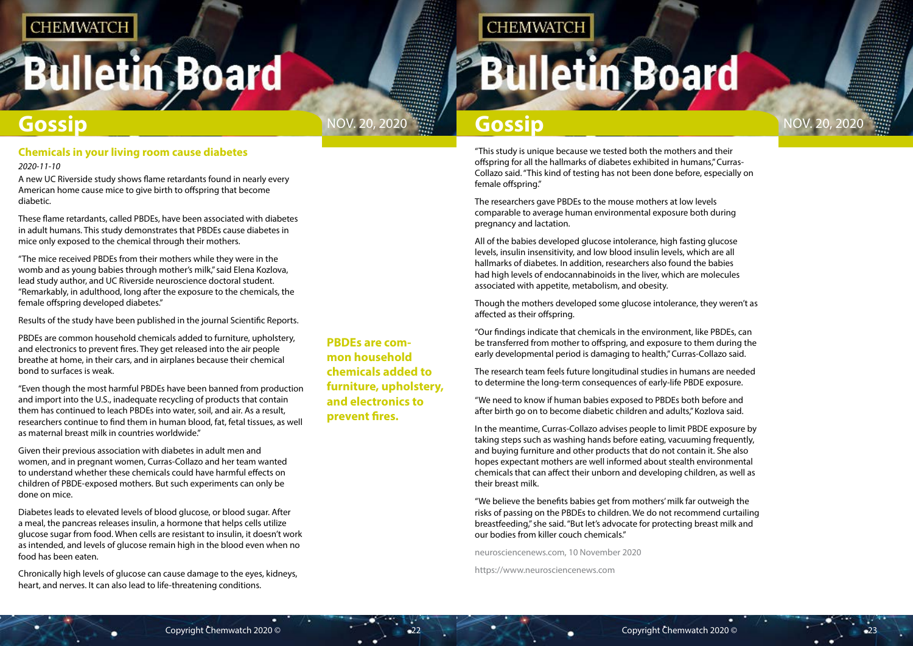## Chemicals in your living room cause diabetes

*2020-11-10*

A new UC Riverside study shows flame retardants found in nearly every American home cause mice to give birth to offspring that become diabetic.

These flame retardants, called PBDEs, have been associated with diabetes in adult humans. This study demonstrates that PBDEs cause diabetes in mice only exposed to the chemical through their mothers.

"The mice received PBDEs from their mothers while they were in the womb and as young babies through mother's milk," said Elena Kozlova, lead study author, and UC Riverside neuroscience doctoral student. "Remarkably, in adulthood, long after the exposure to the chemicals, the female offspring developed diabetes."

Results of the study have been published in the journal Scientific Reports.

PBDEs are common household chemicals added to furniture, upholstery, and electronics to prevent fires. They get released into the air people breathe at home, in their cars, and in airplanes because their chemical bond to surfaces is weak.

"Even though the most harmful PBDEs have been banned from production and import into the U.S., inadequate recycling of products that contain them has continued to leach PBDEs into water, soil, and air. As a result, researchers continue to find them in human blood, fat, fetal tissues, as well as maternal breast milk in countries worldwide."

Given their previous association with diabetes in adult men and women, and in pregnant women, Curras-Collazo and her team wanted to understand whether these chemicals could have harmful effects on children of PBDE-exposed mothers. But such experiments can only be done on mice.

Diabetes leads to elevated levels of blood glucose, or blood sugar. After a meal, the pancreas releases insulin, a hormone that helps cells utilize glucose sugar from food. When cells are resistant to insulin, it doesn't work as intended, and levels of glucose remain high in the blood even when no food has been eaten.

Chronically high levels of glucose can cause damage to the eyes, kidneys, heart, and nerves. It can also lead to life-threatening conditions.

**PBDEs are common household chemicals added to furniture, upholstery, and electronics to prevent fires.**

"This study is unique because we tested both the mothers and their offspring for all the hallmarks of diabetes exhibited in humans," Curras-Collazo said. "This kind of testing has not been done before, especially on female offspring."

The researchers gave PBDEs to the mouse mothers at low levels comparable to average human environmental exposure both during pregnancy and lactation.

All of the babies developed glucose intolerance, high fasting glucose levels, insulin insensitivity, and low blood insulin levels, which are all hallmarks of diabetes. In addition, researchers also found the babies had high levels of endocannabinoids in the liver, which are molecules associated with appetite, metabolism, and obesity.

Though the mothers developed some glucose intolerance, they weren't as affected as their offspring.

"Our findings indicate that chemicals in the environment, like PBDEs, can be transferred from mother to offspring, and exposure to them during the early developmental period is damaging to health," Curras-Collazo said.

The research team feels future longitudinal studies in humans are needed to determine the long-term consequences of early-life PBDE exposure.

"We need to know if human babies exposed to PBDEs both before and after birth go on to become diabetic children and adults," Kozlova said.

In the meantime, Curras-Collazo advises people to limit PBDE exposure by taking steps such as washing hands before eating, vacuuming frequently, and buying furniture and other products that do not contain it. She also hopes expectant mothers are well informed about stealth environmental chemicals that can affect their unborn and developing children, as well as their breast milk.

"We believe the benefits babies get from mothers' milk far outweigh the risks of passing on the PBDEs to children. We do not recommend curtailing breastfeeding," she said. "But let's advocate for protecting breast milk and our bodies from killer couch chemicals."

neurosciencenews.com, 10 November 2020

https://www.neurosciencenews.com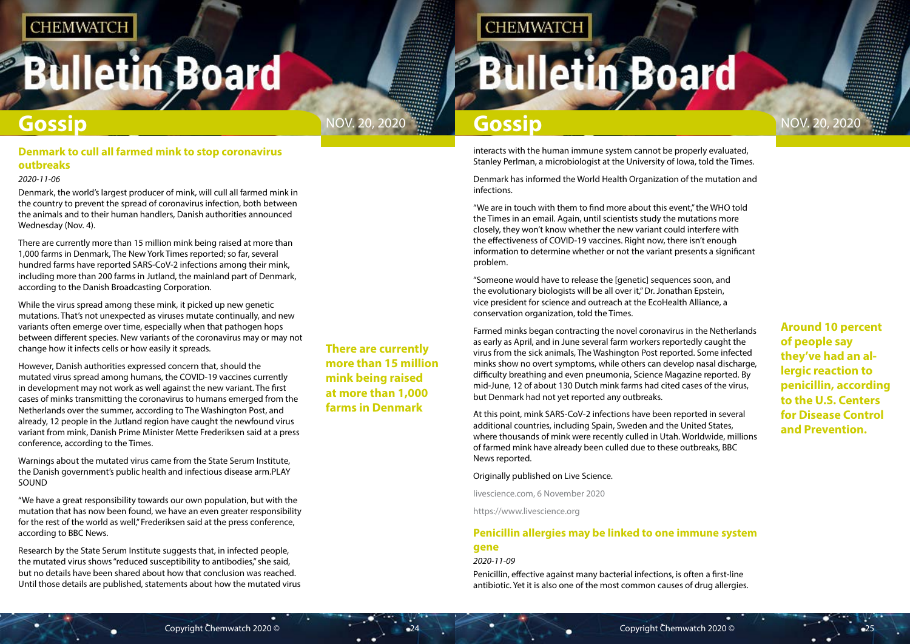### Denmark to cull all farmed mink to stop coronavirus outbreaks

*2020-11-06*

Denmark, the world's largest producer of mink, will cull all farmed mink in the country to prevent the spread of coronavirus infection, both between the animals and to their human handlers, Danish authorities announced Wednesday (Nov. 4).

There are currently more than 15 million mink being raised at more than 1,000 farms in Denmark, The New York Times reported; so far, several hundred farms have reported SARS-CoV-2 infections among their mink, including more than 200 farms in Jutland, the mainland part of Denmark, according to the Danish Broadcasting Corporation.

While the virus spread among these mink, it picked up new genetic mutations. That's not unexpected as viruses mutate continually, and new variants often emerge over time, especially when that pathogen hops between different species. New variants of the coronavirus may or may not change how it infects cells or how easily it spreads.

**There are currently more than 15 million mink being raised at more than 1,000 farms in Denmark**

However, Danish authorities expressed concern that, should the mutated virus spread among humans, the COVID-19 vaccines currently in development may not work as well against the new variant. The first cases of minks transmitting the coronavirus to humans emerged from the Netherlands over the summer, according to The Washington Post, and already, 12 people in the Jutland region have caught the newfound virus variant from mink, Danish Prime Minister Mette Frederiksen said at a press conference, according to the Times.

Warnings about the mutated virus came from the State Serum Institute, the Danish government's public health and infectious disease arm.PLAY SOUND

"We have a great responsibility towards our own population, but with the mutation that has now been found, we have an even greater responsibility for the rest of the world as well," Frederiksen said at the press conference, according to BBC News.

Research by the State Serum Institute suggests that, in infected people, the mutated virus shows "reduced susceptibility to antibodies," she said, but no details have been shared about how that conclusion was reached. Until those details are published, statements about how the mutated virus interacts with the human immune system cannot be properly evaluated, Stanley Perlman, a microbiologist at the University of Iowa, told the Times.

Denmark has informed the World Health Organization of the mutation and infections.

"We are in touch with them to find more about this event," the WHO told the Times in an email. Again, until scientists study the mutations more closely, they won't know whether the new variant could interfere with the effectiveness of COVID-19 vaccines. Right now, there isn't enough information to determine whether or not the variant presents a significant problem.

"Someone would have to release the [genetic] sequences soon, and the evolutionary biologists will be all over it," Dr. Jonathan Epstein, vice president for science and outreach at the EcoHealth Alliance, a conservation organization, told the Times.

Farmed minks began contracting the novel coronavirus in the Netherlands as early as April, and in June several farm workers reportedly caught the virus from the sick animals, The Washington Post reported. Some infected minks show no overt symptoms, while others can develop nasal discharge, difficulty breathing and even pneumonia, Science Magazine reported. By mid-June, 12 of about 130 Dutch mink farms had cited cases of the virus, but Denmark had not yet reported any outbreaks.

At this point, mink SARS-CoV-2 infections have been reported in several additional countries, including Spain, Sweden and the United States, where thousands of mink were recently culled in Utah. Worldwide, millions of farmed mink have already been culled due to these outbreaks, BBC News reported.

Originally published on Live Science.

livescience.com, 6 November 2020

https://www.livescience.org

### Penicillin allergies may be linked to one immune system gene

*2020-11-09*

**Around 10 percent of people say they've had an allergic reaction to penicillin, according to the U.S. Centers for Disease Control and Prevention.**

Penicillin, effective against many bacterial infections, is often a first-line antibiotic. Yet it is also one of the most common causes of drug allergies.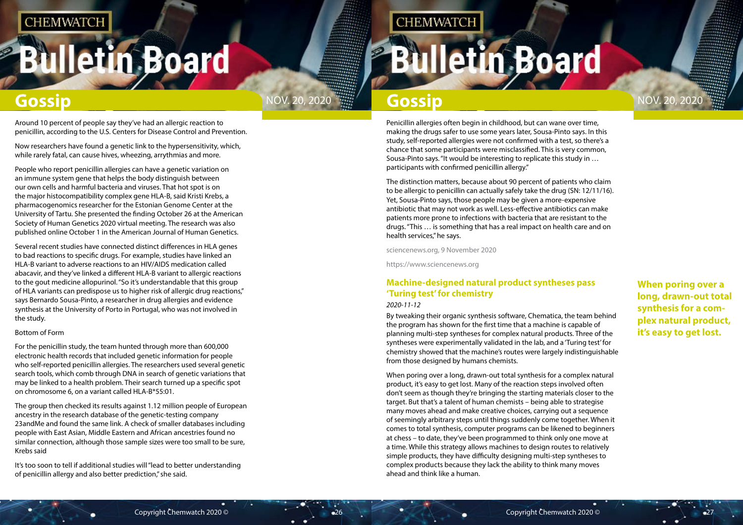Around 10 percent of people say they've had an allergic reaction to penicillin, according to the U.S. Centers for Disease Control and Prevention.

Now researchers have found a genetic link to the hypersensitivity, which, while rarely fatal, can cause hives, wheezing, arrythmias and more.

People who report penicillin allergies can have a genetic variation on an immune system gene that helps the body distinguish between our own cells and harmful bacteria and viruses. That hot spot is on the major histocompatibility complex gene HLA-B, said Kristi Krebs, a pharmacogenomics researcher for the Estonian Genome Center at the University of Tartu. She presented the finding October 26 at the American Society of Human Genetics 2020 virtual meeting. The research was also published online October 1 in the American Journal of Human Genetics.

Several recent studies have connected distinct differences in HLA genes to bad reactions to specific drugs. For example, studies have linked an HLA-B variant to adverse reactions to an HIV/AIDS medication called abacavir, and they've linked a different HLA-B variant to allergic reactions to the gout medicine allopurinol. "So it's understandable that this group of HLA variants can predispose us to higher risk of allergic drug reactions," says Bernardo Sousa-Pinto, a researcher in drug allergies and evidence synthesis at the University of Porto in Portugal, who was not involved in the study.

Bottom of Form

For the penicillin study, the team hunted through more than 600,000 electronic health records that included genetic information for people who self-reported penicillin allergies. The researchers used several genetic search tools, which comb through DNA in search of genetic variations that may be linked to a health problem. Their search turned up a specific spot on chromosome 6, on a variant called HLA-B*55:01.

The group then checked its results against 1.12 million people of European ancestry in the research database of the genetic-testing company 23andMe and found the same link. A check of smaller databases including people with East Asian, Middle Eastern and African ancestries found no similar connection, although those sample sizes were too small to be sure, Krebs said

It's too soon to tell if additional studies will "lead to better understanding of penicillin allergy and also better prediction," she said.

Penicillin allergies often begin in childhood, but can wane over time, making the drugs safer to use some years later, Sousa-Pinto says. In this study, self-reported allergies were not confirmed with a test, so there's a chance that some participants were misclassified. This is very common, Sousa-Pinto says. "It would be interesting to replicate this study in … participants with confirmed penicillin allergy."

The distinction matters, because about 90 percent of patients who claim to be allergic to penicillin can actually safely take the drug (SN: 12/11/16). Yet, Sousa-Pinto says, those people may be given a more-expensive antibiotic that may not work as well. Less-effective antibiotics can make patients more prone to infections with bacteria that are resistant to the drugs. "This … is something that has a real impact on health care and on health services," he says.

sciencenews.org, 9 November 2020

https://www.sciencenews.org

## Machine-designed natural product syntheses pass 'Turing test' for chemistry

*2020-11-12*

By tweaking their organic synthesis software, Chematica, the team behind the program has shown for the first time that a machine is capable of planning multi-step syntheses for complex natural products. Three of the syntheses were experimentally validated in the lab, and a 'Turing test' for chemistry showed that the machine's routes were largely indistinguishable from those designed by humans chemists.

**When poring over a long, drawn-out total synthesis for a complex natural product, it's easy to get lost.**

When poring over a long, drawn-out total synthesis for a complex natural product, it's easy to get lost. Many of the reaction steps involved often don't seem as though they're bringing the starting materials closer to the target. But that's a talent of human chemists – being able to strategise many moves ahead and make creative choices, carrying out a sequence of seemingly arbitrary steps until things suddenly come together. When it comes to total synthesis, computer programs can be likened to beginners at chess – to date, they've been programmed to think only one move at a time. While this strategy allows machines to design routes to relatively simple products, they have difficulty designing multi-step syntheses to complex products because they lack the ability to think many moves ahead and think like a human.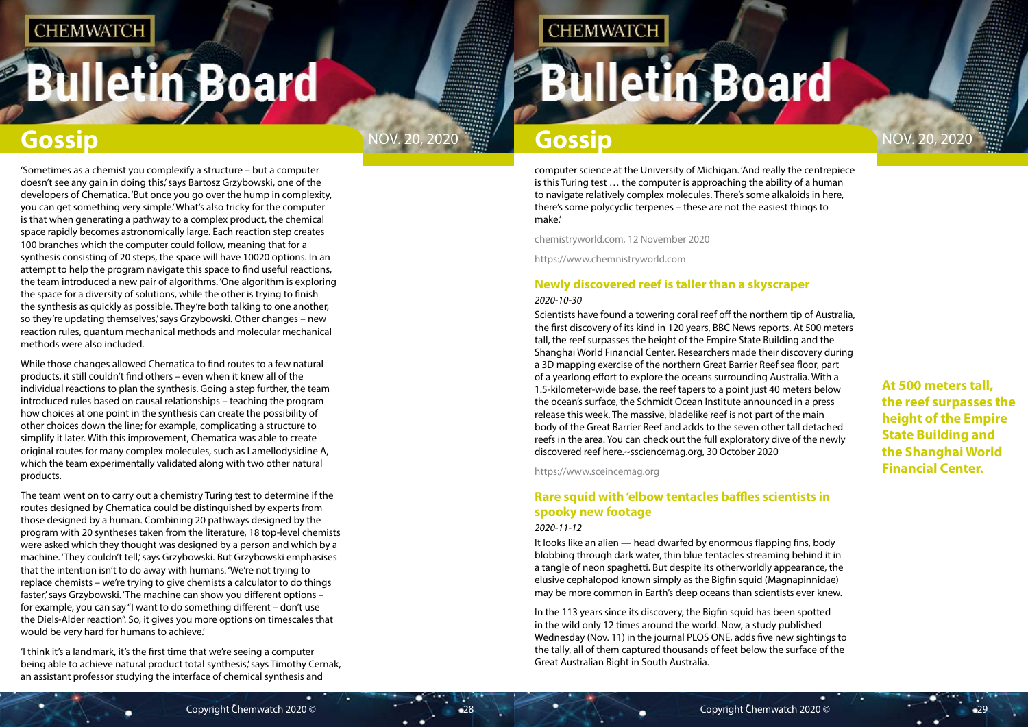'Sometimes as a chemist you complexify a structure – but a computer doesn't see any gain in doing this,' says Bartosz Grzybowski, one of the developers of Chematica. 'But once you go over the hump in complexity, you can get something very simple.' What's also tricky for the computer is that when generating a pathway to a complex product, the chemical space rapidly becomes astronomically large. Each reaction step creates 100 branches which the computer could follow, meaning that for a synthesis consisting of 20 steps, the space will have $100^{20}$ options. In an attempt to help the program navigate this space to find useful reactions, the team introduced a new pair of algorithms. 'One algorithm is exploring the space for a diversity of solutions, while the other is trying to finish the synthesis as quickly as possible. They're both talking to one another, so they're updating themselves,' says Grzybowski. Other changes – new reaction rules, quantum mechanical methods and molecular mechanical methods were also included.

While those changes allowed Chematica to find routes to a few natural products, it still couldn't find others – even when it knew all of the individual reactions to plan the synthesis. Going a step further, the team introduced rules based on causal relationships – teaching the program how choices at one point in the synthesis can create the possibility of other choices down the line; for example, complicating a structure to simplify it later. With this improvement, Chematica was able to create original routes for many complex molecules, such as Lamellodysidine A, which the team experimentally validated along with two other natural products.

The team went on to carry out a chemistry Turing test to determine if the routes designed by Chematica could be distinguished by experts from those designed by a human. Combining 20 pathways designed by the program with 20 syntheses taken from the literature, 18 top-level chemists were asked which they thought was designed by a person and which by a machine. 'They couldn't tell,' says Grzybowski. But Grzybowski emphasises that the intention isn't to do away with humans. 'We're not trying to replace chemists – we're trying to give chemists a calculator to do things faster,' says Grzybowski. 'The machine can show you different options – for example, you can say "I want to do something different – don't use the Diels-Alder reaction". So, it gives you more options on timescales that would be very hard for humans to achieve.'

'I think it's a landmark, it's the first time that we're seeing a computer being able to achieve natural product total synthesis,' says Timothy Cernak, an assistant professor studying the interface of chemical synthesis and computer science at the University of Michigan. 'And really the centrepiece is this Turing test … the computer is approaching the ability of a human to navigate relatively complex molecules. There's some alkaloids in here, there's some polycyclic terpenes – these are not the easiest things to make.'

chemistryworld.com, 12 November 2020

https://www.chemnistryworld.com

## Newly discovered reef is taller than a skyscraper

*2020-10-30*

Scientists have found a towering coral reef off the northern tip of Australia, the first discovery of its kind in 120 years, BBC News reports. At 500 meters tall, the reef surpasses the height of the Empire State Building and the Shanghai World Financial Center. Researchers made their discovery during a 3D mapping exercise of the northern Great Barrier Reef sea floor, part of a yearlong effort to explore the oceans surrounding Australia. With a 1.5-kilometer-wide base, the reef tapers to a point just 40 meters below the ocean's surface, the Schmidt Ocean Institute announced in a press release this week. The massive, bladelike reef is not part of the main body of the Great Barrier Reef and adds to the seven other tall detached reefs in the area. You can check out the full exploratory dive of the newly discovered reef here.~ssciencemag.org, 30 October 2020

https://www.sceincemag.org

**At 500 meters tall, the reef surpasses the height of the Empire State Building and the Shanghai World Financial Center.**

## Rare squid with 'elbow tentacles baffles scientists in spooky new footage

*2020-11-12*

It looks like an alien — head dwarfed by enormous flapping fins, body blobbing through dark water, thin blue tentacles streaming behind it in a tangle of neon spaghetti. But despite its otherworldly appearance, the elusive cephalopod known simply as the Bigfin squid (Magnapinnidae) may be more common in Earth's deep oceans than scientists ever knew.

In the 113 years since its discovery, the Bigfin squid has been spotted in the wild only 12 times around the world. Now, a study published Wednesday (Nov. 11) in the journal PLOS ONE, adds five new sightings to the tally, all of them captured thousands of feet below the surface of the Great Australian Bight in South Australia.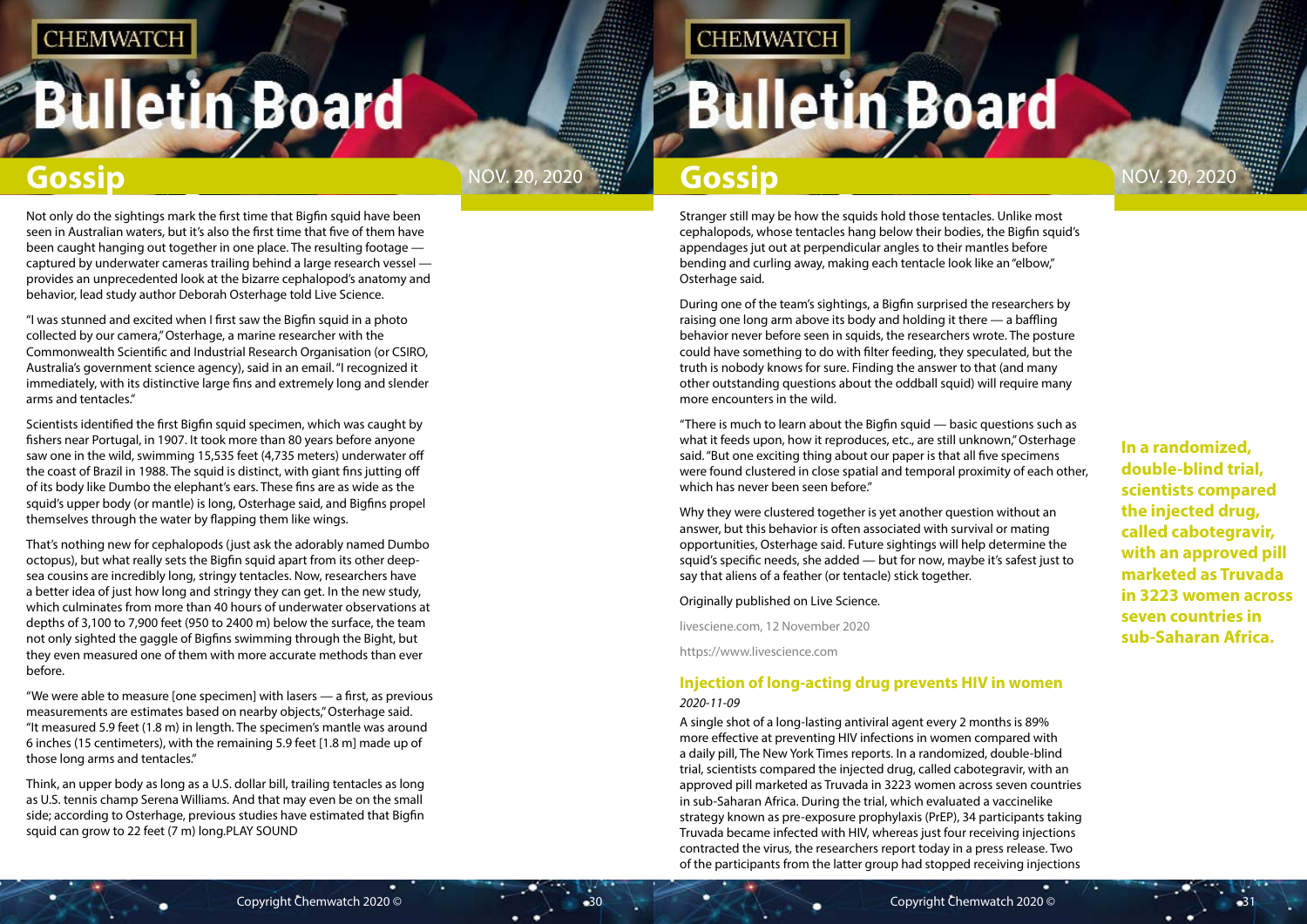Not only do the sightings mark the first time that Bigfin squid have been seen in Australian waters, but it's also the first time that five of them have been caught hanging out together in one place. The resulting footage — captured by underwater cameras trailing behind a large research vessel — provides an unprecedented look at the bizarre cephalopod's anatomy and behavior, lead study author Deborah Osterhage told Live Science.

"I was stunned and excited when I first saw the Bigfin squid in a photo collected by our camera," Osterhage, a marine researcher with the Commonwealth Scientific and Industrial Research Organisation (or CSIRO, Australia's government science agency), said in an email. "I recognized it immediately, with its distinctive large fins and extremely long and slender arms and tentacles."

Scientists identified the first Bigfin squid specimen, which was caught by fishers near Portugal, in 1907. It took more than 80 years before anyone saw one in the wild, swimming 15,535 feet (4,735 meters) underwater off the coast of Brazil in 1988. The squid is distinct, with giant fins jutting off of its body like Dumbo the elephant's ears. These fins are as wide as the squid's upper body (or mantle) is long, Osterhage said, and Bigfins propel themselves through the water by flapping them like wings.

That's nothing new for cephalopods (just ask the adorably named Dumbo octopus), but what really sets the Bigfin squid apart from its other deep-sea cousins are incredibly long, stringy tentacles. Now, researchers have a better idea of just how long and stringy they can get. In the new study, which culminates from more than 40 hours of underwater observations at depths of 3,100 to 7,900 feet (950 to 2400 m) below the surface, the team not only sighted the gaggle of Bigfins swimming through the Bight, but they even measured one of them with more accurate methods than ever before.

"We were able to measure [one specimen] with lasers — a first, as previous measurements are estimates based on nearby objects," Osterhage said. "It measured 5.9 feet (1.8 m) in length. The specimen's mantle was around 6 inches (15 centimeters), with the remaining 5.9 feet [1.8 m] made up of those long arms and tentacles."

Think, an upper body as long as a U.S. dollar bill, trailing tentacles as long as U.S. tennis champ Serena Williams. And that may even be on the small side; according to Osterhage, previous studies have estimated that Bigfin squid can grow to 22 feet (7 m) long.PLAY SOUND

Stranger still may be how the squids hold those tentacles. Unlike most cephalopods, whose tentacles hang below their bodies, the Bigfin squid's appendages jut out at perpendicular angles to their mantles before bending and curling away, making each tentacle look like an "elbow," Osterhage said.

During one of the team's sightings, a Bigfin surprised the researchers by raising one long arm above its body and holding it there — a baffling behavior never before seen in squids, the researchers wrote. The posture could have something to do with filter feeding, they speculated, but the truth is nobody knows for sure. Finding the answer to that (and many other outstanding questions about the oddball squid) will require many more encounters in the wild.

"There is much to learn about the Bigfin squid — basic questions such as what it feeds upon, how it reproduces, etc., are still unknown," Osterhage said. "But one exciting thing about our paper is that all five specimens were found clustered in close spatial and temporal proximity of each other, which has never been seen before."

Why they were clustered together is yet another question without an answer, but this behavior is often associated with survival or mating opportunities, Osterhage said. Future sightings will help determine the squid's specific needs, she added — but for now, maybe it's safest just to say that aliens of a feather (or tentacle) stick together.

Originally published on Live Science.

livesciene.com, 12 November 2020

https://www.livescience.com

## Injection of long-acting drug prevents HIV in women

*2020-11-09*

A single shot of a long-lasting antiviral agent every 2 months is 89% more effective at preventing HIV infections in women compared with a daily pill, The New York Times reports. In a randomized, double-blind trial, scientists compared the injected drug, called cabotegravir, with an approved pill marketed as Truvada in 3223 women across seven countries in sub-Saharan Africa. During the trial, which evaluated a vaccinelike strategy known as pre-exposure prophylaxis (PrEP), 34 participants taking Truvada became infected with HIV, whereas just four receiving injections contracted the virus, the researchers report today in a press release. Two of the participants from the latter group had stopped receiving injections

**In a randomized, double-blind trial, scientists compared the injected drug, called cabotegravir, with an approved pill marketed as Truvada in 3223 women across seven countries in sub-Saharan Africa.**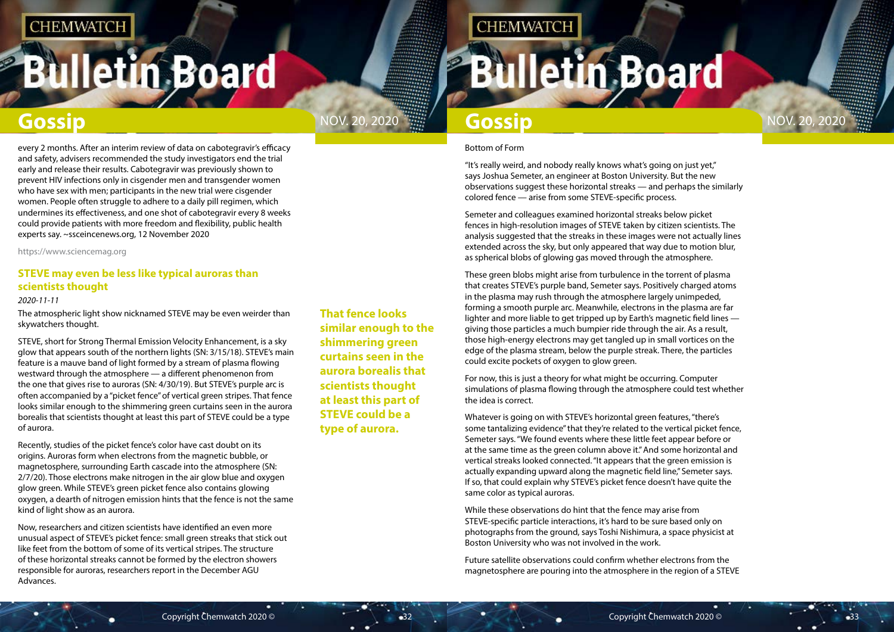every 2 months. After an interim review of data on cabotegravir's efficacy and safety, advisers recommended the study investigators end the trial early and release their results. Cabotegravir was previously shown to prevent HIV infections only in cisgender men and transgender women who have sex with men; participants in the new trial were cisgender women. People often struggle to adhere to a daily pill regimen, which undermines its effectiveness, and one shot of cabotegravir every 8 weeks could provide patients with more freedom and flexibility, public health experts say. ~ssceincenews.org, 12 November 2020

https://www.sciencemag.org

## STEVE may even be less like typical auroras than scientists thought

*2020-11-11*

The atmospheric light show nicknamed STEVE may be even weirder than skywatchers thought.

STEVE, short for Strong Thermal Emission Velocity Enhancement, is a sky glow that appears south of the northern lights (SN: 3/15/18). STEVE's main feature is a mauve band of light formed by a stream of plasma flowing westward through the atmosphere — a different phenomenon from the one that gives rise to auroras (SN: 4/30/19). But STEVE's purple arc is often accompanied by a "picket fence" of vertical green stripes. That fence looks similar enough to the shimmering green curtains seen in the aurora borealis that scientists thought at least this part of STEVE could be a type of aurora.

Recently, studies of the picket fence's color have cast doubt on its origins. Auroras form when electrons from the magnetic bubble, or magnetosphere, surrounding Earth cascade into the atmosphere (SN: 2/7/20). Those electrons make nitrogen in the air glow blue and oxygen glow green. While STEVE's green picket fence also contains glowing oxygen, a dearth of nitrogen emission hints that the fence is not the same kind of light show as an aurora.

Now, researchers and citizen scientists have identified an even more unusual aspect of STEVE's picket fence: small green streaks that stick out like feet from the bottom of some of its vertical stripes. The structure of these horizontal streaks cannot be formed by the electron showers responsible for auroras, researchers report in the December AGU Advances.

**That fence looks similar enough to the shimmering green curtains seen in the aurora borealis that scientists thought at least this part of STEVE could be a type of aurora.**

Bottom of Form

"It's really weird, and nobody really knows what's going on just yet," says Joshua Semeter, an engineer at Boston University. But the new observations suggest these horizontal streaks — and perhaps the similarly colored fence — arise from some STEVE-specific process.

Semeter and colleagues examined horizontal streaks below picket fences in high-resolution images of STEVE taken by citizen scientists. The analysis suggested that the streaks in these images were not actually lines extended across the sky, but only appeared that way due to motion blur, as spherical blobs of glowing gas moved through the atmosphere.

These green blobs might arise from turbulence in the torrent of plasma that creates STEVE's purple band, Semeter says. Positively charged atoms in the plasma may rush through the atmosphere largely unimpeded, forming a smooth purple arc. Meanwhile, electrons in the plasma are far lighter and more liable to get tripped up by Earth's magnetic field lines — giving those particles a much bumpier ride through the air. As a result, those high-energy electrons may get tangled up in small vortices on the edge of the plasma stream, below the purple streak. There, the particles could excite pockets of oxygen to glow green.

For now, this is just a theory for what might be occurring. Computer simulations of plasma flowing through the atmosphere could test whether the idea is correct.

Whatever is going on with STEVE's horizontal green features, "there's some tantalizing evidence" that they're related to the vertical picket fence, Semeter says. "We found events where these little feet appear before or at the same time as the green column above it." And some horizontal and vertical streaks looked connected. "It appears that the green emission is actually expanding upward along the magnetic field line," Semeter says. If so, that could explain why STEVE's picket fence doesn't have quite the same color as typical auroras.

While these observations do hint that the fence may arise from STEVE-specific particle interactions, it's hard to be sure based only on photographs from the ground, says Toshi Nishimura, a space physicist at Boston University who was not involved in the work.

Future satellite observations could confirm whether electrons from the magnetosphere are pouring into the atmosphere in the region of a STEVE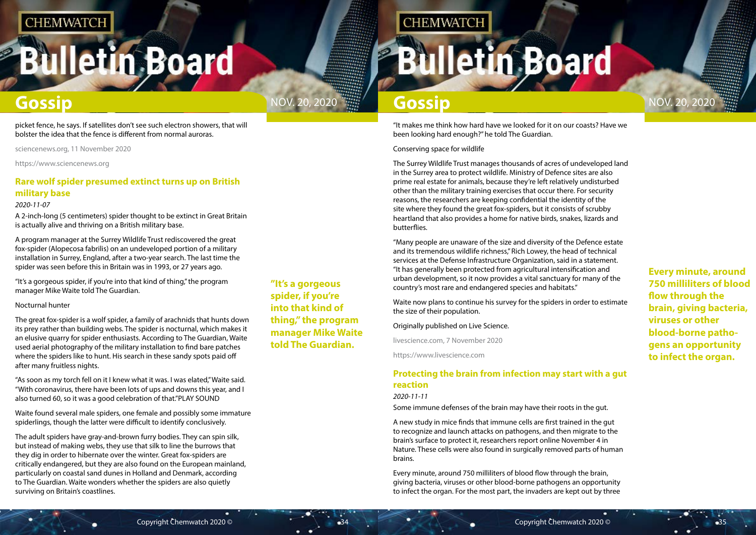picket fence, he says. If satellites don't see such electron showers, that will bolster the idea that the fence is different from normal auroras.

sciencenews.org, 11 November 2020

https://www.sciencenews.org

## Rare wolf spider presumed extinct turns up on British military base

*2020-11-07*

A 2-inch-long (5 centimeters) spider thought to be extinct in Great Britain is actually alive and thriving on a British military base.

A program manager at the Surrey Wildlife Trust rediscovered the great fox-spider (Alopecosa fabrilis) on an undeveloped portion of a military installation in Surrey, England, after a two-year search. The last time the spider was seen before this in Britain was in 1993, or 27 years ago.

"It's a gorgeous spider, if you're into that kind of thing," the program manager Mike Waite told The Guardian.

Nocturnal hunter

The great fox-spider is a wolf spider, a family of arachnids that hunts down its prey rather than building webs. The spider is nocturnal, which makes it an elusive quarry for spider enthusiasts. According to The Guardian, Waite used aerial photography of the military installation to find bare patches where the spiders like to hunt. His search in these sandy spots paid off after many fruitless nights.

"As soon as my torch fell on it I knew what it was. I was elated," Waite said. "With coronavirus, there have been lots of ups and downs this year, and I also turned 60, so it was a good celebration of that."PLAY SOUND

Waite found several male spiders, one female and possibly some immature spiderlings, though the latter were difficult to identify conclusively.

The adult spiders have gray-and-brown furry bodies. They can spin silk, but instead of making webs, they use that silk to line the burrows that they dig in order to hibernate over the winter. Great fox-spiders are critically endangered, but they are also found on the European mainland, particularly on coastal sand dunes in Holland and Denmark, according to The Guardian. Waite wonders whether the spiders are also quietly surviving on Britain's coastlines.

**"It's a gorgeous spider, if you're into that kind of thing," the program manager Mike Waite told The Guardian.**

"It makes me think how hard have we looked for it on our coasts? Have we been looking hard enough?" he told The Guardian.

Conserving space for wildlife

The Surrey Wildlife Trust manages thousands of acres of undeveloped land in the Surrey area to protect wildlife. Ministry of Defence sites are also prime real estate for animals, because they're left relatively undisturbed other than the military training exercises that occur there. For security reasons, the researchers are keeping confidential the identity of the site where they found the great fox-spiders, but it consists of scrubby heartland that also provides a home for native birds, snakes, lizards and butterflies.

"Many people are unaware of the size and diversity of the Defence estate and its tremendous wildlife richness," Rich Lowey, the head of technical services at the Defense Infrastructure Organization, said in a statement. "It has generally been protected from agricultural intensification and urban development, so it now provides a vital sanctuary for many of the country's most rare and endangered species and habitats."

Waite now plans to continue his survey for the spiders in order to estimate the size of their population.

Originally published on Live Science.

livescience.com, 7 November 2020

https://www.livescience.com

## Protecting the brain from infection may start with a gut reaction

*2020-11-11*

Some immune defenses of the brain may have their roots in the gut.

A new study in mice finds that immune cells are first trained in the gut to recognize and launch attacks on pathogens, and then migrate to the brain's surface to protect it, researchers report online November 4 in Nature. These cells were also found in surgically removed parts of human brains.

Every minute, around 750 milliliters of blood flow through the brain, giving bacteria, viruses or other blood-borne pathogens an opportunity to infect the organ. For the most part, the invaders are kept out by three

**Every minute, around 750 milliliters of blood flow through the brain, giving bacteria, viruses or other blood-borne pathogens an opportunity to infect the organ.**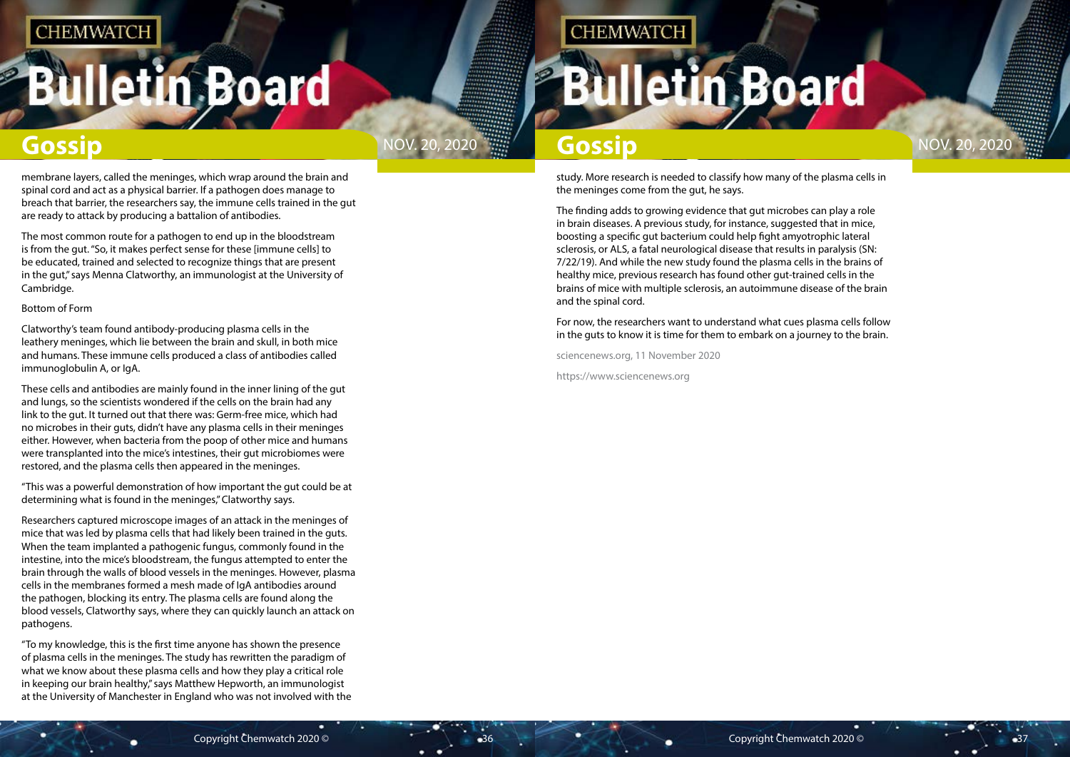membrane layers, called the meninges, which wrap around the brain and spinal cord and act as a physical barrier. If a pathogen does manage to breach that barrier, the researchers say, the immune cells trained in the gut are ready to attack by producing a battalion of antibodies.

The most common route for a pathogen to end up in the bloodstream is from the gut. "So, it makes perfect sense for these [immune cells] to be educated, trained and selected to recognize things that are present in the gut," says Menna Clatworthy, an immunologist at the University of Cambridge.

Bottom of Form

Clatworthy's team found antibody-producing plasma cells in the leathery meninges, which lie between the brain and skull, in both mice and humans. These immune cells produced a class of antibodies called immunoglobulin A, or IgA.

These cells and antibodies are mainly found in the inner lining of the gut and lungs, so the scientists wondered if the cells on the brain had any link to the gut. It turned out that there was: Germ-free mice, which had no microbes in their guts, didn't have any plasma cells in their meninges either. However, when bacteria from the poop of other mice and humans were transplanted into the mice's intestines, their gut microbiomes were restored, and the plasma cells then appeared in the meninges.

"This was a powerful demonstration of how important the gut could be at determining what is found in the meninges," Clatworthy says.

Researchers captured microscope images of an attack in the meninges of mice that was led by plasma cells that had likely been trained in the guts. When the team implanted a pathogenic fungus, commonly found in the intestine, into the mice's bloodstream, the fungus attempted to enter the brain through the walls of blood vessels in the meninges. However, plasma cells in the membranes formed a mesh made of IgA antibodies around the pathogen, blocking its entry. The plasma cells are found along the blood vessels, Clatworthy says, where they can quickly launch an attack on pathogens.

"To my knowledge, this is the first time anyone has shown the presence of plasma cells in the meninges. The study has rewritten the paradigm of what we know about these plasma cells and how they play a critical role in keeping our brain healthy," says Matthew Hepworth, an immunologist at the University of Manchester in England who was not involved with the study. More research is needed to classify how many of the plasma cells in the meninges come from the gut, he says.

The finding adds to growing evidence that gut microbes can play a role in brain diseases. A previous study, for instance, suggested that in mice, boosting a specific gut bacterium could help fight amyotrophic lateral sclerosis, or ALS, a fatal neurological disease that results in paralysis (SN: 7/22/19). And while the new study found the plasma cells in the brains of healthy mice, previous research has found other gut-trained cells in the brains of mice with multiple sclerosis, an autoimmune disease of the brain and the spinal cord.

For now, the researchers want to understand what cues plasma cells follow in the guts to know it is time for them to embark on a journey to the brain.

sciencenews.org, 11 November 2020

https://www.sciencenews.org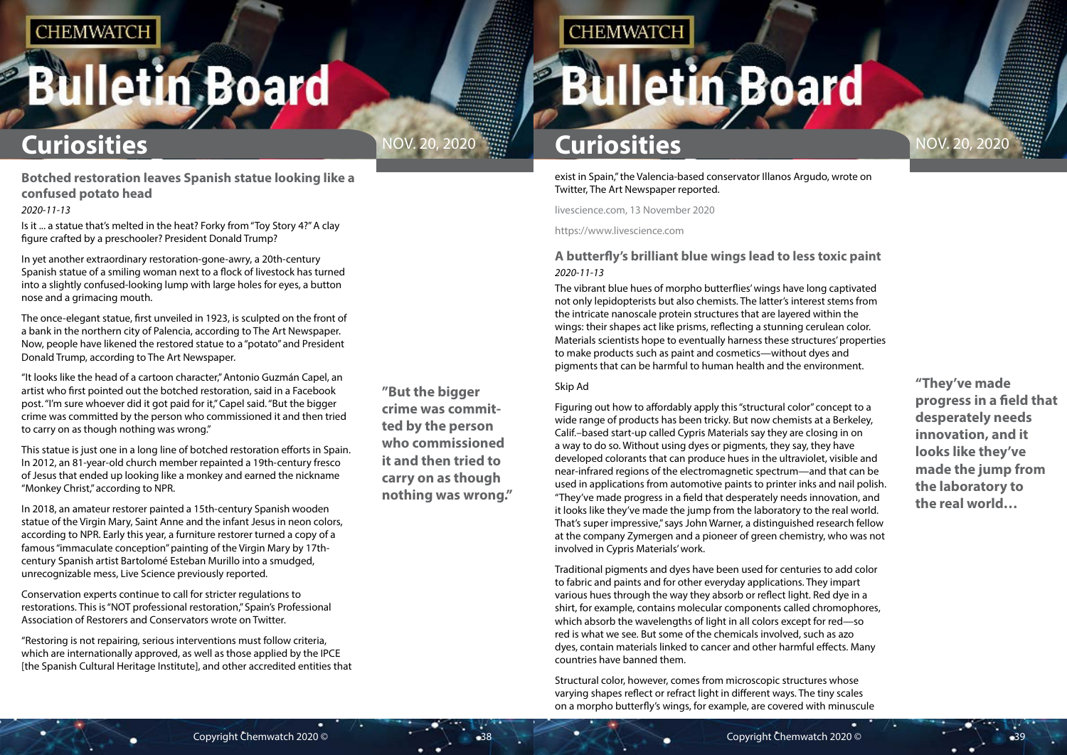## Botched restoration leaves Spanish statue looking like a confused potato head

*2020-11-13*

Is it ... a statue that's melted in the heat? Forky from "Toy Story 4?" A clay figure crafted by a preschooler? President Donald Trump?

In yet another extraordinary restoration-gone-awry, a 20th-century Spanish statue of a smiling woman next to a flock of livestock has turned into a slightly confused-looking lump with large holes for eyes, a button nose and a grimacing mouth.

The once-elegant statue, first unveiled in 1923, is sculpted on the front of a bank in the northern city of Palencia, according to The Art Newspaper. Now, people have likened the restored statue to a "potato" and President Donald Trump, according to The Art Newspaper.

"It looks like the head of a cartoon character," Antonio Guzmán Capel, an artist who first pointed out the botched restoration, said in a Facebook post. "I'm sure whoever did it got paid for it," Capel said. "But the bigger crime was committed by the person who commissioned it and then tried to carry on as though nothing was wrong."

**"But the bigger crime was committed by the person who commissioned it and then tried to carry on as though nothing was wrong."**

This statue is just one in a long line of botched restoration efforts in Spain. In 2012, an 81-year-old church member repainted a 19th-century fresco of Jesus that ended up looking like a monkey and earned the nickname "Monkey Christ," according to NPR.

In 2018, an amateur restorer painted a 15th-century Spanish wooden statue of the Virgin Mary, Saint Anne and the infant Jesus in neon colors, according to NPR. Early this year, a furniture restorer turned a copy of a famous "immaculate conception" painting of the Virgin Mary by 17th-century Spanish artist Bartolomé Esteban Murillo into a smudged, unrecognizable mess, Live Science previously reported.

Conservation experts continue to call for stricter regulations to restorations. This is "NOT professional restoration," Spain's Professional Association of Restorers and Conservators wrote on Twitter.

"Restoring is not repairing, serious interventions must follow criteria, which are internationally approved, as well as those applied by the IPCE [the Spanish Cultural Heritage Institute], and other accredited entities that exist in Spain," the Valencia-based conservator Illanos Argudo, wrote on Twitter, The Art Newspaper reported.

livescience.com, 13 November 2020

https://www.livescience.com

## A butterfly's brilliant blue wings lead to less toxic paint

*2020-11-13*

The vibrant blue hues of morpho butterflies' wings have long captivated not only lepidopterists but also chemists. The latter's interest stems from the intricate nanoscale protein structures that are layered within the wings: their shapes act like prisms, reflecting a stunning cerulean color. Materials scientists hope to eventually harness these structures' properties to make products such as paint and cosmetics—without dyes and pigments that can be harmful to human health and the environment.

Skip Ad

Figuring out how to affordably apply this "structural color" concept to a wide range of products has been tricky. But now chemists at a Berkeley, Calif.–based start-up called Cypris Materials say they are closing in on a way to do so. Without using dyes or pigments, they say, they have developed colorants that can produce hues in the ultraviolet, visible and near-infrared regions of the electromagnetic spectrum—and that can be used in applications from automotive paints to printer inks and nail polish. "They've made progress in a field that desperately needs innovation, and it looks like they've made the jump from the laboratory to the real world. That's super impressive," says John Warner, a distinguished research fellow at the company Zymergen and a pioneer of green chemistry, who was not involved in Cypris Materials' work.

**"They've made progress in a field that desperately needs innovation, and it looks like they've made the jump from the laboratory to the real world…**

Traditional pigments and dyes have been used for centuries to add color to fabric and paints and for other everyday applications. They impart various hues through the way they absorb or reflect light. Red dye in a shirt, for example, contains molecular components called chromophores, which absorb the wavelengths of light in all colors except for red—so red is what we see. But some of the chemicals involved, such as azo dyes, contain materials linked to cancer and other harmful effects. Many countries have banned them.

Structural color, however, comes from microscopic structures whose varying shapes reflect or refract light in different ways. The tiny scales on a morpho butterfly's wings, for example, are covered with minuscule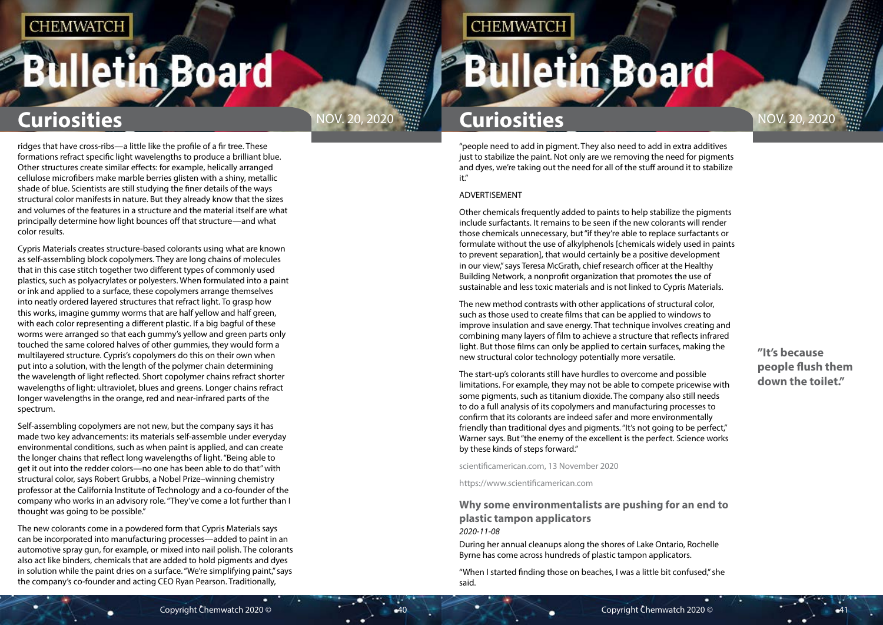ridges that have cross-ribs—a little like the profile of a fir tree. These formations refract specific light wavelengths to produce a brilliant blue. Other structures create similar effects: for example, helically arranged cellulose microfibers make marble berries glisten with a shiny, metallic shade of blue. Scientists are still studying the finer details of the ways structural color manifests in nature. But they already know that the sizes and volumes of the features in a structure and the material itself are what principally determine how light bounces off that structure—and what color results.

Cypris Materials creates structure-based colorants using what are known as self-assembling block copolymers. They are long chains of molecules that in this case stitch together two different types of commonly used plastics, such as polyacrylates or polyesters. When formulated into a paint or ink and applied to a surface, these copolymers arrange themselves into neatly ordered layered structures that refract light. To grasp how this works, imagine gummy worms that are half yellow and half green, with each color representing a different plastic. If a big bagful of these worms were arranged so that each gummy's yellow and green parts only touched the same colored halves of other gummies, they would form a multilayered structure. Cypris's copolymers do this on their own when put into a solution, with the length of the polymer chain determining the wavelength of light reflected. Short copolymer chains refract shorter wavelengths of light: ultraviolet, blues and greens. Longer chains refract longer wavelengths in the orange, red and near-infrared parts of the spectrum.

Self-assembling copolymers are not new, but the company says it has made two key advancements: its materials self-assemble under everyday environmental conditions, such as when paint is applied, and can create the longer chains that reflect long wavelengths of light. "Being able to get it out into the redder colors—no one has been able to do that" with structural color, says Robert Grubbs, a Nobel Prize–winning chemistry professor at the California Institute of Technology and a co-founder of the company who works in an advisory role. "They've come a lot further than I thought was going to be possible."

The new colorants come in a powdered form that Cypris Materials says can be incorporated into manufacturing processes—added to paint in an automotive spray gun, for example, or mixed into nail polish. The colorants also act like binders, chemicals that are added to hold pigments and dyes in solution while the paint dries on a surface. "We're simplifying paint," says the company's co-founder and acting CEO Ryan Pearson. Traditionally, "people need to add in pigment. They also need to add in extra additives just to stabilize the paint. Not only are we removing the need for pigments and dyes, we're taking out the need for all of the stuff around it to stabilize it."

ADVERTISEMENT

Other chemicals frequently added to paints to help stabilize the pigments include surfactants. It remains to be seen if the new colorants will render those chemicals unnecessary, but "if they're able to replace surfactants or formulate without the use of alkylphenols [chemicals widely used in paints to prevent separation], that would certainly be a positive development in our view," says Teresa McGrath, chief research officer at the Healthy Building Network, a nonprofit organization that promotes the use of sustainable and less toxic materials and is not linked to Cypris Materials.

The new method contrasts with other applications of structural color, such as those used to create films that can be applied to windows to improve insulation and save energy. That technique involves creating and combining many layers of film to achieve a structure that reflects infrared light. But those films can only be applied to certain surfaces, making the new structural color technology potentially more versatile.

The start-up's colorants still have hurdles to overcome and possible limitations. For example, they may not be able to compete pricewise with some pigments, such as titanium dioxide. The company also still needs to do a full analysis of its copolymers and manufacturing processes to confirm that its colorants are indeed safer and more environmentally friendly than traditional dyes and pigments. "It's not going to be perfect," Warner says. But "the enemy of the excellent is the perfect. Science works by these kinds of steps forward."

scientificamerican.com, 13 November 2020

https://www.scientificamerican.com

### Why some environmentalists are pushing for an end to plastic tampon applicators

*2020-11-08*

During her annual cleanups along the shores of Lake Ontario, Rochelle Byrne has come across hundreds of plastic tampon applicators.

"When I started finding those on beaches, I was a little bit confused," she said.

**"It's because people flush them down the toilet."**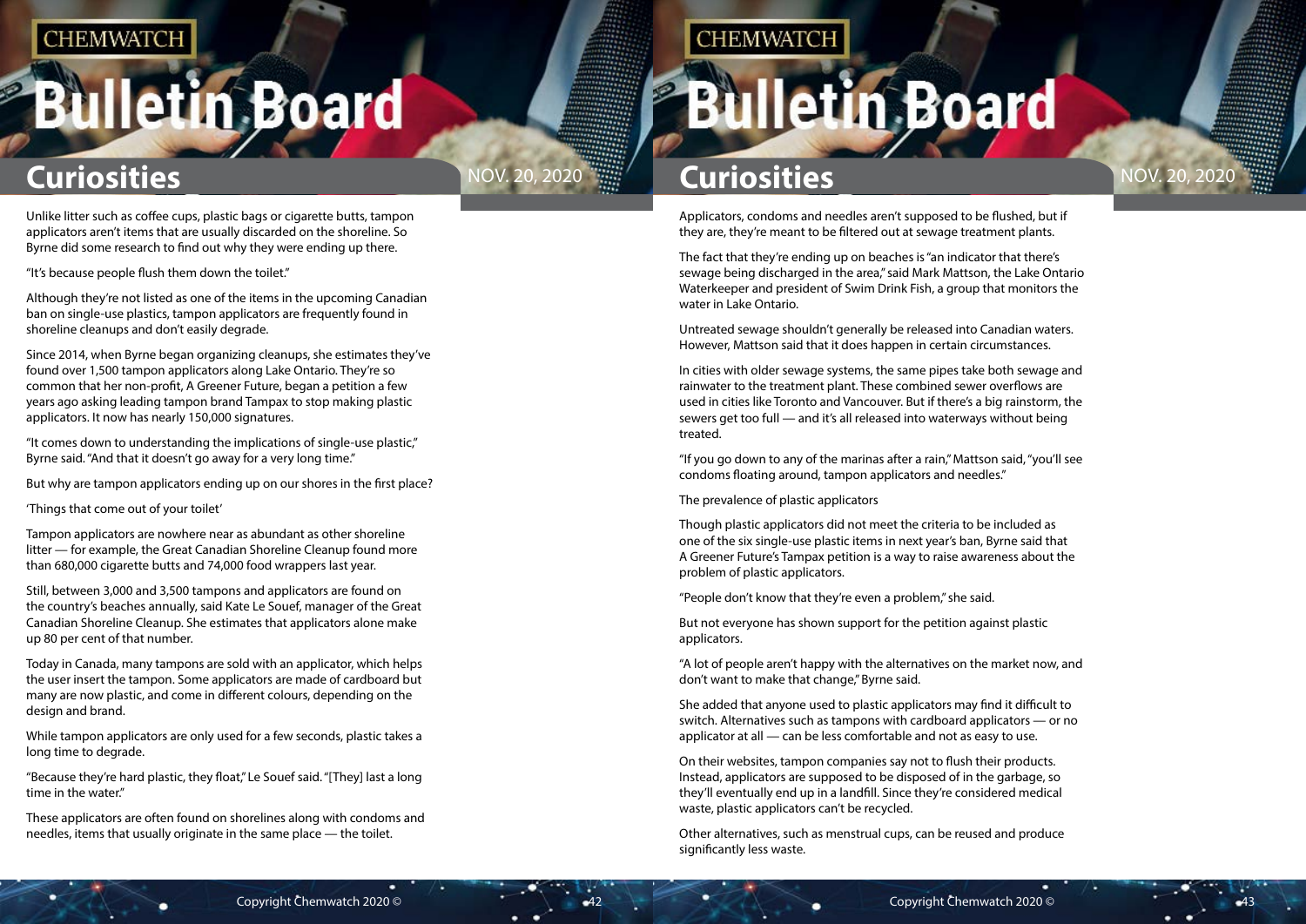Unlike litter such as coffee cups, plastic bags or cigarette butts, tampon applicators aren't items that are usually discarded on the shoreline. So Byrne did some research to find out why they were ending up there.

"It's because people flush them down the toilet."

Although they're not listed as one of the items in the upcoming Canadian ban on single-use plastics, tampon applicators are frequently found in shoreline cleanups and don't easily degrade.

Since 2014, when Byrne began organizing cleanups, she estimates they've found over 1,500 tampon applicators along Lake Ontario. They're so common that her non-profit, A Greener Future, began a petition a few years ago asking leading tampon brand Tampax to stop making plastic applicators. It now has nearly 150,000 signatures.

"It comes down to understanding the implications of single-use plastic," Byrne said. "And that it doesn't go away for a very long time."

But why are tampon applicators ending up on our shores in the first place?

'Things that come out of your toilet'

Tampon applicators are nowhere near as abundant as other shoreline litter — for example, the Great Canadian Shoreline Cleanup found more than 680,000 cigarette butts and 74,000 food wrappers last year.

Still, between 3,000 and 3,500 tampons and applicators are found on the country's beaches annually, said Kate Le Souef, manager of the Great Canadian Shoreline Cleanup. She estimates that applicators alone make up 80 per cent of that number.

Today in Canada, many tampons are sold with an applicator, which helps the user insert the tampon. Some applicators are made of cardboard but many are now plastic, and come in different colours, depending on the design and brand.

While tampon applicators are only used for a few seconds, plastic takes a long time to degrade.

"Because they're hard plastic, they float," Le Souef said. "[They] last a long time in the water."

These applicators are often found on shorelines along with condoms and needles, items that usually originate in the same place — the toilet.

Applicators, condoms and needles aren't supposed to be flushed, but if they are, they're meant to be filtered out at sewage treatment plants.

The fact that they're ending up on beaches is "an indicator that there's sewage being discharged in the area," said Mark Mattson, the Lake Ontario Waterkeeper and president of Swim Drink Fish, a group that monitors the water in Lake Ontario.

Untreated sewage shouldn't generally be released into Canadian waters. However, Mattson said that it does happen in certain circumstances.

In cities with older sewage systems, the same pipes take both sewage and rainwater to the treatment plant. These combined sewer overflows are used in cities like Toronto and Vancouver. But if there's a big rainstorm, the sewers get too full — and it's all released into waterways without being treated.

"If you go down to any of the marinas after a rain," Mattson said, "you'll see condoms floating around, tampon applicators and needles."

The prevalence of plastic applicators

Though plastic applicators did not meet the criteria to be included as one of the six single-use plastic items in next year's ban, Byrne said that A Greener Future's Tampax petition is a way to raise awareness about the problem of plastic applicators.

"People don't know that they're even a problem," she said.

But not everyone has shown support for the petition against plastic applicators.

"A lot of people aren't happy with the alternatives on the market now, and don't want to make that change," Byrne said.

She added that anyone used to plastic applicators may find it difficult to switch. Alternatives such as tampons with cardboard applicators — or no applicator at all — can be less comfortable and not as easy to use.

On their websites, tampon companies say not to flush their products. Instead, applicators are supposed to be disposed of in the garbage, so they'll eventually end up in a landfill. Since they're considered medical waste, plastic applicators can't be recycled.

Other alternatives, such as menstrual cups, can be reused and produce significantly less waste.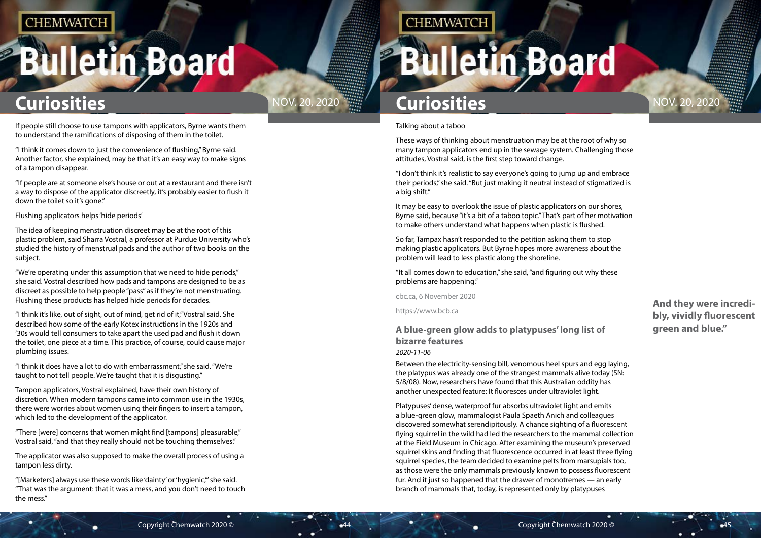If people still choose to use tampons with applicators, Byrne wants them to understand the ramifications of disposing of them in the toilet.

"I think it comes down to just the convenience of flushing," Byrne said. Another factor, she explained, may be that it's an easy way to make signs of a tampon disappear.

"If people are at someone else's house or out at a restaurant and there isn't a way to dispose of the applicator discreetly, it's probably easier to flush it down the toilet so it's gone."

Flushing applicators helps 'hide periods'

The idea of keeping menstruation discreet may be at the root of this plastic problem, said Sharra Vostral, a professor at Purdue University who's studied the history of menstrual pads and the author of two books on the subject.

"We're operating under this assumption that we need to hide periods," she said. Vostral described how pads and tampons are designed to be as discreet as possible to help people "pass" as if they're not menstruating. Flushing these products has helped hide periods for decades.

"I think it's like, out of sight, out of mind, get rid of it," Vostral said. She described how some of the early Kotex instructions in the 1920s and '30s would tell consumers to take apart the used pad and flush it down the toilet, one piece at a time. This practice, of course, could cause major plumbing issues.

"I think it does have a lot to do with embarrassment," she said. "We're taught to not tell people. We're taught that it is disgusting."

Tampon applicators, Vostral explained, have their own history of discretion. When modern tampons came into common use in the 1930s, there were worries about women using their fingers to insert a tampon, which led to the development of the applicator.

"There [were] concerns that women might find [tampons] pleasurable," Vostral said, "and that they really should not be touching themselves."

The applicator was also supposed to make the overall process of using a tampon less dirty.

"[Marketers] always use these words like 'dainty' or 'hygienic,'" she said. "That was the argument: that it was a mess, and you don't need to touch the mess."

Talking about a taboo

These ways of thinking about menstruation may be at the root of why so many tampon applicators end up in the sewage system. Challenging those attitudes, Vostral said, is the first step toward change.

"I don't think it's realistic to say everyone's going to jump up and embrace their periods," she said. "But just making it neutral instead of stigmatized is a big shift."

It may be easy to overlook the issue of plastic applicators on our shores, Byrne said, because "it's a bit of a taboo topic." That's part of her motivation to make others understand what happens when plastic is flushed.

So far, Tampax hasn't responded to the petition asking them to stop making plastic applicators. But Byrne hopes more awareness about the problem will lead to less plastic along the shoreline.

"It all comes down to education," she said, "and figuring out why these problems are happening."

cbc.ca, 6 November 2020

https://www.bcb.ca

## A blue-green glow adds to platypuses' long list of bizarre features

*2020-11-06*

Between the electricity-sensing bill, venomous heel spurs and egg laying, the platypus was already one of the strangest mammals alive today (SN: 5/8/08). Now, researchers have found that this Australian oddity has another unexpected feature: It fluoresces under ultraviolet light.

**And they were incredibly, vividly fluorescent green and blue."**

Platypuses' dense, waterproof fur absorbs ultraviolet light and emits a blue-green glow, mammalogist Paula Spaeth Anich and colleagues discovered somewhat serendipitously. A chance sighting of a fluorescent flying squirrel in the wild had led the researchers to the mammal collection at the Field Museum in Chicago. After examining the museum's preserved squirrel skins and finding that fluorescence occurred in at least three flying squirrel species, the team decided to examine pelts from marsupials too, as those were the only mammals previously known to possess fluorescent fur. And it just so happened that the drawer of monotremes — an early branch of mammals that, today, is represented only by platypuses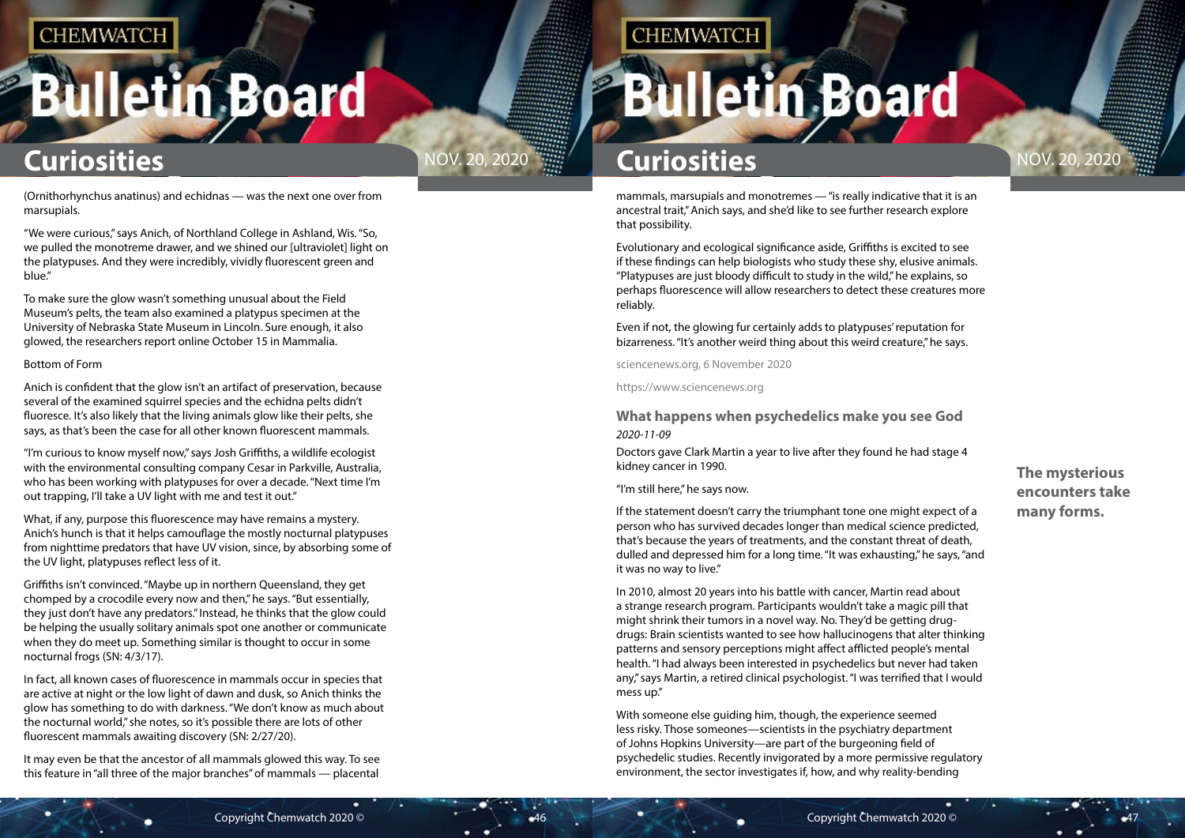(Ornithorhynchus anatinus) and echidnas — was the next one over from marsupials.

"We were curious," says Anich, of Northland College in Ashland, Wis. "So, we pulled the monotreme drawer, and we shined our [ultraviolet] light on the platypuses. And they were incredibly, vividly fluorescent green and blue."

To make sure the glow wasn't something unusual about the Field Museum's pelts, the team also examined a platypus specimen at the University of Nebraska State Museum in Lincoln. Sure enough, it also glowed, the researchers report online October 15 in Mammalia.

Bottom of Form

Anich is confident that the glow isn't an artifact of preservation, because several of the examined squirrel species and the echidna pelts didn't fluoresce. It's also likely that the living animals glow like their pelts, she says, as that's been the case for all other known fluorescent mammals.

"I'm curious to know myself now," says Josh Griffiths, a wildlife ecologist with the environmental consulting company Cesar in Parkville, Australia, who has been working with platypuses for over a decade. "Next time I'm out trapping, I'll take a UV light with me and test it out."

What, if any, purpose this fluorescence may have remains a mystery. Anich's hunch is that it helps camouflage the mostly nocturnal platypuses from nighttime predators that have UV vision, since, by absorbing some of the UV light, platypuses reflect less of it.

Griffiths isn't convinced. "Maybe up in northern Queensland, they get chomped by a crocodile every now and then," he says. "But essentially, they just don't have any predators." Instead, he thinks that the glow could be helping the usually solitary animals spot one another or communicate when they do meet up. Something similar is thought to occur in some nocturnal frogs (SN: 4/3/17).

In fact, all known cases of fluorescence in mammals occur in species that are active at night or the low light of dawn and dusk, so Anich thinks the glow has something to do with darkness. "We don't know as much about the nocturnal world," she notes, so it's possible there are lots of other fluorescent mammals awaiting discovery (SN: 2/27/20).

It may even be that the ancestor of all mammals glowed this way. To see this feature in "all three of the major branches" of mammals — placental mammals, marsupials and monotremes — "is really indicative that it is an ancestral trait," Anich says, and she'd like to see further research explore that possibility.

Evolutionary and ecological significance aside, Griffiths is excited to see if these findings can help biologists who study these shy, elusive animals. "Platypuses are just bloody difficult to study in the wild," he explains, so perhaps fluorescence will allow researchers to detect these creatures more reliably.

Even if not, the glowing fur certainly adds to platypuses' reputation for bizarreness. "It's another weird thing about this weird creature," he says.

sciencenews.org, 6 November 2020

https://www.sciencenews.org

### What happens when psychedelics make you see God

*2020-11-09*

**The mysterious encounters take many forms.**

Doctors gave Clark Martin a year to live after they found he had stage 4 kidney cancer in 1990.

"I'm still here," he says now.

If the statement doesn't carry the triumphant tone one might expect of a person who has survived decades longer than medical science predicted, that's because the years of treatments, and the constant threat of death, dulled and depressed him for a long time. "It was exhausting," he says, "and it was no way to live."

In 2010, almost 20 years into his battle with cancer, Martin read about a strange research program. Participants wouldn't take a magic pill that might shrink their tumors in a novel way. No. They'd be getting drug-drugs: Brain scientists wanted to see how hallucinogens that alter thinking patterns and sensory perceptions might affect afflicted people's mental health. "I had always been interested in psychedelics but never had taken any," says Martin, a retired clinical psychologist. "I was terrified that I would mess up."

With someone else guiding him, though, the experience seemed less risky. Those someones—scientists in the psychiatry department of Johns Hopkins University—are part of the burgeoning field of psychedelic studies. Recently invigorated by a more permissive regulatory environment, the sector investigates if, how, and why reality-bending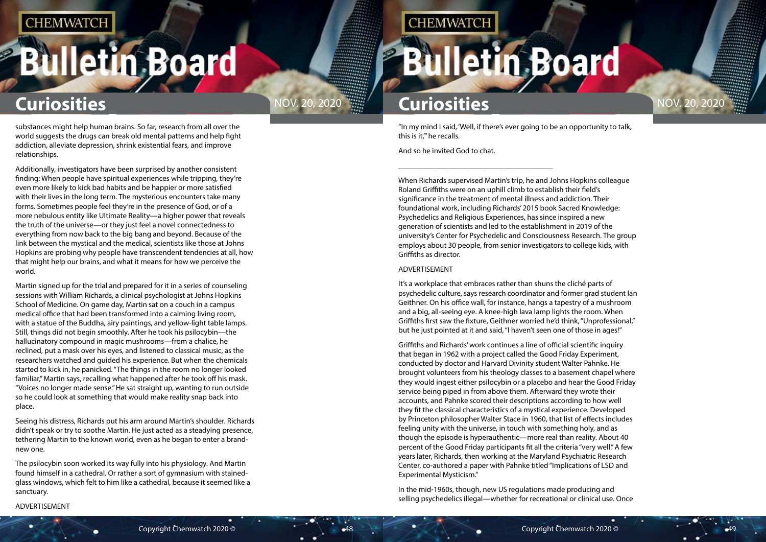substances might help human brains. So far, research from all over the world suggests the drugs can break old mental patterns and help fight addiction, alleviate depression, shrink existential fears, and improve relationships.

Additionally, investigators have been surprised by another consistent finding: When people have spiritual experiences while tripping, they're even more likely to kick bad habits and be happier or more satisfied with their lives in the long term. The mysterious encounters take many forms. Sometimes people feel they're in the presence of God, or of a more nebulous entity like Ultimate Reality—a higher power that reveals the truth of the universe—or they just feel a novel connectedness to everything from now back to the big bang and beyond. Because of the link between the mystical and the medical, scientists like those at Johns Hopkins are probing why people have transcendent tendencies at all, how that might help our brains, and what it means for how we perceive the world.

Martin signed up for the trial and prepared for it in a series of counseling sessions with William Richards, a clinical psychologist at Johns Hopkins School of Medicine. On game day, Martin sat on a couch in a campus medical office that had been transformed into a calming living room, with a statue of the Buddha, airy paintings, and yellow-light table lamps. Still, things did not begin smoothly. After he took his psilocybin—the hallucinatory compound in magic mushrooms—from a chalice, he reclined, put a mask over his eyes, and listened to classical music, as the researchers watched and guided his experience. But when the chemicals started to kick in, he panicked. "The things in the room no longer looked familiar," Martin says, recalling what happened after he took off his mask. "Voices no longer made sense." He sat straight up, wanting to run outside so he could look at something that would make reality snap back into place.

Seeing his distress, Richards put his arm around Martin's shoulder. Richards didn't speak or try to soothe Martin. He just acted as a steadying presence, tethering Martin to the known world, even as he began to enter a brand-new one.

The psilocybin soon worked its way fully into his physiology. And Martin found himself in a cathedral. Or rather a sort of gymnasium with stained-glass windows, which felt to him like a cathedral, because it seemed like a sanctuary.

ADVERTISEMENT

"In my mind I said, 'Well, if there's ever going to be an opportunity to talk, this is it,'" he recalls.

And so he invited God to chat.

---

When Richards supervised Martin's trip, he and Johns Hopkins colleague Roland Griffiths were on an uphill climb to establish their field's significance in the treatment of mental illness and addiction. Their foundational work, including Richards' 2015 book Sacred Knowledge: Psychedelics and Religious Experiences, has since inspired a new generation of scientists and led to the establishment in 2019 of the university's Center for Psychedelic and Consciousness Research. The group employs about 30 people, from senior investigators to college kids, with Griffiths as director.

ADVERTISEMENT

It's a workplace that embraces rather than shuns the cliché parts of psychedelic culture, says research coordinator and former grad student Ian Geithner. On his office wall, for instance, hangs a tapestry of a mushroom and a big, all-seeing eye. A knee-high lava lamp lights the room. When Griffiths first saw the fixture, Geithner worried he'd think, "Unprofessional," but he just pointed at it and said, "I haven't seen one of those in ages!"

Griffiths and Richards' work continues a line of official scientific inquiry that began in 1962 with a project called the Good Friday Experiment, conducted by doctor and Harvard Divinity student Walter Pahnke. He brought volunteers from his theology classes to a basement chapel where they would ingest either psilocybin or a placebo and hear the Good Friday service being piped in from above them. Afterward they wrote their accounts, and Pahnke scored their descriptions according to how well they fit the classical characteristics of a mystical experience. Developed by Princeton philosopher Walter Stace in 1960, that list of effects includes feeling unity with the universe, in touch with something holy, and as though the episode is hyperauthentic—more real than reality. About 40 percent of the Good Friday participants fit all the criteria "very well." A few years later, Richards, then working at the Maryland Psychiatric Research Center, co-authored a paper with Pahnke titled "Implications of LSD and Experimental Mysticism."

In the mid-1960s, though, new US regulations made producing and selling psychedelics illegal—whether for recreational or clinical use. Once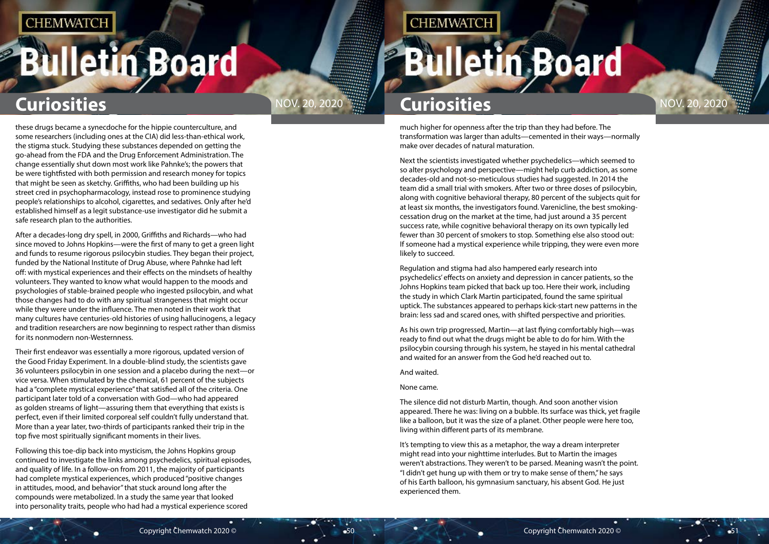these drugs became a synecdoche for the hippie counterculture, and some researchers (including ones at the CIA) did less-than-ethical work, the stigma stuck. Studying these substances depended on getting the go-ahead from the FDA and the Drug Enforcement Administration. The change essentially shut down most work like Pahnke's; the powers that be were tightfisted with both permission and research money for topics that might be seen as sketchy. Griffiths, who had been building up his street cred in psychopharmacology, instead rose to prominence studying people's relationships to alcohol, cigarettes, and sedatives. Only after he'd established himself as a legit substance-use investigator did he submit a safe research plan to the authorities.

After a decades-long dry spell, in 2000, Griffiths and Richards—who had since moved to Johns Hopkins—were the first of many to get a green light and funds to resume rigorous psilocybin studies. They began their project, funded by the National Institute of Drug Abuse, where Pahnke had left off: with mystical experiences and their effects on the mindsets of healthy volunteers. They wanted to know what would happen to the moods and psychologies of stable-brained people who ingested psilocybin, and what those changes had to do with any spiritual strangeness that might occur while they were under the influence. The men noted in their work that many cultures have centuries-old histories of using hallucinogens, a legacy and tradition researchers are now beginning to respect rather than dismiss for its nonmodern non-Westernness.

Their first endeavor was essentially a more rigorous, updated version of the Good Friday Experiment. In a double-blind study, the scientists gave 36 volunteers psilocybin in one session and a placebo during the next—or vice versa. When stimulated by the chemical, 61 percent of the subjects had a "complete mystical experience" that satisfied all of the criteria. One participant later told of a conversation with God—who had appeared as golden streams of light—assuring them that everything that exists is perfect, even if their limited corporeal self couldn't fully understand that. More than a year later, two-thirds of participants ranked their trip in the top five most spiritually significant moments in their lives.

Following this toe-dip back into mysticism, the Johns Hopkins group continued to investigate the links among psychedelics, spiritual episodes, and quality of life. In a follow-on from 2011, the majority of participants had complete mystical experiences, which produced "positive changes in attitudes, mood, and behavior" that stuck around long after the compounds were metabolized. In a study the same year that looked into personality traits, people who had had a mystical experience scored much higher for openness after the trip than they had before. The transformation was larger than adults—cemented in their ways—normally make over decades of natural maturation.

Next the scientists investigated whether psychedelics—which seemed to so alter psychology and perspective—might help curb addiction, as some decades-old and not-so-meticulous studies had suggested. In 2014 the team did a small trial with smokers. After two or three doses of psilocybin, along with cognitive behavioral therapy, 80 percent of the subjects quit for at least six months, the investigators found. Varenicline, the best smoking-cessation drug on the market at the time, had just around a 35 percent success rate, while cognitive behavioral therapy on its own typically led fewer than 30 percent of smokers to stop. Something else also stood out: If someone had a mystical experience while tripping, they were even more likely to succeed.

Regulation and stigma had also hampered early research into psychedelics' effects on anxiety and depression in cancer patients, so the Johns Hopkins team picked that back up too. Here their work, including the study in which Clark Martin participated, found the same spiritual uptick. The substances appeared to perhaps kick-start new patterns in the brain: less sad and scared ones, with shifted perspective and priorities.

As his own trip progressed, Martin—at last flying comfortably high—was ready to find out what the drugs might be able to do for him. With the psilocybin coursing through his system, he stayed in his mental cathedral and waited for an answer from the God he'd reached out to.

And waited.

None came.

The silence did not disturb Martin, though. And soon another vision appeared. There he was: living on a bubble. Its surface was thick, yet fragile like a balloon, but it was the size of a planet. Other people were here too, living within different parts of its membrane.

It's tempting to view this as a metaphor, the way a dream interpreter might read into your nighttime interludes. But to Martin the images weren't abstractions. They weren't to be parsed. Meaning wasn't the point. "I didn't get hung up with them or try to make sense of them," he says of his Earth balloon, his gymnasium sanctuary, his absent God. He just experienced them.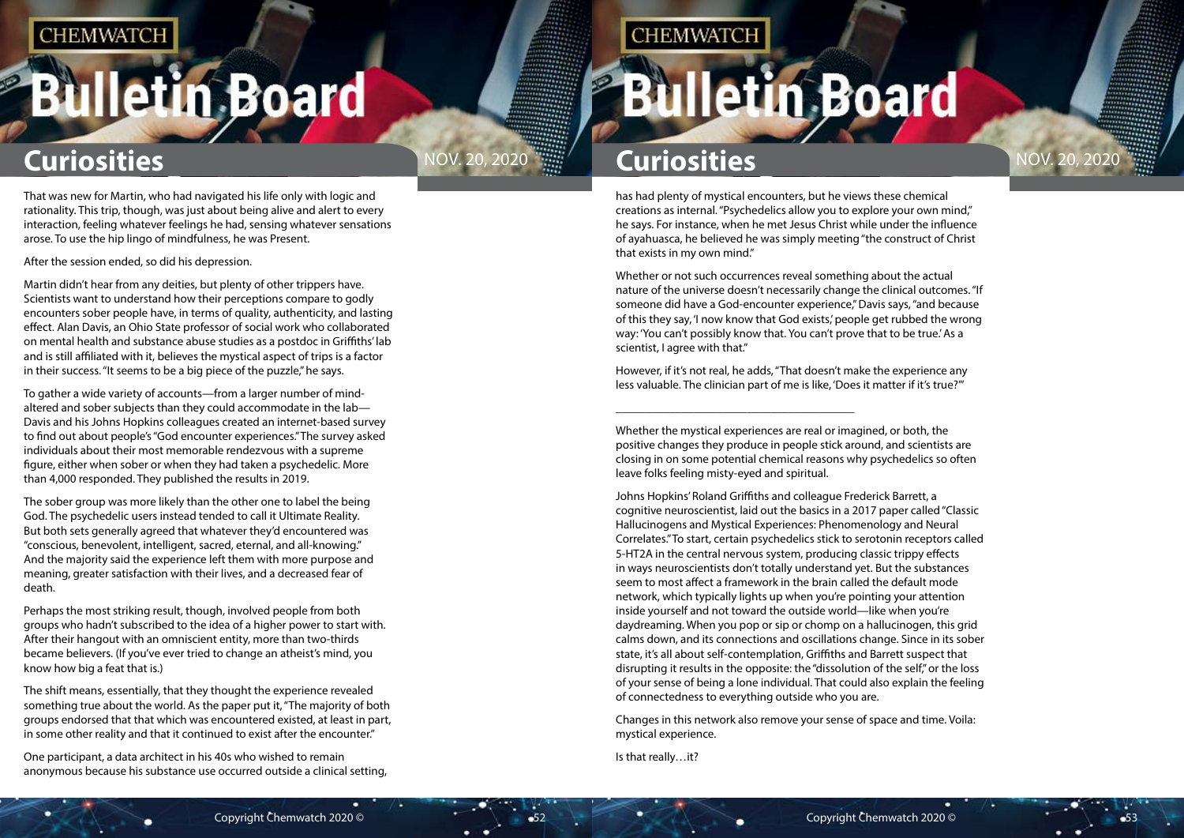That was new for Martin, who had navigated his life only with logic and rationality. This trip, though, was just about being alive and alert to every interaction, feeling whatever feelings he had, sensing whatever sensations arose. To use the hip lingo of mindfulness, he was Present.

After the session ended, so did his depression.

Martin didn't hear from any deities, but plenty of other trippers have. Scientists want to understand how their perceptions compare to godly encounters sober people have, in terms of quality, authenticity, and lasting effect. Alan Davis, an Ohio State professor of social work who collaborated on mental health and substance abuse studies as a postdoc in Griffiths' lab and is still affiliated with it, believes the mystical aspect of trips is a factor in their success. "It seems to be a big piece of the puzzle," he says.

To gather a wide variety of accounts—from a larger number of mind-altered and sober subjects than they could accommodate in the lab—Davis and his Johns Hopkins colleagues created an internet-based survey to find out about people's "God encounter experiences." The survey asked individuals about their most memorable rendezvous with a supreme figure, either when sober or when they had taken a psychedelic. More than 4,000 responded. They published the results in 2019.

The sober group was more likely than the other one to label the being God. The psychedelic users instead tended to call it Ultimate Reality. But both sets generally agreed that whatever they'd encountered was "conscious, benevolent, intelligent, sacred, eternal, and all-knowing." And the majority said the experience left them with more purpose and meaning, greater satisfaction with their lives, and a decreased fear of death.

Perhaps the most striking result, though, involved people from both groups who hadn't subscribed to the idea of a higher power to start with. After their hangout with an omniscient entity, more than two-thirds became believers. (If you've ever tried to change an atheist's mind, you know how big a feat that is.)

The shift means, essentially, that they thought the experience revealed something true about the world. As the paper put it, "The majority of both groups endorsed that that which was encountered existed, at least in part, in some other reality and that it continued to exist after the encounter."

One participant, a data architect in his 40s who wished to remain anonymous because his substance use occurred outside a clinical setting, has had plenty of mystical encounters, but he views these chemical creations as internal. "Psychedelics allow you to explore your own mind," he says. For instance, when he met Jesus Christ while under the influence of ayahuasca, he believed he was simply meeting "the construct of Christ that exists in my own mind."

Whether or not such occurrences reveal something about the actual nature of the universe doesn't necessarily change the clinical outcomes. "If someone did have a God-encounter experience," Davis says, "and because of this they say, 'I now know that God exists,' people get rubbed the wrong way: 'You can't possibly know that. You can't prove that to be true.' As a scientist, I agree with that."

However, if it's not real, he adds, "That doesn't make the experience any less valuable. The clinician part of me is like, 'Does it matter if it's true?'"

---

Whether the mystical experiences are real or imagined, or both, the positive changes they produce in people stick around, and scientists are closing in on some potential chemical reasons why psychedelics so often leave folks feeling misty-eyed and spiritual.

Johns Hopkins' Roland Griffiths and colleague Frederick Barrett, a cognitive neuroscientist, laid out the basics in a 2017 paper called "Classic Hallucinogens and Mystical Experiences: Phenomenology and Neural Correlates." To start, certain psychedelics stick to serotonin receptors called 5-HT2A in the central nervous system, producing classic trippy effects in ways neuroscientists don't totally understand yet. But the substances seem to most affect a framework in the brain called the default mode network, which typically lights up when you're pointing your attention inside yourself and not toward the outside world—like when you're daydreaming. When you pop or sip or chomp on a hallucinogen, this grid calms down, and its connections and oscillations change. Since in its sober state, it's all about self-contemplation, Griffiths and Barrett suspect that disrupting it results in the opposite: the "dissolution of the self," or the loss of your sense of being a lone individual. That could also explain the feeling of connectedness to everything outside who you are.

Changes in this network also remove your sense of space and time. Voila: mystical experience.

Is that really…it?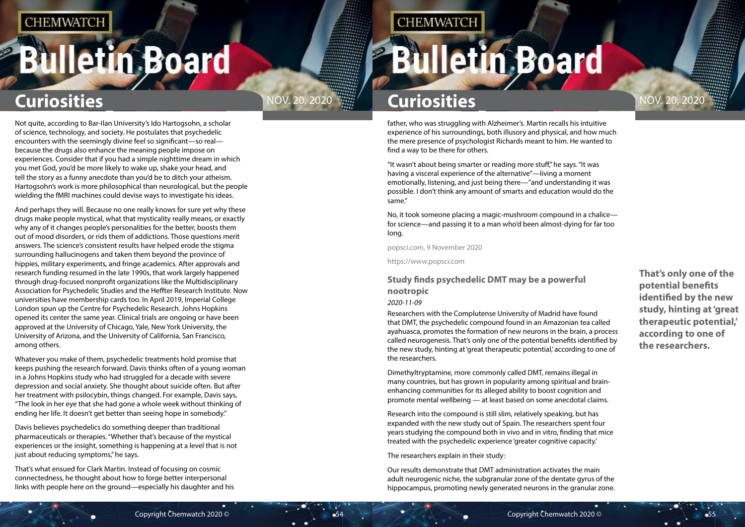Not quite, according to Bar-Ilan University's Ido Hartogsohn, a scholar of science, technology, and society. He postulates that psychedelic encounters with the seemingly divine feel so significant—so real—because the drugs also enhance the meaning people impose on experiences. Consider that if you had a simple nighttime dream in which you met God, you'd be more likely to wake up, shake your head, and tell the story as a funny anecdote than you'd be to ditch your atheism. Hartogsohn's work is more philosophical than neurological, but the people wielding the fMRI machines could devise ways to investigate his ideas.

And perhaps they will. Because no one really knows for sure yet why these drugs make people mystical, what that mysticality really means, or exactly why any of it changes people's personalities for the better, boosts them out of mood disorders, or rids them of addictions. Those questions merit answers. The science's consistent results have helped erode the stigma surrounding hallucinogens and taken them beyond the province of hippies, military experiments, and fringe academics. After approvals and research funding resumed in the late 1990s, that work largely happened through drug-focused nonprofit organizations like the Multidisciplinary Association for Psychedelic Studies and the Heffter Research Institute. Now universities have membership cards too. In April 2019, Imperial College London spun up the Centre for Psychedelic Research. Johns Hopkins opened its center the same year. Clinical trials are ongoing or have been approved at the University of Chicago, Yale, New York University, the University of Arizona, and the University of California, San Francisco, among others.

Whatever you make of them, psychedelic treatments hold promise that keeps pushing the research forward. Davis thinks often of a young woman in a Johns Hopkins study who had struggled for a decade with severe depression and social anxiety. She thought about suicide often. But after her treatment with psilocybin, things changed. For example, Davis says, "The look in her eye that she had gone a whole week without thinking of ending her life. It doesn't get better than seeing hope in somebody."

Davis believes psychedelics do something deeper than traditional pharmaceuticals or therapies. "Whether that's because of the mystical experiences or the insight, something is happening at a level that is not just about reducing symptoms," he says.

That's what ensued for Clark Martin. Instead of focusing on cosmic connectedness, he thought about how to forge better interpersonal links with people here on the ground—especially his daughter and his father, who was struggling with Alzheimer's. Martin recalls his intuitive experience of his surroundings, both illusory and physical, and how much the mere presence of psychologist Richards meant to him. He wanted to find a way to be there for others.

"It wasn't about being smarter or reading more stuff," he says. "It was having a visceral experience of the alternative"—living a moment emotionally, listening, and just being there—"and understanding it was possible. I don't think any amount of smarts and education would do the same."

No, it took someone placing a magic-mushroom compound in a chalice—for science—and passing it to a man who'd been almost-dying for far too long.

popsci.com, 9 November 2020

https://www.popsci.com

## Study finds psychedelic DMT may be a powerful nootropic

*2020-11-09*

Researchers with the Complutense University of Madrid have found that DMT, the psychedelic compound found in an Amazonian tea called ayahuasca, promotes the formation of new neurons in the brain, a process called neurogenesis. That's only one of the potential benefits identified by the new study, hinting at 'great therapeutic potential,' according to one of the researchers.

**That's only one of the potential benefits identified by the new study, hinting at 'great therapeutic potential,' according to one of the researchers.**

Dimethyltryptamine, more commonly called DMT, remains illegal in many countries, but has grown in popularity among spiritual and brain-enhancing communities for its alleged ability to boost cognition and promote mental wellbeing — at least based on some anecdotal claims.

Research into the compound is still slim, relatively speaking, but has expanded with the new study out of Spain. The researchers spent four years studying the compound both in vivo and in vitro, finding that mice treated with the psychedelic experience 'greater cognitive capacity.'

The researchers explain in their study:

Our results demonstrate that DMT administration activates the main adult neurogenic niche, the subgranular zone of the dentate gyrus of the hippocampus, promoting newly generated neurons in the granular zone.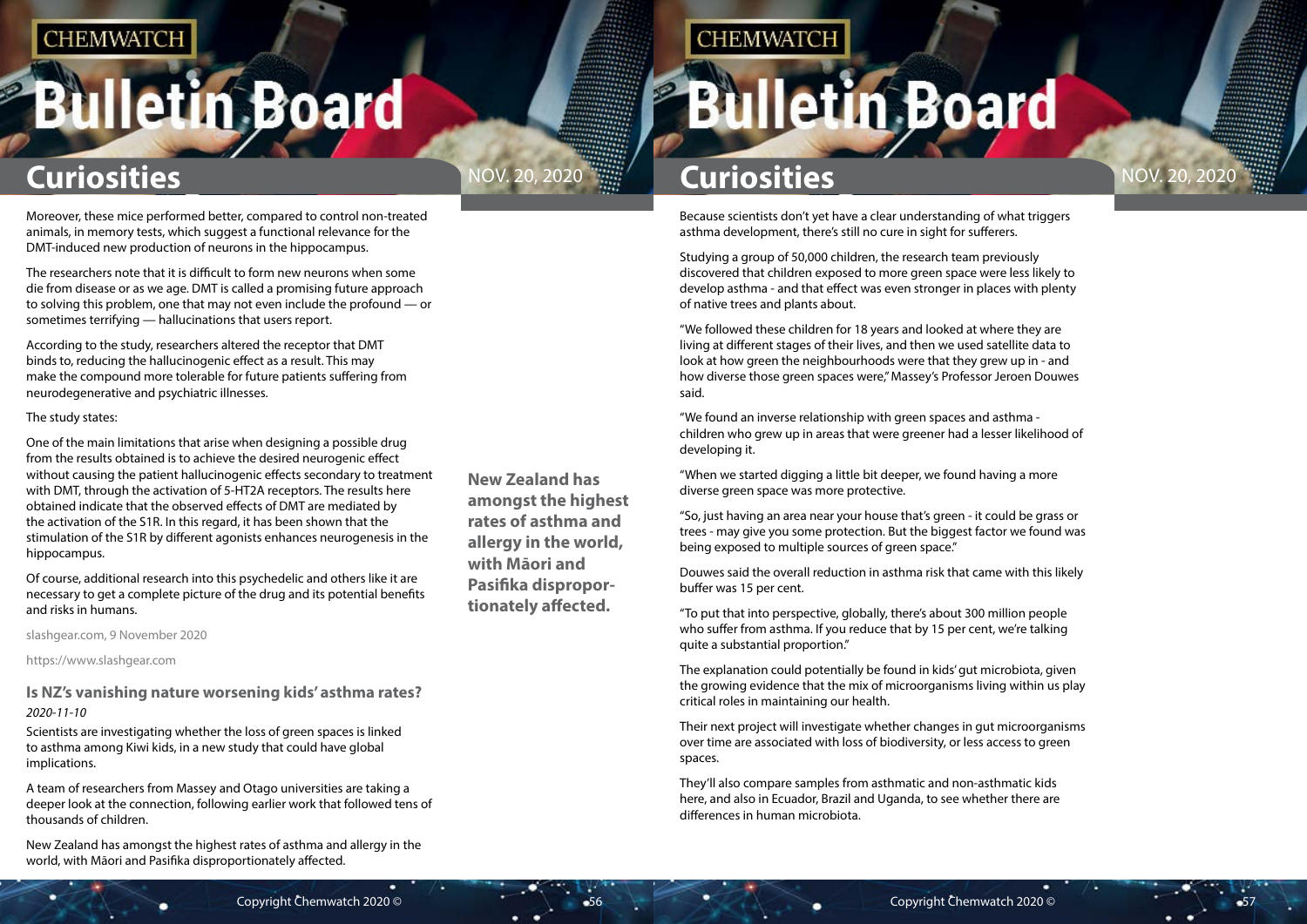Moreover, these mice performed better, compared to control non-treated animals, in memory tests, which suggest a functional relevance for the DMT-induced new production of neurons in the hippocampus.

The researchers note that it is difficult to form new neurons when some die from disease or as we age. DMT is called a promising future approach to solving this problem, one that may not even include the profound — or sometimes terrifying — hallucinations that users report.

According to the study, researchers altered the receptor that DMT binds to, reducing the hallucinogenic effect as a result. This may make the compound more tolerable for future patients suffering from neurodegenerative and psychiatric illnesses.

The study states:

One of the main limitations that arise when designing a possible drug from the results obtained is to achieve the desired neurogenic effect without causing the patient hallucinogenic effects secondary to treatment with DMT, through the activation of 5-HT2A receptors. The results here obtained indicate that the observed effects of DMT are mediated by the activation of the S1R. In this regard, it has been shown that the stimulation of the S1R by different agonists enhances neurogenesis in the hippocampus.

Of course, additional research into this psychedelic and others like it are necessary to get a complete picture of the drug and its potential benefits and risks in humans.

slashgear.com, 9 November 2020

https://www.slashgear.com

### Is NZ's vanishing nature worsening kids' asthma rates?

*2020-11-10*

Scientists are investigating whether the loss of green spaces is linked to asthma among Kiwi kids, in a new study that could have global implications.

A team of researchers from Massey and Otago universities are taking a deeper look at the connection, following earlier work that followed tens of thousands of children.

New Zealand has amongst the highest rates of asthma and allergy in the world, with Māori and Pasifika disproportionately affected.

**New Zealand has amongst the highest rates of asthma and allergy in the world, with Māori and Pasifika disproportionately affected.**

Because scientists don't yet have a clear understanding of what triggers asthma development, there's still no cure in sight for sufferers.

Studying a group of 50,000 children, the research team previously discovered that children exposed to more green space were less likely to develop asthma - and that effect was even stronger in places with plenty of native trees and plants about.

"We followed these children for 18 years and looked at where they are living at different stages of their lives, and then we used satellite data to look at how green the neighbourhoods were that they grew up in - and how diverse those green spaces were," Massey's Professor Jeroen Douwes said.

"We found an inverse relationship with green spaces and asthma - children who grew up in areas that were greener had a lesser likelihood of developing it.

"When we started digging a little bit deeper, we found having a more diverse green space was more protective.

"So, just having an area near your house that's green - it could be grass or trees - may give you some protection. But the biggest factor we found was being exposed to multiple sources of green space."

Douwes said the overall reduction in asthma risk that came with this likely buffer was 15 per cent.

"To put that into perspective, globally, there's about 300 million people who suffer from asthma. If you reduce that by 15 per cent, we're talking quite a substantial proportion."

The explanation could potentially be found in kids' gut microbiota, given the growing evidence that the mix of microorganisms living within us play critical roles in maintaining our health.

Their next project will investigate whether changes in gut microorganisms over time are associated with loss of biodiversity, or less access to green spaces.

They'll also compare samples from asthmatic and non-asthmatic kids here, and also in Ecuador, Brazil and Uganda, to see whether there are differences in human microbiota.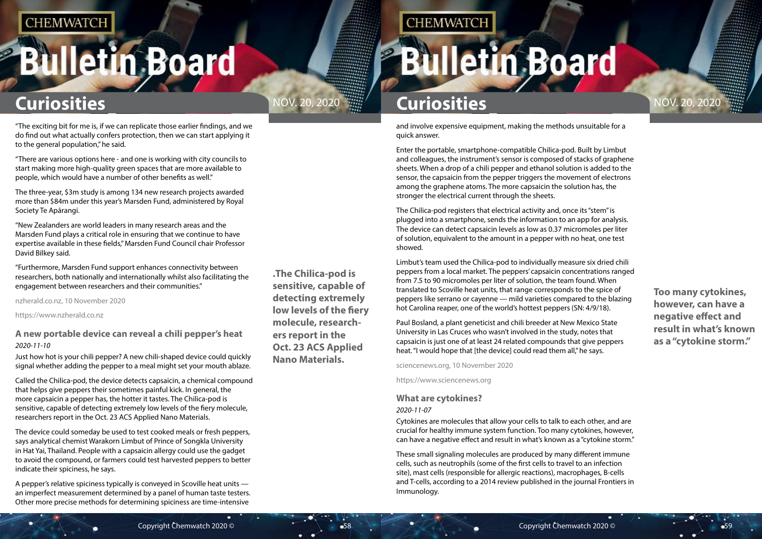"The exciting bit for me is, if we can replicate those earlier findings, and we do find out what actually confers protection, then we can start applying it to the general population," he said.

"There are various options here - and one is working with city councils to start making more high-quality green spaces that are more available to people, which would have a number of other benefits as well."

The three-year, $3m study is among 134 new research projects awarded more than $84m under this year's Marsden Fund, administered by Royal Society Te Apārangi.

"New Zealanders are world leaders in many research areas and the Marsden Fund plays a critical role in ensuring that we continue to have expertise available in these fields," Marsden Fund Council chair Professor David Bilkey said.

"Furthermore, Marsden Fund support enhances connectivity between researchers, both nationally and internationally whilst also facilitating the engagement between researchers and their communities."

nzherald.co.nz, 10 November 2020

https://www.nzherald.co.nz

## A new portable device can reveal a chili pepper's heat

*2020-11-10*

Just how hot is your chili pepper? A new chili-shaped device could quickly signal whether adding the pepper to a meal might set your mouth ablaze.

Called the Chilica-pod, the device detects capsaicin, a chemical compound that helps give peppers their sometimes painful kick. In general, the more capsaicin a pepper has, the hotter it tastes. The Chilica-pod is sensitive, capable of detecting extremely low levels of the fiery molecule, researchers report in the Oct. 23 ACS Applied Nano Materials.

**.The Chilica-pod is sensitive, capable of detecting extremely low levels of the fiery molecule, researchers report in the Oct. 23 ACS Applied Nano Materials.**

The device could someday be used to test cooked meals or fresh peppers, says analytical chemist Warakorn Limbut of Prince of Songkla University in Hat Yai, Thailand. People with a capsaicin allergy could use the gadget to avoid the compound, or farmers could test harvested peppers to better indicate their spiciness, he says.

A pepper's relative spiciness typically is conveyed in Scoville heat units — an imperfect measurement determined by a panel of human taste testers. Other more precise methods for determining spiciness are time-intensive and involve expensive equipment, making the methods unsuitable for a quick answer.

Enter the portable, smartphone-compatible Chilica-pod. Built by Limbut and colleagues, the instrument's sensor is composed of stacks of graphene sheets. When a drop of a chili pepper and ethanol solution is added to the sensor, the capsaicin from the pepper triggers the movement of electrons among the graphene atoms. The more capsaicin the solution has, the stronger the electrical current through the sheets.

The Chilica-pod registers that electrical activity and, once its "stem" is plugged into a smartphone, sends the information to an app for analysis. The device can detect capsaicin levels as low as 0.37 micromoles per liter of solution, equivalent to the amount in a pepper with no heat, one test showed.

Limbut's team used the Chilica-pod to individually measure six dried chili peppers from a local market. The peppers' capsaicin concentrations ranged from 7.5 to 90 micromoles per liter of solution, the team found. When translated to Scoville heat units, that range corresponds to the spice of peppers like serrano or cayenne — mild varieties compared to the blazing hot Carolina reaper, one of the world's hottest peppers (SN: 4/9/18).

Paul Bosland, a plant geneticist and chili breeder at New Mexico State University in Las Cruces who wasn't involved in the study, notes that capsaicin is just one of at least 24 related compounds that give peppers heat. "I would hope that [the device] could read them all," he says.

sciencenews.org, 10 November 2020

https://www.sciencenews.org

## What are cytokines?

*2020-11-07*

Cytokines are molecules that allow your cells to talk to each other, and are crucial for healthy immune system function. Too many cytokines, however, can have a negative effect and result in what's known as a "cytokine storm."

**Too many cytokines, however, can have a negative effect and result in what's known as a "cytokine storm."**

These small signaling molecules are produced by many different immune cells, such as neutrophils (some of the first cells to travel to an infection site), mast cells (responsible for allergic reactions), macrophages, B-cells and T-cells, according to a 2014 review published in the journal Frontiers in Immunology.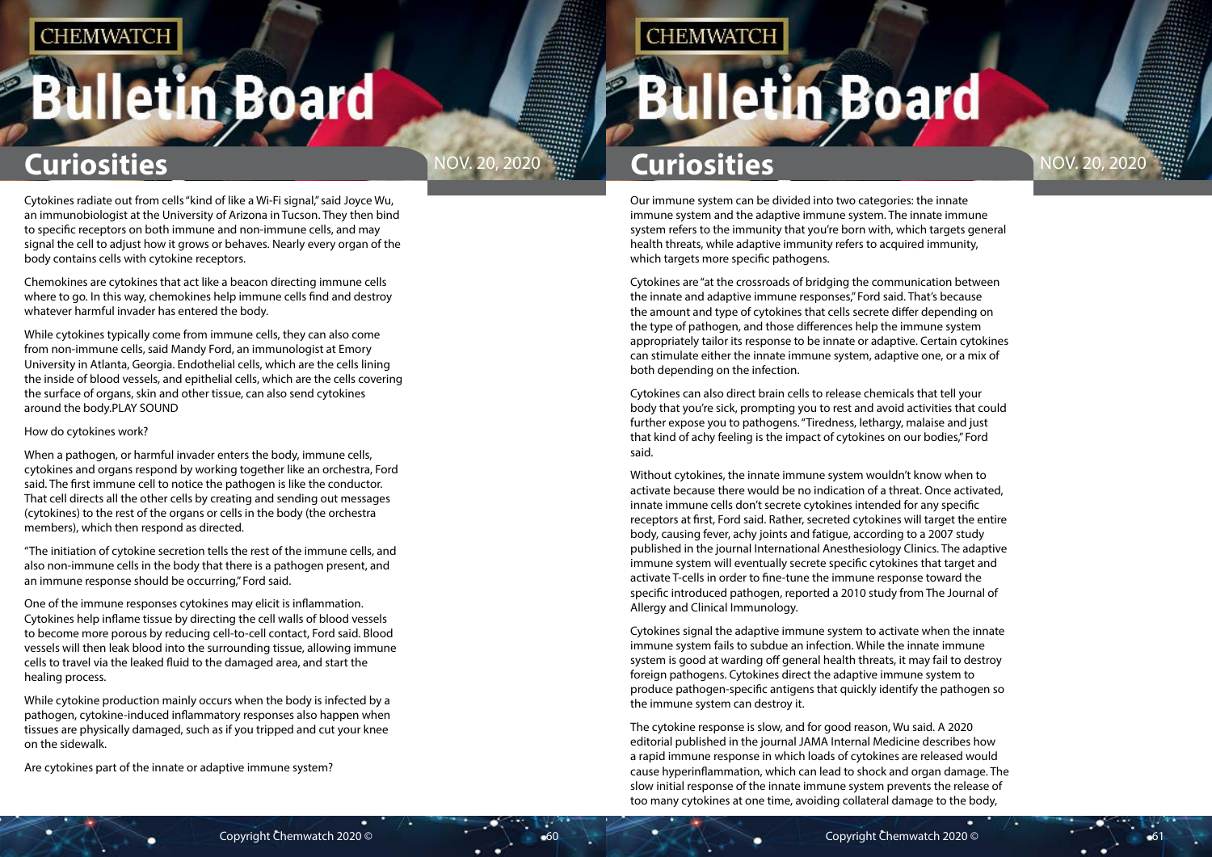Cytokines radiate out from cells "kind of like a Wi-Fi signal," said Joyce Wu, an immunobiologist at the University of Arizona in Tucson. They then bind to specific receptors on both immune and non-immune cells, and may signal the cell to adjust how it grows or behaves. Nearly every organ of the body contains cells with cytokine receptors.

Chemokines are cytokines that act like a beacon directing immune cells where to go. In this way, chemokines help immune cells find and destroy whatever harmful invader has entered the body.

While cytokines typically come from immune cells, they can also come from non-immune cells, said Mandy Ford, an immunologist at Emory University in Atlanta, Georgia. Endothelial cells, which are the cells lining the inside of blood vessels, and epithelial cells, which are the cells covering the surface of organs, skin and other tissue, can also send cytokines around the body.PLAY SOUND

How do cytokines work?

When a pathogen, or harmful invader enters the body, immune cells, cytokines and organs respond by working together like an orchestra, Ford said. The first immune cell to notice the pathogen is like the conductor. That cell directs all the other cells by creating and sending out messages (cytokines) to the rest of the organs or cells in the body (the orchestra members), which then respond as directed.

"The initiation of cytokine secretion tells the rest of the immune cells, and also non-immune cells in the body that there is a pathogen present, and an immune response should be occurring," Ford said.

One of the immune responses cytokines may elicit is inflammation. Cytokines help inflame tissue by directing the cell walls of blood vessels to become more porous by reducing cell-to-cell contact, Ford said. Blood vessels will then leak blood into the surrounding tissue, allowing immune cells to travel via the leaked fluid to the damaged area, and start the healing process.

While cytokine production mainly occurs when the body is infected by a pathogen, cytokine-induced inflammatory responses also happen when tissues are physically damaged, such as if you tripped and cut your knee on the sidewalk.

Are cytokines part of the innate or adaptive immune system?

Our immune system can be divided into two categories: the innate immune system and the adaptive immune system. The innate immune system refers to the immunity that you're born with, which targets general health threats, while adaptive immunity refers to acquired immunity, which targets more specific pathogens.

Cytokines are "at the crossroads of bridging the communication between the innate and adaptive immune responses," Ford said. That's because the amount and type of cytokines that cells secrete differ depending on the type of pathogen, and those differences help the immune system appropriately tailor its response to be innate or adaptive. Certain cytokines can stimulate either the innate immune system, adaptive one, or a mix of both depending on the infection.

Cytokines can also direct brain cells to release chemicals that tell your body that you're sick, prompting you to rest and avoid activities that could further expose you to pathogens. "Tiredness, lethargy, malaise and just that kind of achy feeling is the impact of cytokines on our bodies," Ford said.

Without cytokines, the innate immune system wouldn't know when to activate because there would be no indication of a threat. Once activated, innate immune cells don't secrete cytokines intended for any specific receptors at first, Ford said. Rather, secreted cytokines will target the entire body, causing fever, achy joints and fatigue, according to a 2007 study published in the journal International Anesthesiology Clinics. The adaptive immune system will eventually secrete specific cytokines that target and activate T-cells in order to fine-tune the immune response toward the specific introduced pathogen, reported a 2010 study from The Journal of Allergy and Clinical Immunology.

Cytokines signal the adaptive immune system to activate when the innate immune system fails to subdue an infection. While the innate immune system is good at warding off general health threats, it may fail to destroy foreign pathogens. Cytokines direct the adaptive immune system to produce pathogen-specific antigens that quickly identify the pathogen so the immune system can destroy it.

The cytokine response is slow, and for good reason, Wu said. A 2020 editorial published in the journal JAMA Internal Medicine describes how a rapid immune response in which loads of cytokines are released would cause hyperinflammation, which can lead to shock and organ damage. The slow initial response of the innate immune system prevents the release of too many cytokines at one time, avoiding collateral damage to the body,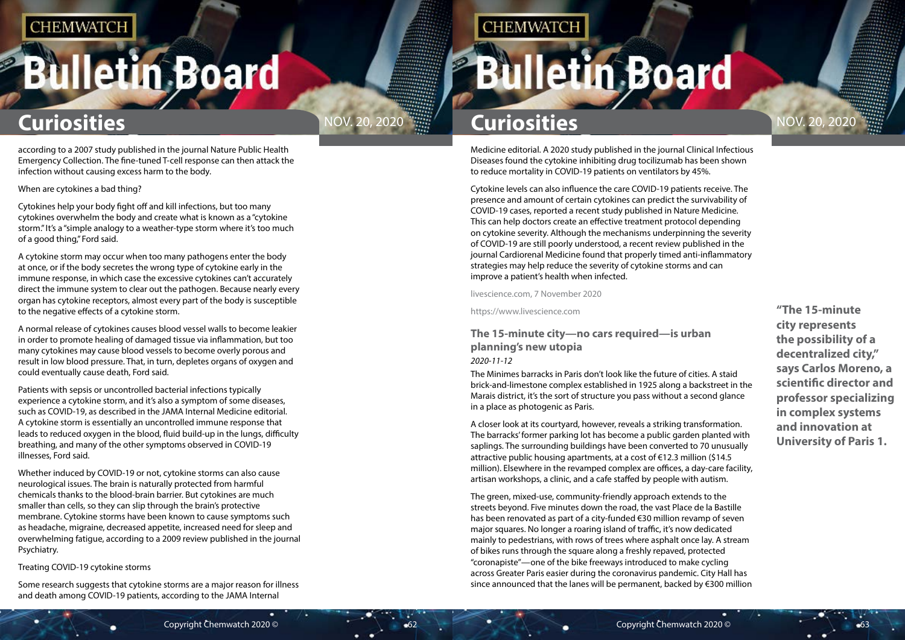according to a 2007 study published in the journal Nature Public Health Emergency Collection. The fine-tuned T-cell response can then attack the infection without causing excess harm to the body.

When are cytokines a bad thing?

Cytokines help your body fight off and kill infections, but too many cytokines overwhelm the body and create what is known as a "cytokine storm." It's a "simple analogy to a weather-type storm where it's too much of a good thing," Ford said.

A cytokine storm may occur when too many pathogens enter the body at once, or if the body secretes the wrong type of cytokine early in the immune response, in which case the excessive cytokines can't accurately direct the immune system to clear out the pathogen. Because nearly every organ has cytokine receptors, almost every part of the body is susceptible to the negative effects of a cytokine storm.

A normal release of cytokines causes blood vessel walls to become leakier in order to promote healing of damaged tissue via inflammation, but too many cytokines may cause blood vessels to become overly porous and result in low blood pressure. That, in turn, depletes organs of oxygen and could eventually cause death, Ford said.

Patients with sepsis or uncontrolled bacterial infections typically experience a cytokine storm, and it's also a symptom of some diseases, such as COVID-19, as described in the JAMA Internal Medicine editorial. A cytokine storm is essentially an uncontrolled immune response that leads to reduced oxygen in the blood, fluid build-up in the lungs, difficulty breathing, and many of the other symptoms observed in COVID-19 illnesses, Ford said.

Whether induced by COVID-19 or not, cytokine storms can also cause neurological issues. The brain is naturally protected from harmful chemicals thanks to the blood-brain barrier. But cytokines are much smaller than cells, so they can slip through the brain's protective membrane. Cytokine storms have been known to cause symptoms such as headache, migraine, decreased appetite, increased need for sleep and overwhelming fatigue, according to a 2009 review published in the journal Psychiatry.

Treating COVID-19 cytokine storms

Some research suggests that cytokine storms are a major reason for illness and death among COVID-19 patients, according to the JAMA Internal Medicine editorial. A 2020 study published in the journal Clinical Infectious Diseases found the cytokine inhibiting drug tocilizumab has been shown to reduce mortality in COVID-19 patients on ventilators by 45%.

Cytokine levels can also influence the care COVID-19 patients receive. The presence and amount of certain cytokines can predict the survivability of COVID-19 cases, reported a recent study published in Nature Medicine. This can help doctors create an effective treatment protocol depending on cytokine severity. Although the mechanisms underpinning the severity of COVID-19 are still poorly understood, a recent review published in the journal Cardiorenal Medicine found that properly timed anti-inflammatory strategies may help reduce the severity of cytokine storms and can improve a patient's health when infected.

livescience.com, 7 November 2020

https://www.livescience.com

## The 15-minute city—no cars required—is urban planning's new utopia

*2020-11-12*

The Minimes barracks in Paris don't look like the future of cities. A staid brick-and-limestone complex established in 1925 along a backstreet in the Marais district, it's the sort of structure you pass without a second glance in a place as photogenic as Paris.

A closer look at its courtyard, however, reveals a striking transformation. The barracks' former parking lot has become a public garden planted with saplings. The surrounding buildings have been converted to 70 unusually attractive public housing apartments, at a cost of €12.3 million ($14.5 million). Elsewhere in the revamped complex are offices, a day-care facility, artisan workshops, a clinic, and a cafe staffed by people with autism.

The green, mixed-use, community-friendly approach extends to the streets beyond. Five minutes down the road, the vast Place de la Bastille has been renovated as part of a city-funded €30 million revamp of seven major squares. No longer a roaring island of traffic, it's now dedicated mainly to pedestrians, with rows of trees where asphalt once lay. A stream of bikes runs through the square along a freshly repaved, protected "coronapiste"—one of the bike freeways introduced to make cycling across Greater Paris easier during the coronavirus pandemic. City Hall has since announced that the lanes will be permanent, backed by €300 million

**"The 15-minute city represents the possibility of a decentralized city," says Carlos Moreno, a scientific director and professor specializing in complex systems and innovation at University of Paris 1.**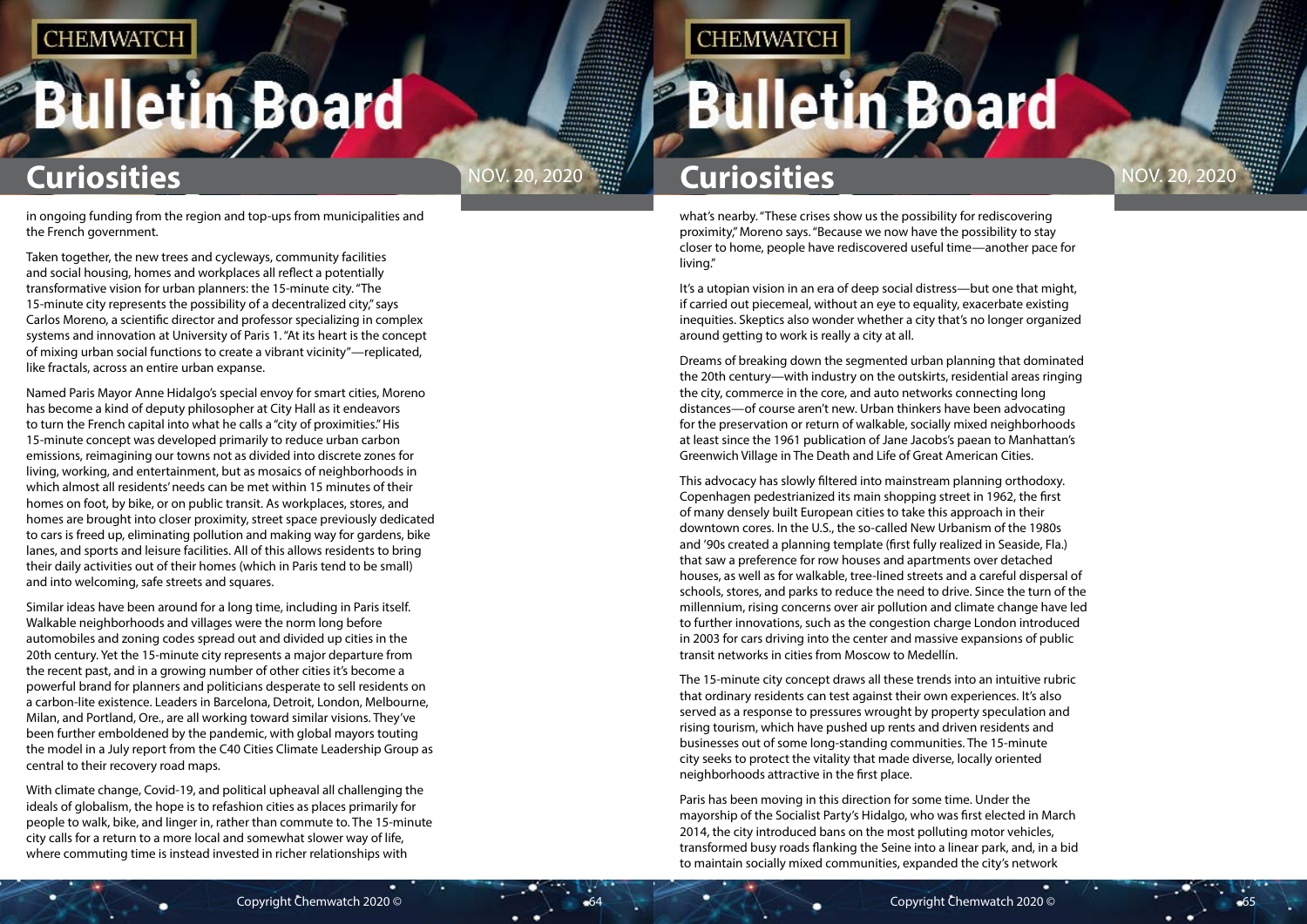in ongoing funding from the region and top-ups from municipalities and the French government.

Taken together, the new trees and cycleways, community facilities and social housing, homes and workplaces all reflect a potentially transformative vision for urban planners: the 15-minute city. "The 15-minute city represents the possibility of a decentralized city," says Carlos Moreno, a scientific director and professor specializing in complex systems and innovation at University of Paris 1. "At its heart is the concept of mixing urban social functions to create a vibrant vicinity"—replicated, like fractals, across an entire urban expanse.

Named Paris Mayor Anne Hidalgo's special envoy for smart cities, Moreno has become a kind of deputy philosopher at City Hall as it endeavors to turn the French capital into what he calls a "city of proximities." His 15-minute concept was developed primarily to reduce urban carbon emissions, reimagining our towns not as divided into discrete zones for living, working, and entertainment, but as mosaics of neighborhoods in which almost all residents' needs can be met within 15 minutes of their homes on foot, by bike, or on public transit. As workplaces, stores, and homes are brought into closer proximity, street space previously dedicated to cars is freed up, eliminating pollution and making way for gardens, bike lanes, and sports and leisure facilities. All of this allows residents to bring their daily activities out of their homes (which in Paris tend to be small) and into welcoming, safe streets and squares.

Similar ideas have been around for a long time, including in Paris itself. Walkable neighborhoods and villages were the norm long before automobiles and zoning codes spread out and divided up cities in the 20th century. Yet the 15-minute city represents a major departure from the recent past, and in a growing number of other cities it's become a powerful brand for planners and politicians desperate to sell residents on a carbon-lite existence. Leaders in Barcelona, Detroit, London, Melbourne, Milan, and Portland, Ore., are all working toward similar visions. They've been further emboldened by the pandemic, with global mayors touting the model in a July report from the C40 Cities Climate Leadership Group as central to their recovery road maps.

With climate change, Covid-19, and political upheaval all challenging the ideals of globalism, the hope is to refashion cities as places primarily for people to walk, bike, and linger in, rather than commute to. The 15-minute city calls for a return to a more local and somewhat slower way of life, where commuting time is instead invested in richer relationships with what's nearby. "These crises show us the possibility for rediscovering proximity," Moreno says. "Because we now have the possibility to stay closer to home, people have rediscovered useful time—another pace for living."

It's a utopian vision in an era of deep social distress—but one that might, if carried out piecemeal, without an eye to equality, exacerbate existing inequities. Skeptics also wonder whether a city that's no longer organized around getting to work is really a city at all.

Dreams of breaking down the segmented urban planning that dominated the 20th century—with industry on the outskirts, residential areas ringing the city, commerce in the core, and auto networks connecting long distances—of course aren't new. Urban thinkers have been advocating for the preservation or return of walkable, socially mixed neighborhoods at least since the 1961 publication of Jane Jacobs's paean to Manhattan's Greenwich Village in The Death and Life of Great American Cities.

This advocacy has slowly filtered into mainstream planning orthodoxy. Copenhagen pedestrianized its main shopping street in 1962, the first of many densely built European cities to take this approach in their downtown cores. In the U.S., the so-called New Urbanism of the 1980s and '90s created a planning template (first fully realized in Seaside, Fla.) that saw a preference for row houses and apartments over detached houses, as well as for walkable, tree-lined streets and a careful dispersal of schools, stores, and parks to reduce the need to drive. Since the turn of the millennium, rising concerns over air pollution and climate change have led to further innovations, such as the congestion charge London introduced in 2003 for cars driving into the center and massive expansions of public transit networks in cities from Moscow to Medellín.

The 15-minute city concept draws all these trends into an intuitive rubric that ordinary residents can test against their own experiences. It's also served as a response to pressures wrought by property speculation and rising tourism, which have pushed up rents and driven residents and businesses out of some long-standing communities. The 15-minute city seeks to protect the vitality that made diverse, locally oriented neighborhoods attractive in the first place.

Paris has been moving in this direction for some time. Under the mayorship of the Socialist Party's Hidalgo, who was first elected in March 2014, the city introduced bans on the most polluting motor vehicles, transformed busy roads flanking the Seine into a linear park, and, in a bid to maintain socially mixed communities, expanded the city's network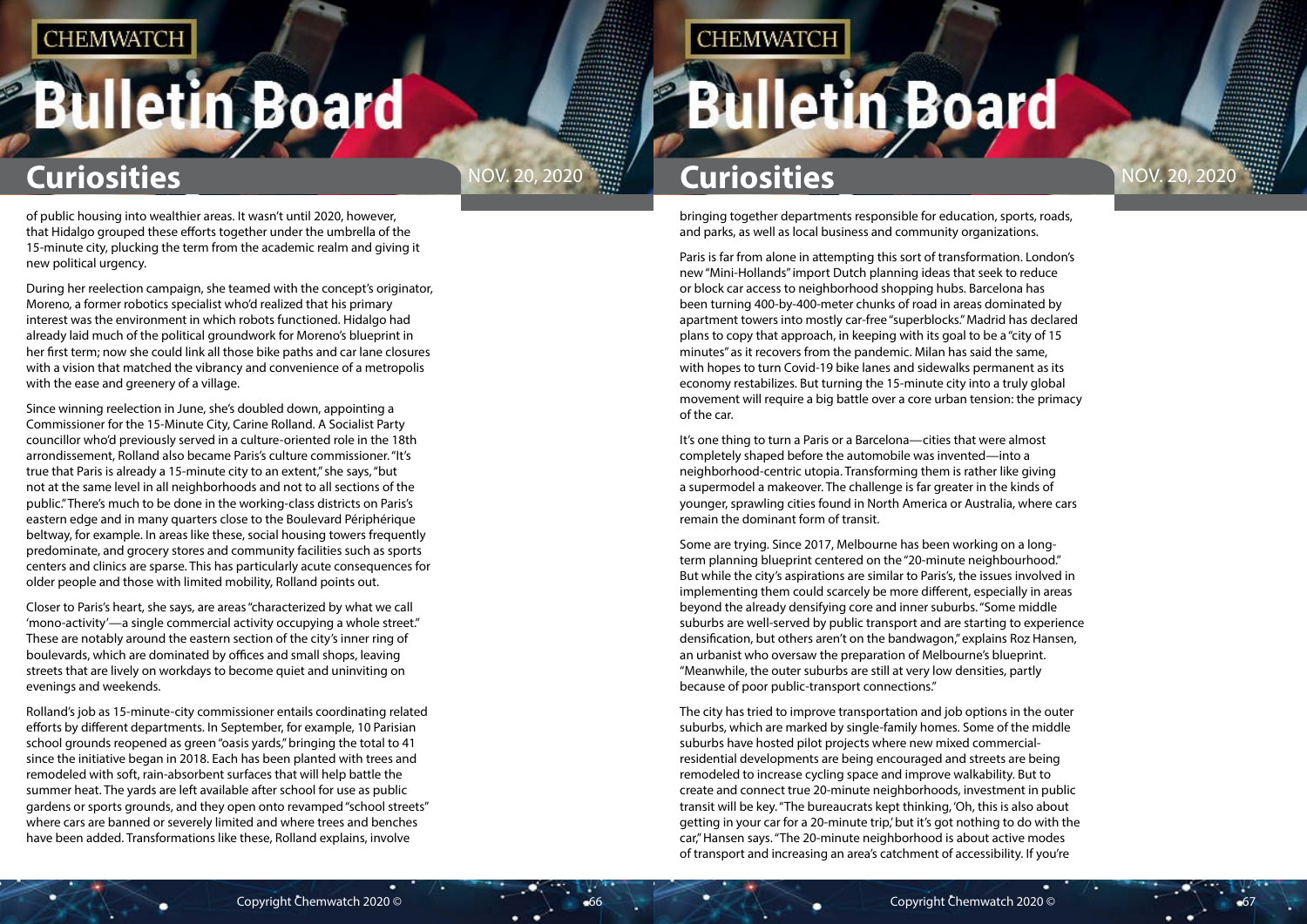of public housing into wealthier areas. It wasn't until 2020, however, that Hidalgo grouped these efforts together under the umbrella of the 15-minute city, plucking the term from the academic realm and giving it new political urgency.

During her reelection campaign, she teamed with the concept's originator, Moreno, a former robotics specialist who'd realized that his primary interest was the environment in which robots functioned. Hidalgo had already laid much of the political groundwork for Moreno's blueprint in her first term; now she could link all those bike paths and car lane closures with a vision that matched the vibrancy and convenience of a metropolis with the ease and greenery of a village.

Since winning reelection in June, she's doubled down, appointing a Commissioner for the 15-Minute City, Carine Rolland. A Socialist Party councillor who'd previously served in a culture-oriented role in the 18th arrondissement, Rolland also became Paris's culture commissioner. "It's true that Paris is already a 15-minute city to an extent," she says, "but not at the same level in all neighborhoods and not to all sections of the public." There's much to be done in the working-class districts on Paris's eastern edge and in many quarters close to the Boulevard Périphérique beltway, for example. In areas like these, social housing towers frequently predominate, and grocery stores and community facilities such as sports centers and clinics are sparse. This has particularly acute consequences for older people and those with limited mobility, Rolland points out.

Closer to Paris's heart, she says, are areas "characterized by what we call 'mono-activity'—a single commercial activity occupying a whole street." These are notably around the eastern section of the city's inner ring of boulevards, which are dominated by offices and small shops, leaving streets that are lively on workdays to become quiet and uninviting on evenings and weekends.

Rolland's job as 15-minute-city commissioner entails coordinating related efforts by different departments. In September, for example, 10 Parisian school grounds reopened as green "oasis yards," bringing the total to 41 since the initiative began in 2018. Each has been planted with trees and remodeled with soft, rain-absorbent surfaces that will help battle the summer heat. The yards are left available after school for use as public gardens or sports grounds, and they open onto revamped "school streets" where cars are banned or severely limited and where trees and benches have been added. Transformations like these, Rolland explains, involve bringing together departments responsible for education, sports, roads, and parks, as well as local business and community organizations.

Paris is far from alone in attempting this sort of transformation. London's new "Mini-Hollands" import Dutch planning ideas that seek to reduce or block car access to neighborhood shopping hubs. Barcelona has been turning 400-by-400-meter chunks of road in areas dominated by apartment towers into mostly car-free "superblocks." Madrid has declared plans to copy that approach, in keeping with its goal to be a "city of 15 minutes" as it recovers from the pandemic. Milan has said the same, with hopes to turn Covid-19 bike lanes and sidewalks permanent as its economy restabilizes. But turning the 15-minute city into a truly global movement will require a big battle over a core urban tension: the primacy of the car.

It's one thing to turn a Paris or a Barcelona—cities that were almost completely shaped before the automobile was invented—into a neighborhood-centric utopia. Transforming them is rather like giving a supermodel a makeover. The challenge is far greater in the kinds of younger, sprawling cities found in North America or Australia, where cars remain the dominant form of transit.

Some are trying. Since 2017, Melbourne has been working on a long-term planning blueprint centered on the "20-minute neighbourhood." But while the city's aspirations are similar to Paris's, the issues involved in implementing them could scarcely be more different, especially in areas beyond the already densifying core and inner suburbs. "Some middle suburbs are well-served by public transport and are starting to experience densification, but others aren't on the bandwagon," explains Roz Hansen, an urbanist who oversaw the preparation of Melbourne's blueprint. "Meanwhile, the outer suburbs are still at very low densities, partly because of poor public-transport connections."

The city has tried to improve transportation and job options in the outer suburbs, which are marked by single-family homes. Some of the middle suburbs have hosted pilot projects where new mixed commercial-residential developments are being encouraged and streets are being remodeled to increase cycling space and improve walkability. But to create and connect true 20-minute neighborhoods, investment in public transit will be key. "The bureaucrats kept thinking, 'Oh, this is also about getting in your car for a 20-minute trip,' but it's got nothing to do with the car," Hansen says. "The 20-minute neighborhood is about active modes of transport and increasing an area's catchment of accessibility. If you're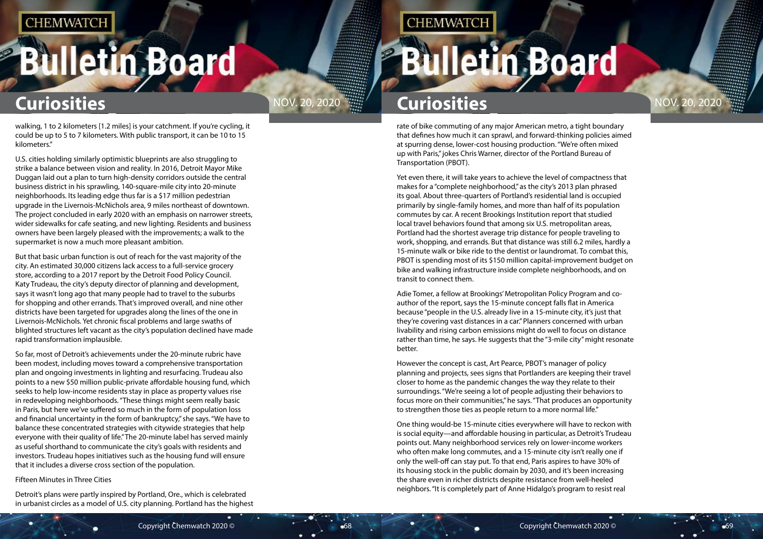walking, 1 to 2 kilometers [1.2 miles] is your catchment. If you're cycling, it could be up to 5 to 7 kilometers. With public transport, it can be 10 to 15 kilometers."

U.S. cities holding similarly optimistic blueprints are also struggling to strike a balance between vision and reality. In 2016, Detroit Mayor Mike Duggan laid out a plan to turn high-density corridors outside the central business district in his sprawling, 140-square-mile city into 20-minute neighborhoods. Its leading edge thus far is a $17 million pedestrian upgrade in the Livernois-McNichols area, 9 miles northeast of downtown. The project concluded in early 2020 with an emphasis on narrower streets, wider sidewalks for cafe seating, and new lighting. Residents and business owners have been largely pleased with the improvements; a walk to the supermarket is now a much more pleasant ambition.

But that basic urban function is out of reach for the vast majority of the city. An estimated 30,000 citizens lack access to a full-service grocery store, according to a 2017 report by the Detroit Food Policy Council. Katy Trudeau, the city's deputy director of planning and development, says it wasn't long ago that many people had to travel to the suburbs for shopping and other errands. That's improved overall, and nine other districts have been targeted for upgrades along the lines of the one in Livernois-McNichols. Yet chronic fiscal problems and large swaths of blighted structures left vacant as the city's population declined have made rapid transformation implausible.

So far, most of Detroit's achievements under the 20-minute rubric have been modest, including moves toward a comprehensive transportation plan and ongoing investments in lighting and resurfacing. Trudeau also points to a new $50 million public-private affordable housing fund, which seeks to help low-income residents stay in place as property values rise in redeveloping neighborhoods. "These things might seem really basic in Paris, but here we've suffered so much in the form of population loss and financial uncertainty in the form of bankruptcy," she says. "We have to balance these concentrated strategies with citywide strategies that help everyone with their quality of life." The 20-minute label has served mainly as useful shorthand to communicate the city's goals with residents and investors. Trudeau hopes initiatives such as the housing fund will ensure that it includes a diverse cross section of the population.

Fifteen Minutes in Three Cities

Detroit's plans were partly inspired by Portland, Ore., which is celebrated in urbanist circles as a model of U.S. city planning. Portland has the highest rate of bike commuting of any major American metro, a tight boundary that defines how much it can sprawl, and forward-thinking policies aimed at spurring dense, lower-cost housing production. "We're often mixed up with Paris," jokes Chris Warner, director of the Portland Bureau of Transportation (PBOT).

Yet even there, it will take years to achieve the level of compactness that makes for a "complete neighborhood," as the city's 2013 plan phrased its goal. About three-quarters of Portland's residential land is occupied primarily by single-family homes, and more than half of its population commutes by car. A recent Brookings Institution report that studied local travel behaviors found that among six U.S. metropolitan areas, Portland had the shortest average trip distance for people traveling to work, shopping, and errands. But that distance was still 6.2 miles, hardly a 15-minute walk or bike ride to the dentist or laundromat. To combat this, PBOT is spending most of its $150 million capital-improvement budget on bike and walking infrastructure inside complete neighborhoods, and on transit to connect them.

Adie Tomer, a fellow at Brookings' Metropolitan Policy Program and co-author of the report, says the 15-minute concept falls flat in America because "people in the U.S. already live in a 15-minute city, it's just that they're covering vast distances in a car." Planners concerned with urban livability and rising carbon emissions might do well to focus on distance rather than time, he says. He suggests that the "3-mile city" might resonate better.

However the concept is cast, Art Pearce, PBOT's manager of policy planning and projects, sees signs that Portlanders are keeping their travel closer to home as the pandemic changes the way they relate to their surroundings. "We're seeing a lot of people adjusting their behaviors to focus more on their communities," he says. "That produces an opportunity to strengthen those ties as people return to a more normal life."

One thing would-be 15-minute cities everywhere will have to reckon with is social equity—and affordable housing in particular, as Detroit's Trudeau points out. Many neighborhood services rely on lower-income workers who often make long commutes, and a 15-minute city isn't really one if only the well-off can stay put. To that end, Paris aspires to have 30% of its housing stock in the public domain by 2030, and it's been increasing the share even in richer districts despite resistance from well-heeled neighbors. "It is completely part of Anne Hidalgo's program to resist real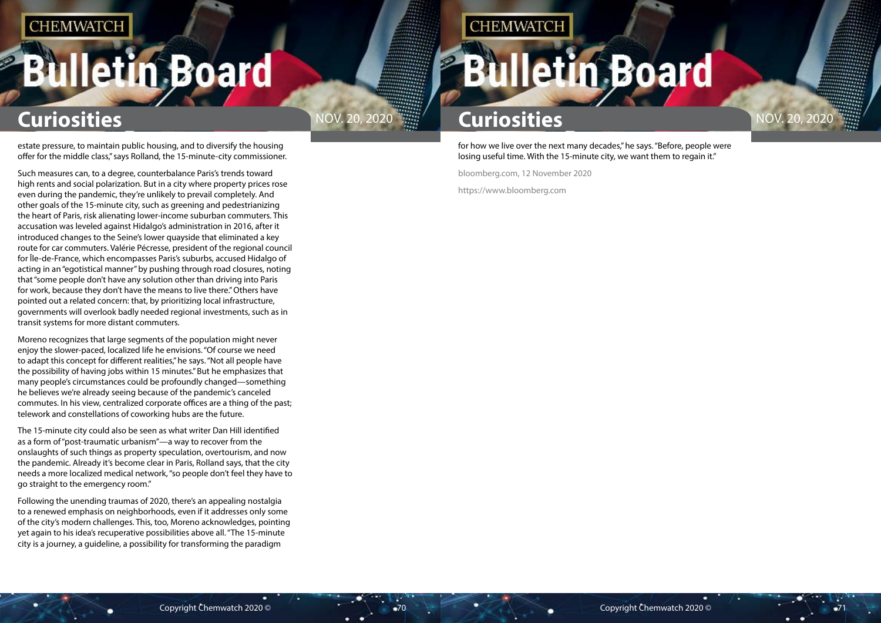estate pressure, to maintain public housing, and to diversify the housing offer for the middle class," says Rolland, the 15-minute-city commissioner.

Such measures can, to a degree, counterbalance Paris's trends toward high rents and social polarization. But in a city where property prices rose even during the pandemic, they're unlikely to prevail completely. And other goals of the 15-minute city, such as greening and pedestrianizing the heart of Paris, risk alienating lower-income suburban commuters. This accusation was leveled against Hidalgo's administration in 2016, after it introduced changes to the Seine's lower quayside that eliminated a key route for car commuters. Valérie Pécresse, president of the regional council for Île-de-France, which encompasses Paris's suburbs, accused Hidalgo of acting in an "egotistical manner" by pushing through road closures, noting that "some people don't have any solution other than driving into Paris for work, because they don't have the means to live there." Others have pointed out a related concern: that, by prioritizing local infrastructure, governments will overlook badly needed regional investments, such as in transit systems for more distant commuters.

Moreno recognizes that large segments of the population might never enjoy the slower-paced, localized life he envisions. "Of course we need to adapt this concept for different realities," he says. "Not all people have the possibility of having jobs within 15 minutes." But he emphasizes that many people's circumstances could be profoundly changed—something he believes we're already seeing because of the pandemic's canceled commutes. In his view, centralized corporate offices are a thing of the past; telework and constellations of coworking hubs are the future.

The 15-minute city could also be seen as what writer Dan Hill identified as a form of "post-traumatic urbanism"—a way to recover from the onslaughts of such things as property speculation, overtourism, and now the pandemic. Already it's become clear in Paris, Rolland says, that the city needs a more localized medical network, "so people don't feel they have to go straight to the emergency room."

Following the unending traumas of 2020, there's an appealing nostalgia to a renewed emphasis on neighborhoods, even if it addresses only some of the city's modern challenges. This, too, Moreno acknowledges, pointing yet again to his idea's recuperative possibilities above all. "The 15-minute city is a journey, a guideline, a possibility for transforming the paradigm for how we live over the next many decades," he says. "Before, people were losing useful time. With the 15-minute city, we want them to regain it."

bloomberg.com, 12 November 2020

https://www.bloomberg.com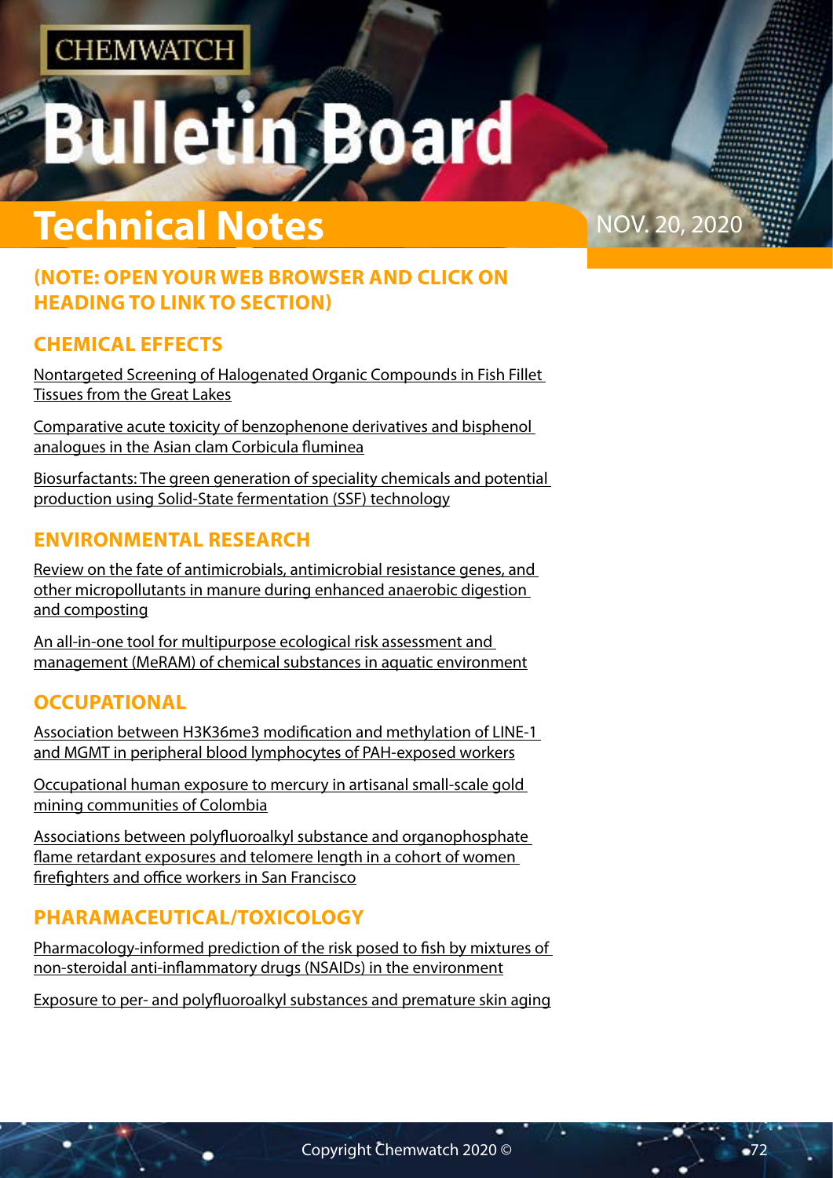CHEMWATCH

# Bulletin Board

## Technical Notes

NOV. 20, 2020

### (NOTE: OPEN YOUR WEB BROWSER AND CLICK ON HEADING TO LINK TO SECTION)

### CHEMICAL EFFECTS

Nontargeted Screening of Halogenated Organic Compounds in Fish Fillet Tissues from the Great Lakes

Comparative acute toxicity of benzophenone derivatives and bisphenol analogues in the Asian clam Corbicula fluminea

Biosurfactants: The green generation of speciality chemicals and potential production using Solid-State fermentation (SSF) technology

### ENVIRONMENTAL RESEARCH

Review on the fate of antimicrobials, antimicrobial resistance genes, and other micropollutants in manure during enhanced anaerobic digestion and composting

An all-in-one tool for multipurpose ecological risk assessment and management (MeRAM) of chemical substances in aquatic environment

### OCCUPATIONAL

Association between H3K36me3 modification and methylation of LINE-1 and MGMT in peripheral blood lymphocytes of PAH-exposed workers

Occupational human exposure to mercury in artisanal small-scale gold mining communities of Colombia

Associations between polyfluoroalkyl substance and organophosphate flame retardant exposures and telomere length in a cohort of women firefighters and office workers in San Francisco

### PHARAMACEUTICAL/TOXICOLOGY

Pharmacology-informed prediction of the risk posed to fish by mixtures of non-steroidal anti-inflammatory drugs (NSAIDs) in the environment

Exposure to per- and polyfluoroalkyl substances and premature skin aging

Copyright Chemwatch 2020 ©